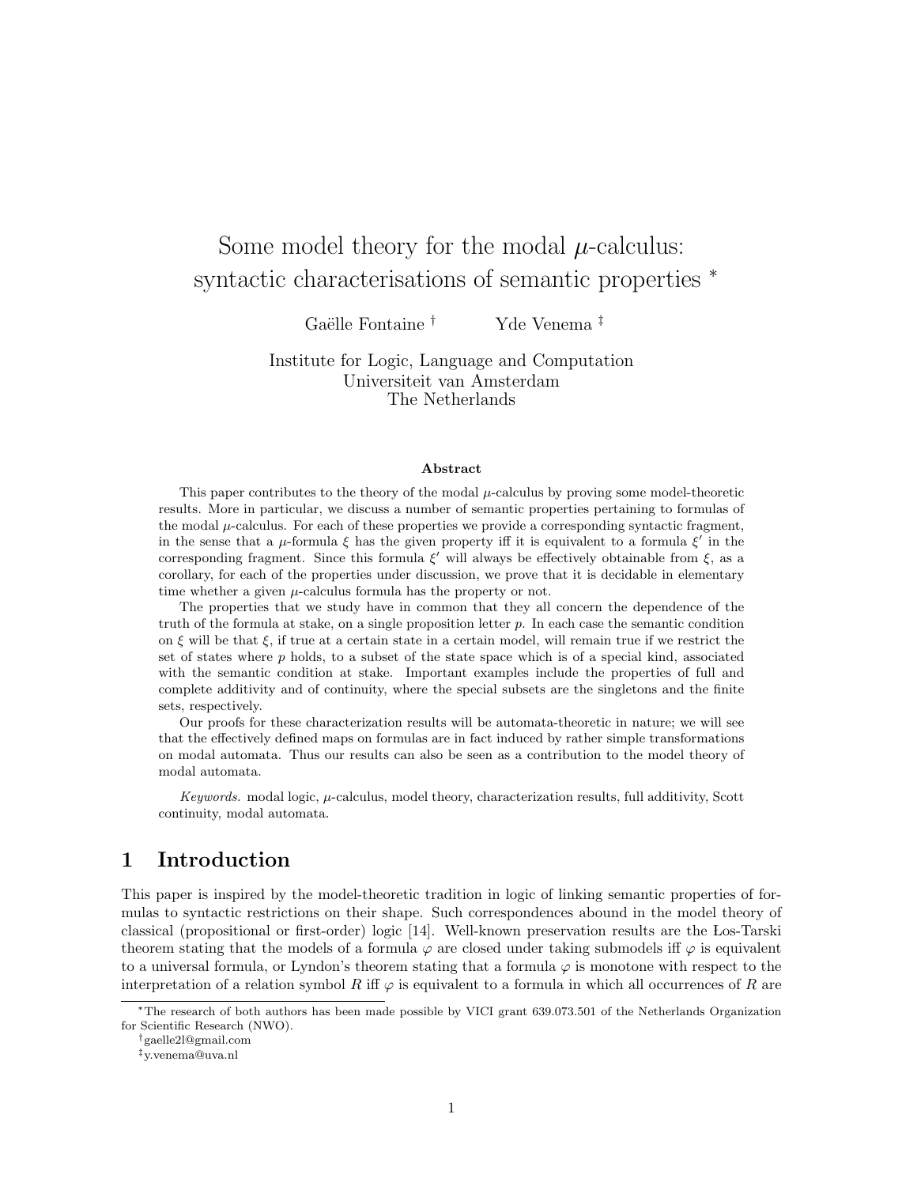# Some model theory for the modal $\mu$-calculus: syntactic characterisations of semantic properties [*]

Gaëlle Fontaine [†] Yde Venema [‡]

Institute for Logic, Language and Computation
Universiteit van Amsterdam
The Netherlands

### Abstract

This paper contributes to the theory of the modal $\mu$-calculus by proving some model-theoretic results. More in particular, we discuss a number of semantic properties pertaining to formulas of the modal $\mu$-calculus. For each of these properties we provide a corresponding syntactic fragment, in the sense that a $\mu$-formula $\xi$ has the given property iff it is equivalent to a formula $\xi'$ in the corresponding fragment. Since this formula $\xi'$ will always be effectively obtainable from $\xi$, as a corollary, for each of the properties under discussion, we prove that it is decidable in elementary time whether a given $\mu$-calculus formula has the property or not.

The properties that we study have in common that they all concern the dependence of the truth of the formula at stake, on a single proposition letter $p$. In each case the semantic condition on $\xi$ will be that $\xi$, if true at a certain state in a certain model, will remain true if we restrict the set of states where $p$ holds, to a subset of the state space which is of a special kind, associated with the semantic condition at stake. Important examples include the properties of full and complete additivity and of continuity, where the special subsets are the singletons and the finite sets, respectively.

Our proofs for these characterization results will be automata-theoretic in nature; we will see that the effectively defined maps on formulas are in fact induced by rather simple transformations on modal automata. Thus our results can also be seen as a contribution to the model theory of modal automata.

*Keywords.* modal logic, $\mu$-calculus, model theory, characterization results, full additivity, Scott continuity, modal automata.

## 1 Introduction

This paper is inspired by the model-theoretic tradition in logic of linking semantic properties of formulas to syntactic restrictions on their shape. Such correspondences abound in the model theory of classical (propositional or first-order) logic [14]. Well-known preservation results are the Łos-Tarski theorem stating that the models of a formula $\varphi$ are closed under taking submodels iff $\varphi$ is equivalent to a universal formula, or Lyndon's theorem stating that a formula $\varphi$ is monotone with respect to the interpretation of a relation symbol $R$ iff $\varphi$ is equivalent to a formula in which all occurrences of $R$ are

---

[*] The research of both authors has been made possible by VICI grant 639.073.501 of the Netherlands Organization for Scientific Research (NWO).

[†] gaelle2l@gmail.com

[‡] y.venema@uva.nl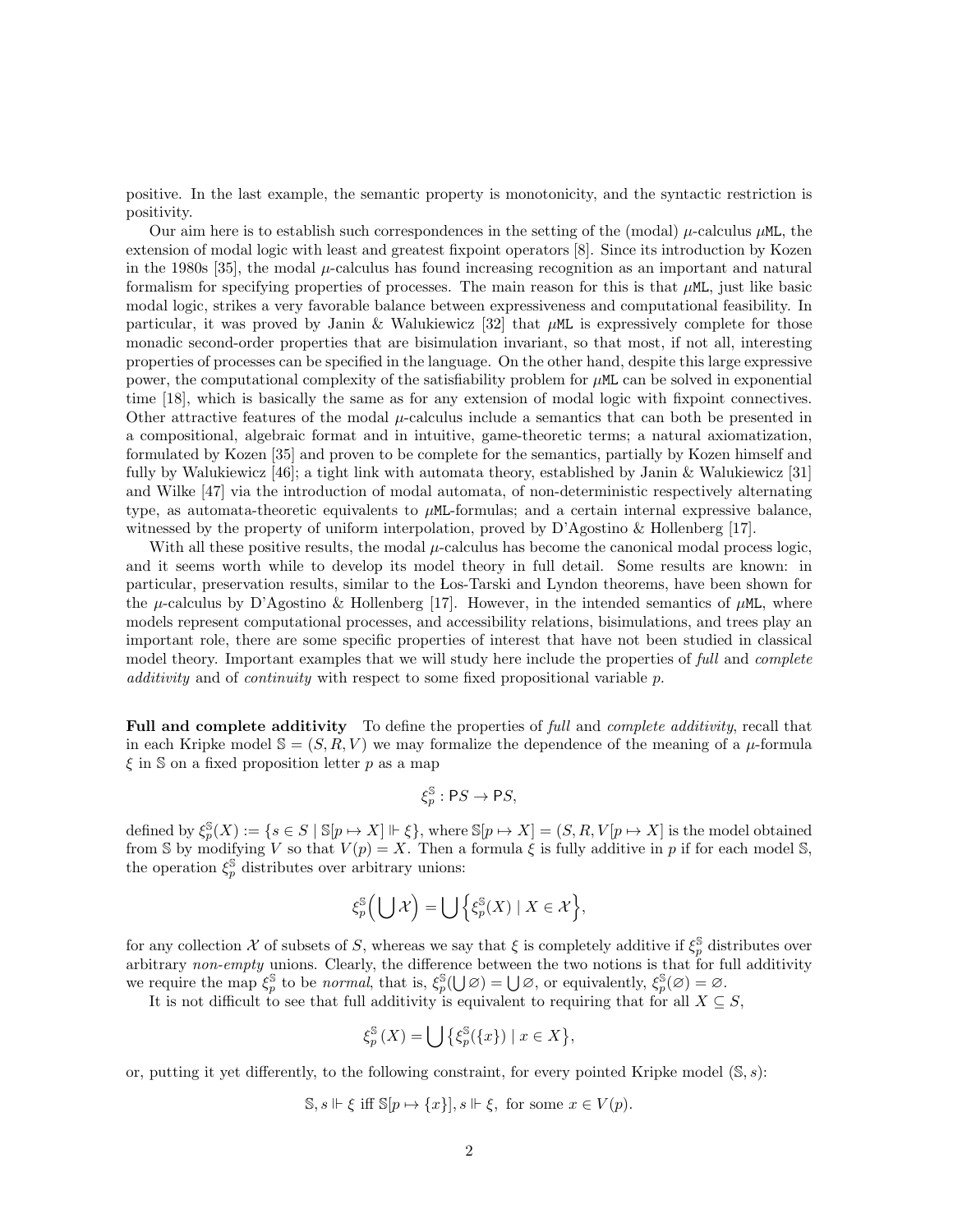positive. In the last example, the semantic property is monotonicity, and the syntactic restriction is positivity.

Our aim here is to establish such correspondences in the setting of the (modal) $\mu$-calculus $\mu\mathtt{ML}$, the extension of modal logic with least and greatest fixpoint operators [8]. Since its introduction by Kozen in the 1980s [35], the modal $\mu$-calculus has found increasing recognition as an important and natural formalism for specifying properties of processes. The main reason for this is that $\mu\mathtt{ML}$, just like basic modal logic, strikes a very favorable balance between expressiveness and computational feasibility. In particular, it was proved by Janin & Walukiewicz [32] that $\mu\mathtt{ML}$ is expressively complete for those monadic second-order properties that are bisimulation invariant, so that most, if not all, interesting properties of processes can be specified in the language. On the other hand, despite this large expressive power, the computational complexity of the satisfiability problem for $\mu\mathtt{ML}$ can be solved in exponential time [18], which is basically the same as for any extension of modal logic with fixpoint connectives. Other attractive features of the modal $\mu$-calculus include a semantics that can both be presented in a compositional, algebraic format and in intuitive, game-theoretic terms; a natural axiomatization, formulated by Kozen [35] and proven to be complete for the semantics, partially by Kozen himself and fully by Walukiewicz [46]; a tight link with automata theory, established by Janin & Walukiewicz [31] and Wilke [47] via the introduction of modal automata, of non-deterministic respectively alternating type, as automata-theoretic equivalents to $\mu\mathtt{ML}$-formulas; and a certain internal expressive balance, witnessed by the property of uniform interpolation, proved by D'Agostino & Hollenberg [17].

With all these positive results, the modal $\mu$-calculus has become the canonical modal process logic, and it seems worth while to develop its model theory in full detail. Some results are known: in particular, preservation results, similar to the Łos-Tarski and Lyndon theorems, have been shown for the $\mu$-calculus by D'Agostino & Hollenberg [17]. However, in the intended semantics of $\mu\mathtt{ML}$, where models represent computational processes, and accessibility relations, bisimulations, and trees play an important role, there are some specific properties of interest that have not been studied in classical model theory. Important examples that we will study here include the properties of *full* and *complete additivity* and of *continuity* with respect to some fixed propositional variable $p$.

**Full and complete additivity** To define the properties of *full* and *complete additivity*, recall that in each Kripke model $\mathbb{S} = (S, R, V)$ we may formalize the dependence of the meaning of a $\mu$-formula $\xi$ in $\mathbb{S}$ on a fixed proposition letter $p$ as a map

$$\xi_p^{\mathbb{S}} : \mathsf{P}S \to \mathsf{P}S,$$

defined by $\xi_p^{\mathbb{S}}(X) := \{s \in S \mid \mathbb{S}[p \mapsto X] \Vdash \xi\}$, where $\mathbb{S}[p \mapsto X] = (S, R, V[p \mapsto X]$ is the model obtained from $\mathbb{S}$ by modifying $V$ so that $V(p) = X$. Then a formula $\xi$ is fully additive in $p$ if for each model $\mathbb{S}$, the operation $\xi_p^{\mathbb{S}}$ distributes over arbitrary unions:

$$\xi_p^{\mathbb{S}}\Big(\bigcup \mathcal{X}\Big) = \bigcup \Big\{\xi_p^{\mathbb{S}}(X) \mid X \in \mathcal{X}\Big\},$$

for any collection $\mathcal{X}$ of subsets of $S$, whereas we say that $\xi$ is completely additive if $\xi_p^{\mathbb{S}}$ distributes over arbitrary *non-empty* unions. Clearly, the difference between the two notions is that for full additivity we require the map $\xi_p^{\mathbb{S}}$ to be *normal*, that is, $\xi_p^{\mathbb{S}}(\bigcup \varnothing) = \bigcup \varnothing$, or equivalently, $\xi_p^{\mathbb{S}}(\varnothing) = \varnothing$.

It is not difficult to see that full additivity is equivalent to requiring that for all $X \subseteq S$,

$$\xi_p^{\mathbb{S}}(X) = \bigcup \big\{\xi_p^{\mathbb{S}}(\{x\}) \mid x \in X\big\},$$

or, putting it yet differently, to the following constraint, for every pointed Kripke model $(\mathbb{S}, s)$:

$$\mathbb{S}, s \Vdash \xi \text{ iff } \mathbb{S}[p \mapsto \{x\}], s \Vdash \xi, \text{ for some } x \in V(p).$$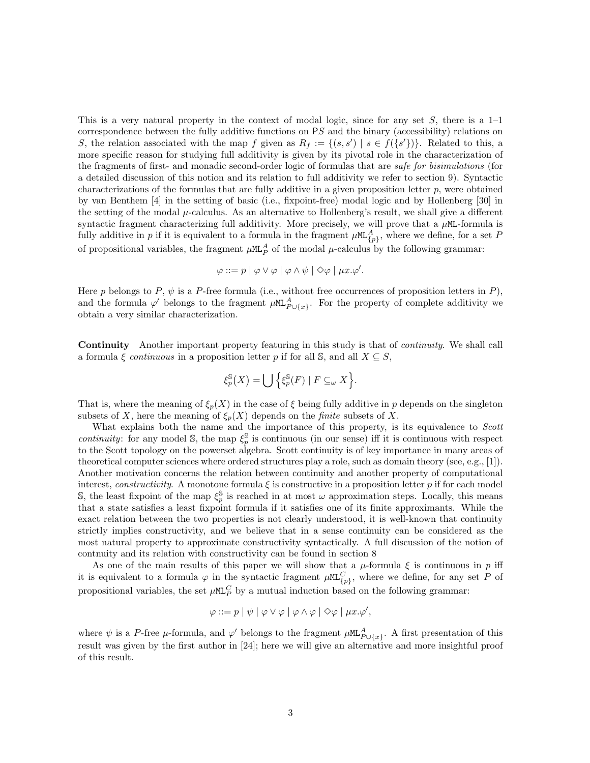This is a very natural property in the context of modal logic, since for any set $S$, there is a 1–1 correspondence between the fully additive functions on $\mathsf{P}S$ and the binary (accessibility) relations on $S$, the relation associated with the map $f$ given as $R_f := \{(s, s') \mid s \in f(\{s'\})\}$. Related to this, a more specific reason for studying full additivity is given by its pivotal role in the characterization of the fragments of first- and monadic second-order logic of formulas that are *safe for bisimulations* (for a detailed discussion of this notion and its relation to full additivity we refer to section 9). Syntactic characterizations of the formulas that are fully additive in a given proposition letter $p$, were obtained by van Benthem [4] in the setting of basic (i.e., fixpoint-free) modal logic and by Hollenberg [30] in the setting of the modal $\mu$-calculus. As an alternative to Hollenberg's result, we shall give a different syntactic fragment characterizing full additivity. More precisely, we will prove that a $\mu\mathtt{ML}$-formula is fully additive in $p$ if it is equivalent to a formula in the fragment $\mu\mathtt{ML}^A_{\{p\}}$, where we define, for a set $P$ of propositional variables, the fragment $\mu\mathtt{ML}^A_P$ of the modal $\mu$-calculus by the following grammar:

$$\varphi ::= p \mid \varphi \vee \varphi \mid \varphi \wedge \psi \mid \Diamond\varphi \mid \mu x.\varphi'.$$

Here $p$ belongs to $P$, $\psi$ is a $P$-free formula (i.e., without free occurrences of proposition letters in $P$), and the formula $\varphi'$ belongs to the fragment $\mu\mathtt{ML}^A_{P\cup\{x\}}$. For the property of complete additivity we obtain a very similar characterization.

**Continuity** Another important property featuring in this study is that of *continuity*. We shall call a formula $\xi$ *continuous* in a proposition letter $p$ if for all $\mathbb{S}$, and all $X \subseteq S$,

$$\xi_p^{\mathbb{S}}(X) = \bigcup \Big\{ \xi_p^{\mathbb{S}}(F) \mid F \subseteq_\omega X \Big\}.$$

That is, where the meaning of $\xi_p(X)$ in the case of $\xi$ being fully additive in $p$ depends on the singleton subsets of $X$, here the meaning of $\xi_p(X)$ depends on the *finite* subsets of $X$.

What explains both the name and the importance of this property, is its equivalence to *Scott continuity*: for any model $\mathbb{S}$, the map $\xi_p^{\mathbb{S}}$ is continuous (in our sense) iff it is continuous with respect to the Scott topology on the powerset algebra. Scott continuity is of key importance in many areas of theoretical computer sciences where ordered structures play a role, such as domain theory (see, e.g., [1]). Another motivation concerns the relation between continuity and another property of computational interest, *constructivity*. A monotone formula $\xi$ is constructive in a proposition letter $p$ if for each model $\mathbb{S}$, the least fixpoint of the map $\xi_p^{\mathbb{S}}$ is reached in at most $\omega$ approximation steps. Locally, this means that a state satisfies a least fixpoint formula if it satisfies one of its finite approximants. While the exact relation between the two properties is not clearly understood, it is well-known that continuity strictly implies constructivity, and we believe that in a sense continuity can be considered as the most natural property to approximate constructivity syntactically. A full discussion of the notion of contnuity and its relation with constructivity can be found in section 8

As one of the main results of this paper we will show that a $\mu$-formula $\xi$ is continuous in $p$ iff it is equivalent to a formula $\varphi$ in the syntactic fragment $\mu\mathtt{ML}^C_{\{p\}}$, where we define, for any set $P$ of propositional variables, the set $\mu\mathtt{ML}^C_P$ by a mutual induction based on the following grammar:

$$\varphi ::= p \mid \psi \mid \varphi \vee \varphi \mid \varphi \wedge \varphi \mid \Diamond\varphi \mid \mu x.\varphi',$$

where $\psi$ is a $P$-free $\mu$-formula, and $\varphi'$ belongs to the fragment $\mu\mathtt{ML}^A_{P\cup\{x\}}$. A first presentation of this result was given by the first author in [24]; here we will give an alternative and more insightful proof of this result.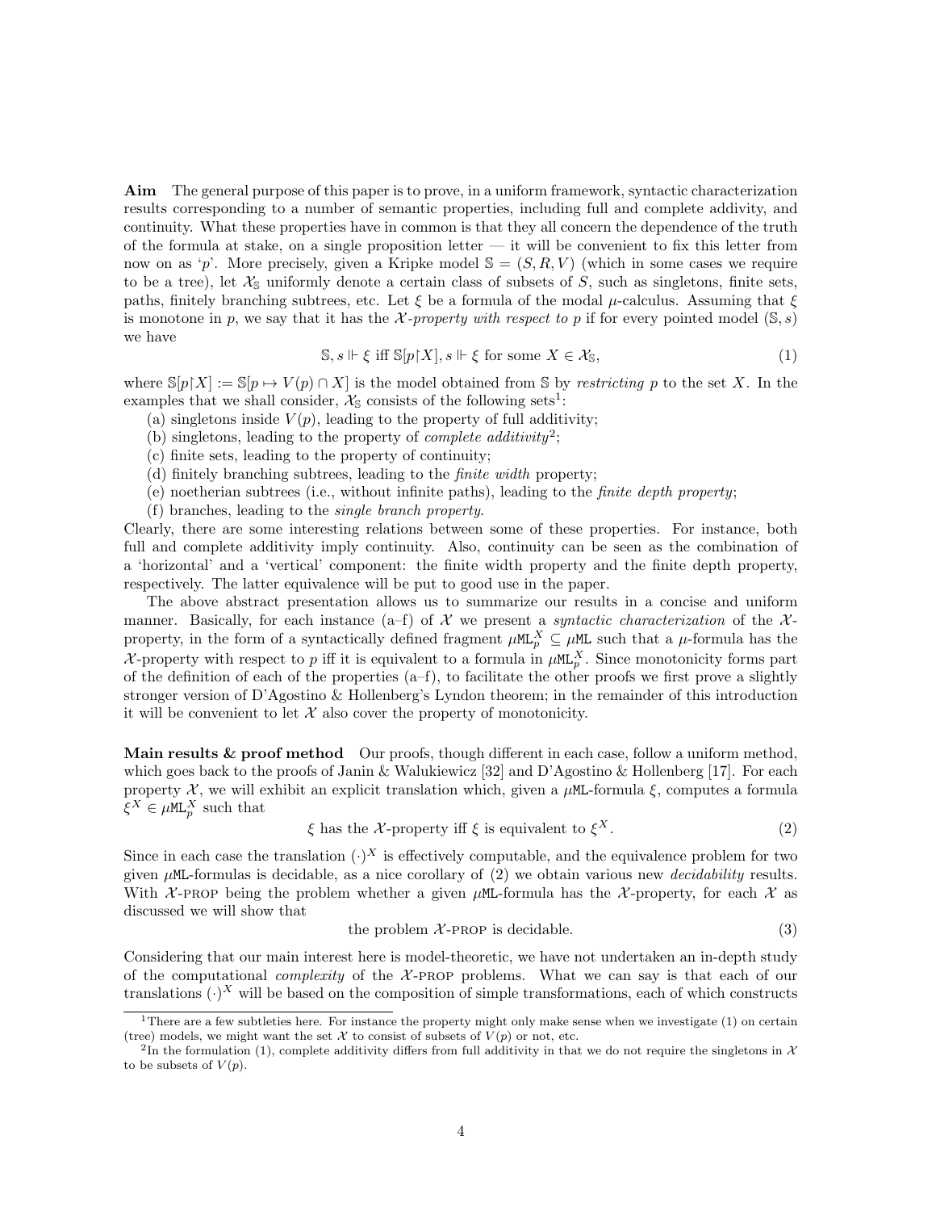**Aim** The general purpose of this paper is to prove, in a uniform framework, syntactic characterization results corresponding to a number of semantic properties, including full and complete addivity, and continuity. What these properties have in common is that they all concern the dependence of the truth of the formula at stake, on a single proposition letter — it will be convenient to fix this letter from now on as '$p$'. More precisely, given a Kripke model $\mathbb{S} = (S, R, V)$ (which in some cases we require to be a tree), let $\mathcal{X}_{\mathbb{S}}$ uniformly denote a certain class of subsets of $S$, such as singletons, finite sets, paths, finitely branching subtrees, etc. Let $\xi$ be a formula of the modal $\mu$-calculus. Assuming that $\xi$ is monotone in $p$, we say that it has the *$\mathcal{X}$-property with respect to $p$* if for every pointed model $(\mathbb{S}, s)$ we have

$$\mathbb{S}, s \Vdash \xi \text{ iff } \mathbb{S}[p{\restriction}X], s \Vdash \xi \text{ for some } X \in \mathcal{X}_{\mathbb{S}}, \tag{1}$$

where $\mathbb{S}[p{\restriction}X] := \mathbb{S}[p \mapsto V(p) \cap X]$ is the model obtained from $\mathbb{S}$ by *restricting* $p$ to the set $X$. In the examples that we shall consider, $\mathcal{X}_{\mathbb{S}}$ consists of the following sets[1]:

(a) singletons inside $V(p)$, leading to the property of full additivity;
(b) singletons, leading to the property of *complete additivity*[2];
(c) finite sets, leading to the property of continuity;
(d) finitely branching subtrees, leading to the *finite width* property;
(e) noetherian subtrees (i.e., without infinite paths), leading to the *finite depth property*;
(f) branches, leading to the *single branch property*.

Clearly, there are some interesting relations between some of these properties. For instance, both full and complete additivity imply continuity. Also, continuity can be seen as the combination of a 'horizontal' and a 'vertical' component: the finite width property and the finite depth property, respectively. The latter equivalence will be put to good use in the paper.

The above abstract presentation allows us to summarize our results in a concise and uniform manner. Basically, for each instance (a–f) of $\mathcal{X}$ we present a *syntactic characterization* of the $\mathcal{X}$-property, in the form of a syntactically defined fragment $\mu\mathtt{ML}_p^X \subseteq \mu\mathtt{ML}$ such that a $\mu$-formula has the $\mathcal{X}$-property with respect to $p$ iff it is equivalent to a formula in $\mu\mathtt{ML}_p^X$. Since monotonicity forms part of the definition of each of the properties (a–f), to facilitate the other proofs we first prove a slightly stronger version of D'Agostino & Hollenberg's Lyndon theorem; in the remainder of this introduction it will be convenient to let $\mathcal{X}$ also cover the property of monotonicity.

**Main results & proof method** Our proofs, though different in each case, follow a uniform method, which goes back to the proofs of Janin & Walukiewicz [32] and D'Agostino & Hollenberg [17]. For each property $\mathcal{X}$, we will exhibit an explicit translation which, given a $\mu\mathtt{ML}$-formula $\xi$, computes a formula $\xi^X \in \mu\mathtt{ML}_p^X$ such that

$$\xi \text{ has the } \mathcal{X}\text{-property iff } \xi \text{ is equivalent to } \xi^X. \tag{2}$$

Since in each case the translation $(\cdot)^X$ is effectively computable, and the equivalence problem for two given $\mu\mathtt{ML}$-formulas is decidable, as a nice corollary of (2) we obtain various new *decidability* results. With $\mathcal{X}$-PROP being the problem whether a given $\mu\mathtt{ML}$-formula has the $\mathcal{X}$-property, for each $\mathcal{X}$ as discussed we will show that

$$\text{the problem } \mathcal{X}\text{-PROP is decidable.} \tag{3}$$

Considering that our main interest here is model-theoretic, we have not undertaken an in-depth study of the computational *complexity* of the $\mathcal{X}$-PROP problems. What we can say is that each of our translations $(\cdot)^X$ will be based on the composition of simple transformations, each of which constructs

[1] There are a few subtleties here. For instance the property might only make sense when we investigate (1) on certain (tree) models, we might want the set $\mathcal{X}$ to consist of subsets of $V(p)$ or not, etc.

[2] In the formulation (1), complete additivity differs from full additivity in that we do not require the singletons in $\mathcal{X}$ to be subsets of $V(p)$.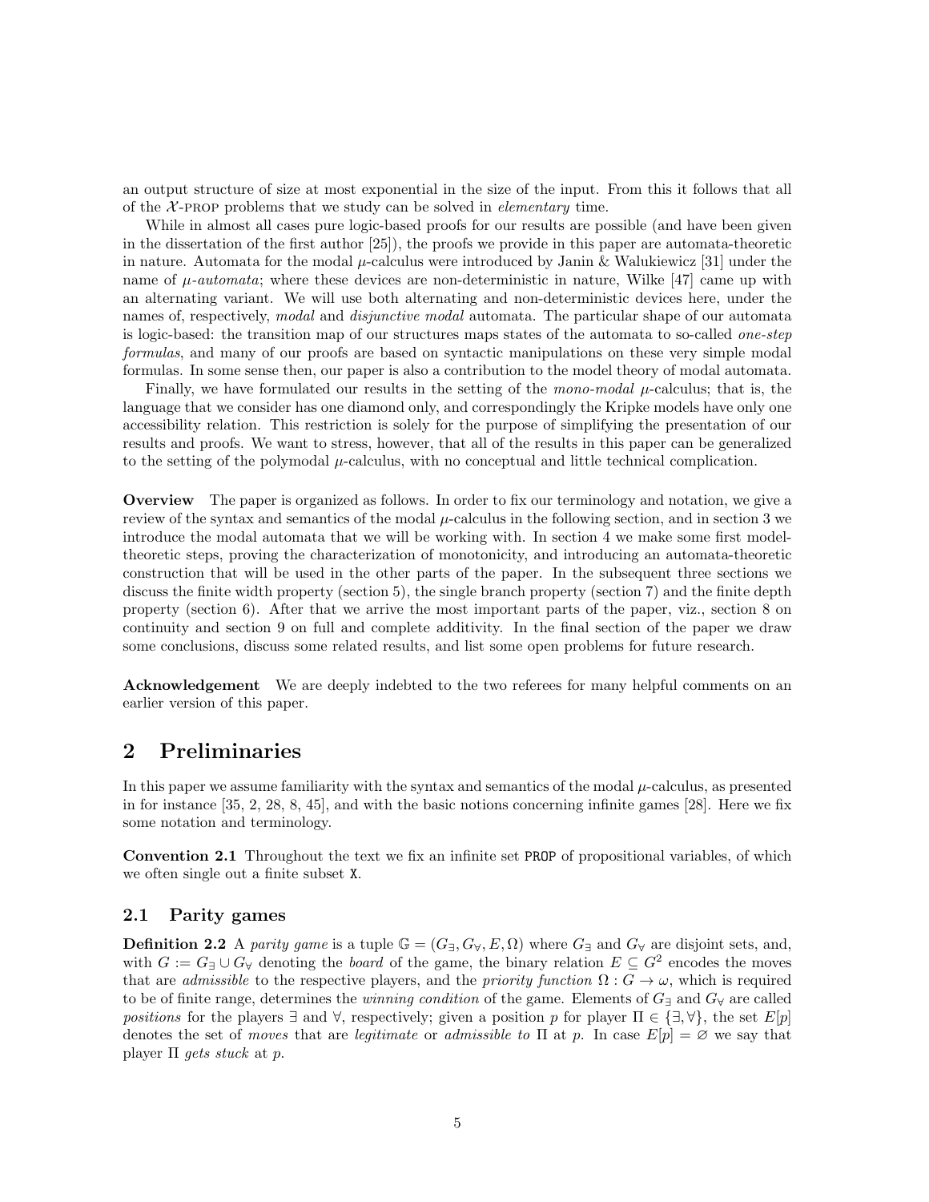an output structure of size at most exponential in the size of the input. From this it follows that all of the $\mathcal{X}$-PROP problems that we study can be solved in *elementary* time.

While in almost all cases pure logic-based proofs for our results are possible (and have been given in the dissertation of the first author [25]), the proofs we provide in this paper are automata-theoretic in nature. Automata for the modal $\mu$-calculus were introduced by Janin & Walukiewicz [31] under the name of *$\mu$-automata*; where these devices are non-deterministic in nature, Wilke [47] came up with an alternating variant. We will use both alternating and non-deterministic devices here, under the names of, respectively, *modal* and *disjunctive modal* automata. The particular shape of our automata is logic-based: the transition map of our structures maps states of the automata to so-called *one-step formulas*, and many of our proofs are based on syntactic manipulations on these very simple modal formulas. In some sense then, our paper is also a contribution to the model theory of modal automata.

Finally, we have formulated our results in the setting of the *mono-modal* $\mu$-calculus; that is, the language that we consider has one diamond only, and correspondingly the Kripke models have only one accessibility relation. This restriction is solely for the purpose of simplifying the presentation of our results and proofs. We want to stress, however, that all of the results in this paper can be generalized to the setting of the polymodal $\mu$-calculus, with no conceptual and little technical complication.

**Overview** The paper is organized as follows. In order to fix our terminology and notation, we give a review of the syntax and semantics of the modal $\mu$-calculus in the following section, and in section 3 we introduce the modal automata that we will be working with. In section 4 we make some first model-theoretic steps, proving the characterization of monotonicity, and introducing an automata-theoretic construction that will be used in the other parts of the paper. In the subsequent three sections we discuss the finite width property (section 5), the single branch property (section 7) and the finite depth property (section 6). After that we arrive the most important parts of the paper, viz., section 8 on continuity and section 9 on full and complete additivity. In the final section of the paper we draw some conclusions, discuss some related results, and list some open problems for future research.

**Acknowledgement** We are deeply indebted to the two referees for many helpful comments on an earlier version of this paper.

## 2 Preliminaries

In this paper we assume familiarity with the syntax and semantics of the modal $\mu$-calculus, as presented in for instance [35, 2, 28, 8, 45], and with the basic notions concerning infinite games [28]. Here we fix some notation and terminology.

**Convention 2.1** Throughout the text we fix an infinite set $\mathtt{PROP}$ of propositional variables, of which we often single out a finite subset $\mathtt{X}$.

### 2.1 Parity games

**Definition 2.2** A *parity game* is a tuple $\mathbb{G} = (G_\exists, G_\forall, E, \Omega)$ where $G_\exists$ and $G_\forall$ are disjoint sets, and, with $G := G_\exists \cup G_\forall$ denoting the *board* of the game, the binary relation $E \subseteq G^2$ encodes the moves that are *admissible* to the respective players, and the *priority function* $\Omega : G \to \omega$, which is required to be of finite range, determines the *winning condition* of the game. Elements of $G_\exists$ and $G_\forall$ are called *positions* for the players $\exists$ and $\forall$, respectively; given a position $p$ for player $\Pi \in \{\exists, \forall\}$, the set $E[p]$ denotes the set of *moves* that are *legitimate* or *admissible to* $\Pi$ at $p$. In case $E[p] = \varnothing$ we say that player $\Pi$ *gets stuck* at $p$.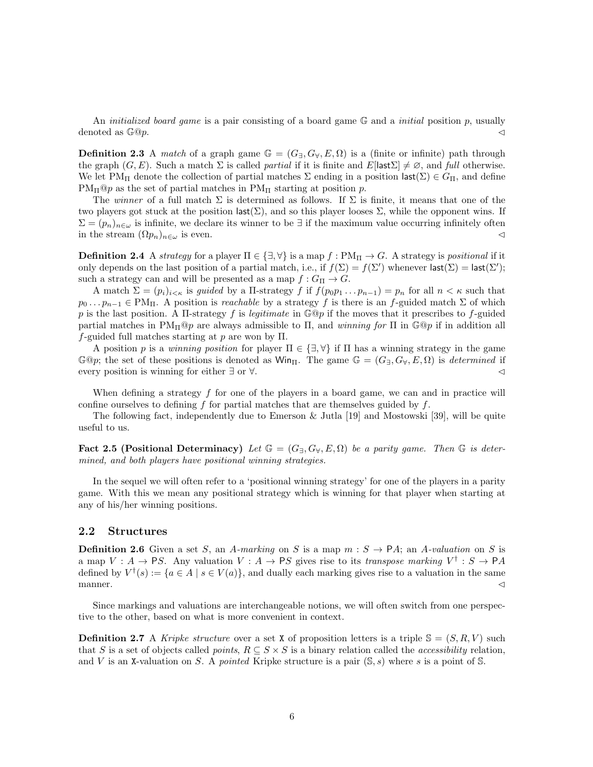An *initialized board game* is a pair consisting of a board game $\mathbb{G}$ and a *initial* position $p$, usually denoted as $\mathbb{G}@p$. $\triangleleft$

**Definition 2.3** A *match* of a graph game $\mathbb{G} = (G_\exists, G_\forall, E, \Omega)$ is a (finite or infinite) path through the graph $(G, E)$. Such a match $\Sigma$ is called *partial* if it is finite and $E[\mathsf{last}\Sigma] \neq \varnothing$, and *full* otherwise. We let $\mathrm{PM}_\Pi$ denote the collection of partial matches $\Sigma$ ending in a position $\mathsf{last}(\Sigma) \in G_\Pi$, and define $\mathrm{PM}_\Pi@p$ as the set of partial matches in $\mathrm{PM}_\Pi$ starting at position $p$.

The *winner* of a full match $\Sigma$ is determined as follows. If $\Sigma$ is finite, it means that one of the two players got stuck at the position $\mathsf{last}(\Sigma)$, and so this player looses $\Sigma$, while the opponent wins. If $\Sigma = (p_n)_{n\in\omega}$ is infinite, we declare its winner to be $\exists$ if the maximum value occurring infinitely often in the stream $(\Omega p_n)_{n\in\omega}$ is even. $\triangleleft$

**Definition 2.4** A *strategy* for a player $\Pi \in \{\exists, \forall\}$ is a map $f : \mathrm{PM}_\Pi \to G$. A strategy is *positional* if it only depends on the last position of a partial match, i.e., if $f(\Sigma) = f(\Sigma')$ whenever $\mathsf{last}(\Sigma) = \mathsf{last}(\Sigma')$; such a strategy can and will be presented as a map $f : G_\Pi \to G$.

A match $\Sigma = (p_i)_{i<\kappa}$ is *guided* by a $\Pi$-strategy $f$ if $f(p_0 p_1 \dots p_{n-1}) = p_n$ for all $n < \kappa$ such that $p_0 \dots p_{n-1} \in \mathrm{PM}_\Pi$. A position is *reachable* by a strategy $f$ is there is an $f$-guided match $\Sigma$ of which $p$ is the last position. A $\Pi$-strategy $f$ is *legitimate* in $\mathbb{G}@p$ if the moves that it prescribes to $f$-guided partial matches in $\mathrm{PM}_\Pi@p$ are always admissible to $\Pi$, and *winning for* $\Pi$ in $\mathbb{G}@p$ if in addition all $f$-guided full matches starting at $p$ are won by $\Pi$.

A position $p$ is a *winning position* for player $\Pi \in \{\exists, \forall\}$ if $\Pi$ has a winning strategy in the game $\mathbb{G}@p$; the set of these positions is denoted as $\mathsf{Win}_\Pi$. The game $\mathbb{G} = (G_\exists, G_\forall, E, \Omega)$ is *determined* if every position is winning for either $\exists$ or $\forall$. $\triangleleft$

When defining a strategy $f$ for one of the players in a board game, we can and in practice will confine ourselves to defining $f$ for partial matches that are themselves guided by $f$.

The following fact, independently due to Emerson & Jutla [19] and Mostowski [39], will be quite useful to us.

**Fact 2.5 (Positional Determinacy)** *Let $\mathbb{G} = (G_\exists, G_\forall, E, \Omega)$ be a parity game. Then $\mathbb{G}$ is determined, and both players have positional winning strategies.*

In the sequel we will often refer to a 'positional winning strategy' for one of the players in a parity game. With this we mean any positional strategy which is winning for that player when starting at any of his/her winning positions.

## 2.2 Structures

**Definition 2.6** Given a set $S$, an *$A$-marking* on $S$ is a map $m : S \to \mathsf{P}A$; an *$A$-valuation* on $S$ is a map $V : A \to \mathsf{P}S$. Any valuation $V : A \to \mathsf{P}S$ gives rise to its *transpose marking* $V^\dagger : S \to \mathsf{P}A$ defined by $V^\dagger(s) := \{a \in A \mid s \in V(a)\}$, and dually each marking gives rise to a valuation in the same manner. $\triangleleft$

Since markings and valuations are interchangeable notions, we will often switch from one perspective to the other, based on what is more convenient in context.

**Definition 2.7** A *Kripke structure* over a set $\mathtt{X}$ of proposition letters is a triple $\mathbb{S} = (S, R, V)$ such that $S$ is a set of objects called *points*, $R \subseteq S \times S$ is a binary relation called the *accessibility* relation, and $V$ is an $\mathtt{X}$-valuation on $S$. A *pointed* Kripke structure is a pair $(\mathbb{S}, s)$ where $s$ is a point of $\mathbb{S}$.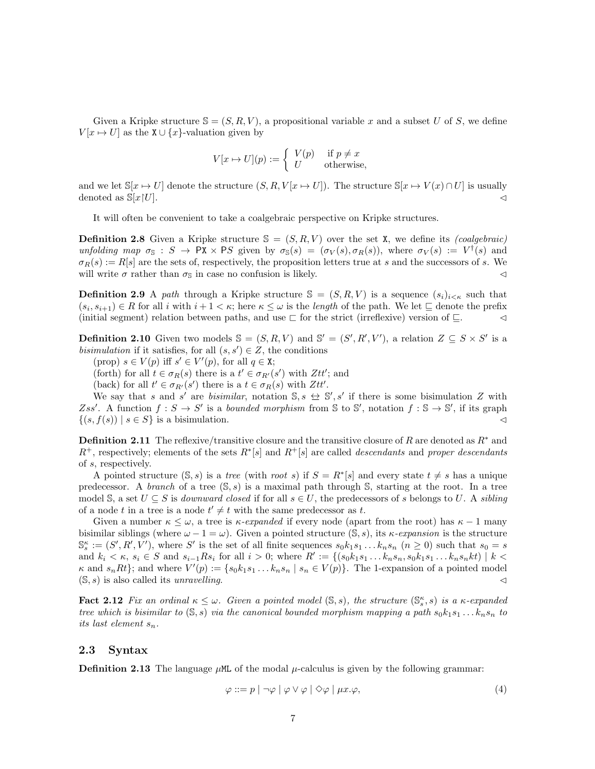Given a Kripke structure $\mathbb{S} = (S, R, V)$, a propositional variable $x$ and a subset $U$ of $S$, we define $V[x \mapsto U]$ as the $\mathtt{X} \cup \{x\}$-valuation given by

$$V[x \mapsto U](p) := \begin{cases} V(p) & \text{if } p \neq x \\ U & \text{otherwise,} \end{cases}$$

and we let $\mathbb{S}[x \mapsto U]$ denote the structure $(S, R, V[x \mapsto U])$. The structure $\mathbb{S}[x \mapsto V(x) \cap U]$ is usually denoted as $\mathbb{S}[x{\restriction}U]$. ◁

It will often be convenient to take a coalgebraic perspective on Kripke structures.

**Definition 2.8** Given a Kripke structure $\mathbb{S} = (S, R, V)$ over the set $\mathtt{X}$, we define its *(coalgebraic) unfolding map* $\sigma_{\mathbb{S}} : S \to \mathsf{P}\mathtt{X} \times \mathsf{P}S$ given by $\sigma_{\mathbb{S}}(s) = (\sigma_V(s), \sigma_R(s))$, where $\sigma_V(s) := V^{\dagger}(s)$ and $\sigma_R(s) := R[s]$ are the sets of, respectively, the proposition letters true at $s$ and the successors of $s$. We will write $\sigma$ rather than $\sigma_{\mathbb{S}}$ in case no confusion is likely. ◁

**Definition 2.9** A *path* through a Kripke structure $\mathbb{S} = (S, R, V)$ is a sequence $(s_i)_{i<\kappa}$ such that $(s_i, s_{i+1}) \in R$ for all $i$ with $i + 1 < \kappa$; here $\kappa \leq \omega$ is the *length* of the path. We let $\sqsubseteq$ denote the prefix (initial segment) relation between paths, and use $\sqsubset$ for the strict (irreflexive) version of $\sqsubseteq$. ◁

**Definition 2.10** Given two models $\mathbb{S} = (S, R, V)$ and $\mathbb{S}' = (S', R', V')$, a relation $Z \subseteq S \times S'$ is a *bisimulation* if it satisfies, for all $(s, s') \in Z$, the conditions

(prop) $s \in V(p)$ iff $s' \in V'(p)$, for all $q \in \mathtt{X}$;

(forth) for all $t \in \sigma_R(s)$ there is a $t' \in \sigma_{R'}(s')$ with $Ztt'$; and

(back) for all $t' \in \sigma_{R'}(s')$ there is a $t \in \sigma_R(s)$ with $Ztt'$.

We say that $s$ and $s'$ are *bisimilar*, notation $\mathbb{S}, s \leftrightarroweq \mathbb{S}', s'$ if there is some bisimulation $Z$ with $Zss'$. A function $f : S \to S'$ is a *bounded morphism* from $\mathbb{S}$ to $\mathbb{S}'$, notation $f : \mathbb{S} \to \mathbb{S}'$, if its graph $\{(s, f(s)) \mid s \in S\}$ is a bisimulation. ◁

**Definition 2.11** The reflexive/transitive closure and the transitive closure of $R$ are denoted as $R^*$ and $R^+$, respectively; elements of the sets $R^*[s]$ and $R^+[s]$ are called *descendants* and *proper descendants* of $s$, respectively.

A pointed structure $(\mathbb{S}, s)$ is a *tree* (with *root* $s$) if $S = R^*[s]$ and every state $t \neq s$ has a unique predecessor. A *branch* of a tree $(\mathbb{S}, s)$ is a maximal path through $\mathbb{S}$, starting at the root. In a tree model $\mathbb{S}$, a set $U \subseteq S$ is *downward closed* if for all $s \in U$, the predecessors of $s$ belongs to $U$. A *sibling* of a node $t$ in a tree is a node $t' \neq t$ with the same predecessor as $t$.

Given a number $\kappa \leq \omega$, a tree is *$\kappa$-expanded* if every node (apart from the root) has $\kappa - 1$ many bisimilar siblings (where $\omega - 1 = \omega$). Given a pointed structure $(\mathbb{S}, s)$, its *$\kappa$-expansion* is the structure $\mathbb{S}^{\kappa}_s := (S', R', V')$, where $S'$ is the set of all finite sequences $s_0 k_1 s_1 \ldots k_n s_n$ ($n \geq 0$) such that $s_0 = s$ and $k_i < \kappa$, $s_i \in S$ and $s_{i-1} R s_i$ for all $i > 0$; where $R' := \{(s_0 k_1 s_1 \ldots k_n s_n, s_0 k_1 s_1 \ldots k_n s_n k t) \mid k < \kappa \text{ and } s_n R t\}$; and where $V'(p) := \{s_0 k_1 s_1 \ldots k_n s_n \mid s_n \in V(p)\}$. The 1-expansion of a pointed model $(\mathbb{S}, s)$ is also called its *unravelling*. ◁

**Fact 2.12** *Fix an ordinal $\kappa \leq \omega$. Given a pointed model $(\mathbb{S}, s)$, the structure $(\mathbb{S}^{\kappa}_s, s)$ is a $\kappa$-expanded tree which is bisimilar to $(\mathbb{S}, s)$ via the canonical bounded morphism mapping a path $s_0 k_1 s_1 \ldots k_n s_n$ to its last element $s_n$.*

## 2.3 Syntax

**Definition 2.13** The language $\mu\mathtt{ML}$ of the modal $\mu$-calculus is given by the following grammar:

$$\varphi ::= p \mid \neg\varphi \mid \varphi \vee \varphi \mid \Diamond\varphi \mid \mu x.\varphi, \tag{4}$$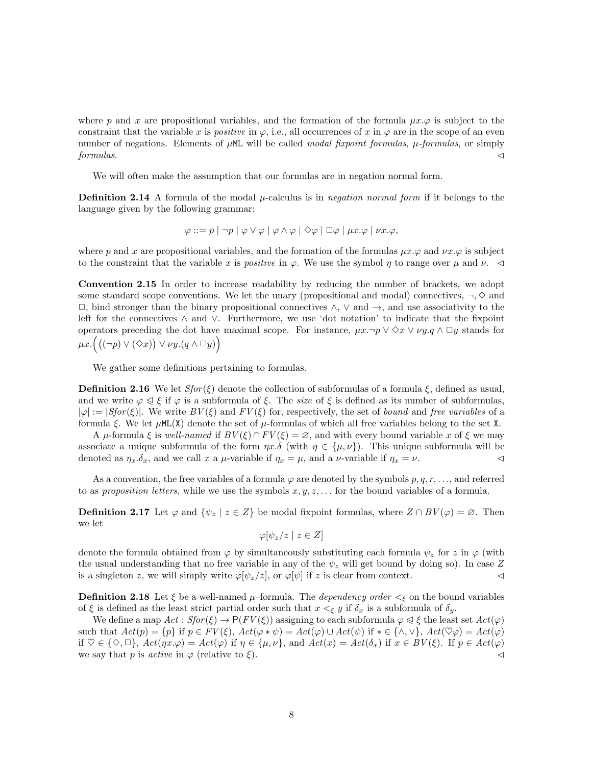where $p$ and $x$ are propositional variables, and the formation of the formula $\mu x.\varphi$ is subject to the constraint that the variable $x$ is *positive* in $\varphi$, i.e., all occurrences of $x$ in $\varphi$ are in the scope of an even number of negations. Elements of $\mu\mathtt{ML}$ will be called *modal fixpoint formulas*, *$\mu$-formulas*, or simply *formulas*. $\lhd$

We will often make the assumption that our formulas are in negation normal form.

**Definition 2.14** A formula of the modal $\mu$-calculus is in *negation normal form* if it belongs to the language given by the following grammar:

$$\varphi ::= p \mid \neg p \mid \varphi \vee \varphi \mid \varphi \wedge \varphi \mid \Diamond\varphi \mid \Box\varphi \mid \mu x.\varphi \mid \nu x.\varphi,$$

where $p$ and $x$ are propositional variables, and the formation of the formulas $\mu x.\varphi$ and $\nu x.\varphi$ is subject to the constraint that the variable $x$ is *positive* in $\varphi$. We use the symbol $\eta$ to range over $\mu$ and $\nu$. $\lhd$

**Convention 2.15** In order to increase readability by reducing the number of brackets, we adopt some standard scope conventions. We let the unary (propositional and modal) connectives, $\neg$, $\Diamond$ and $\Box$, bind stronger than the binary propositional connectives $\wedge$, $\vee$ and $\rightarrow$, and use associativity to the left for the connectives $\wedge$ and $\vee$. Furthermore, we use 'dot notation' to indicate that the fixpoint operators preceding the dot have maximal scope. For instance, $\mu x.\neg p \vee \Diamond x \vee \nu y.q \wedge \Box y$ stands for $\mu x.\Big(\big((\neg p) \vee (\Diamond x)\big) \vee \nu y.(q \wedge \Box y)\Big)$

We gather some definitions pertaining to formulas.

**Definition 2.16** We let $Sfor(\xi)$ denote the collection of subformulas of a formula $\xi$, defined as usual, and we write $\varphi \trianglelefteq \xi$ if $\varphi$ is a subformula of $\xi$. The *size* of $\xi$ is defined as its number of subformulas, $|\varphi| := |Sfor(\xi)|$. We write $BV(\xi)$ and $FV(\xi)$ for, respectively, the set of *bound* and *free variables* of a formula $\xi$. We let $\mu\mathtt{ML}(\mathtt{X})$ denote the set of $\mu$-formulas of which all free variables belong to the set $\mathtt{X}$.

A $\mu$-formula $\xi$ is *well-named* if $BV(\xi) \cap FV(\xi) = \varnothing$, and with every bound variable $x$ of $\xi$ we may associate a unique subformula of the form $\eta x.\delta$ (with $\eta \in \{\mu, \nu\}$). This unique subformula will be denoted as $\eta_x.\delta_x$, and we call $x$ a $\mu$-variable if $\eta_x = \mu$, and a $\nu$-variable if $\eta_x = \nu$. $\lhd$

As a convention, the free variables of a formula $\varphi$ are denoted by the symbols $p, q, r, \ldots$, and referred to as *proposition letters*, while we use the symbols $x, y, z, \ldots$ for the bound variables of a formula.

**Definition 2.17** Let $\varphi$ and $\{\psi_z \mid z \in Z\}$ be modal fixpoint formulas, where $Z \cap BV(\varphi) = \varnothing$. Then we let

$$\varphi[\psi_z/z \mid z \in Z]$$

denote the formula obtained from $\varphi$ by simultaneously substituting each formula $\psi_z$ for $z$ in $\varphi$ (with the usual understanding that no free variable in any of the $\psi_z$ will get bound by doing so). In case $Z$ is a singleton $z$, we will simply write $\varphi[\psi_z/z]$, or $\varphi[\psi]$ if $z$ is clear from context. $\lhd$

**Definition 2.18** Let $\xi$ be a well-named $\mu$–formula. The *dependency order* $<_\xi$ on the bound variables of $\xi$ is defined as the least strict partial order such that $x <_\xi y$ if $\delta_x$ is a subformula of $\delta_y$.

We define a map $Act : Sfor(\xi) \to \mathsf{P}(FV(\xi))$ assigning to each subformula $\varphi \trianglelefteq \xi$ the least set $Act(\varphi)$ such that $Act(p) = \{p\}$ if $p \in FV(\xi)$, $Act(\varphi * \psi) = Act(\varphi) \cup Act(\psi)$ if $* \in \{\wedge, \vee\}$, $Act(\heartsuit\varphi) = Act(\varphi)$ if $\heartsuit \in \{\Diamond, \Box\}$, $Act(\eta x.\varphi) = Act(\varphi)$ if $\eta \in \{\mu, \nu\}$, and $Act(x) = Act(\delta_x)$ if $x \in BV(\xi)$. If $p \in Act(\varphi)$ we say that $p$ is *active* in $\varphi$ (relative to $\xi$). $\lhd$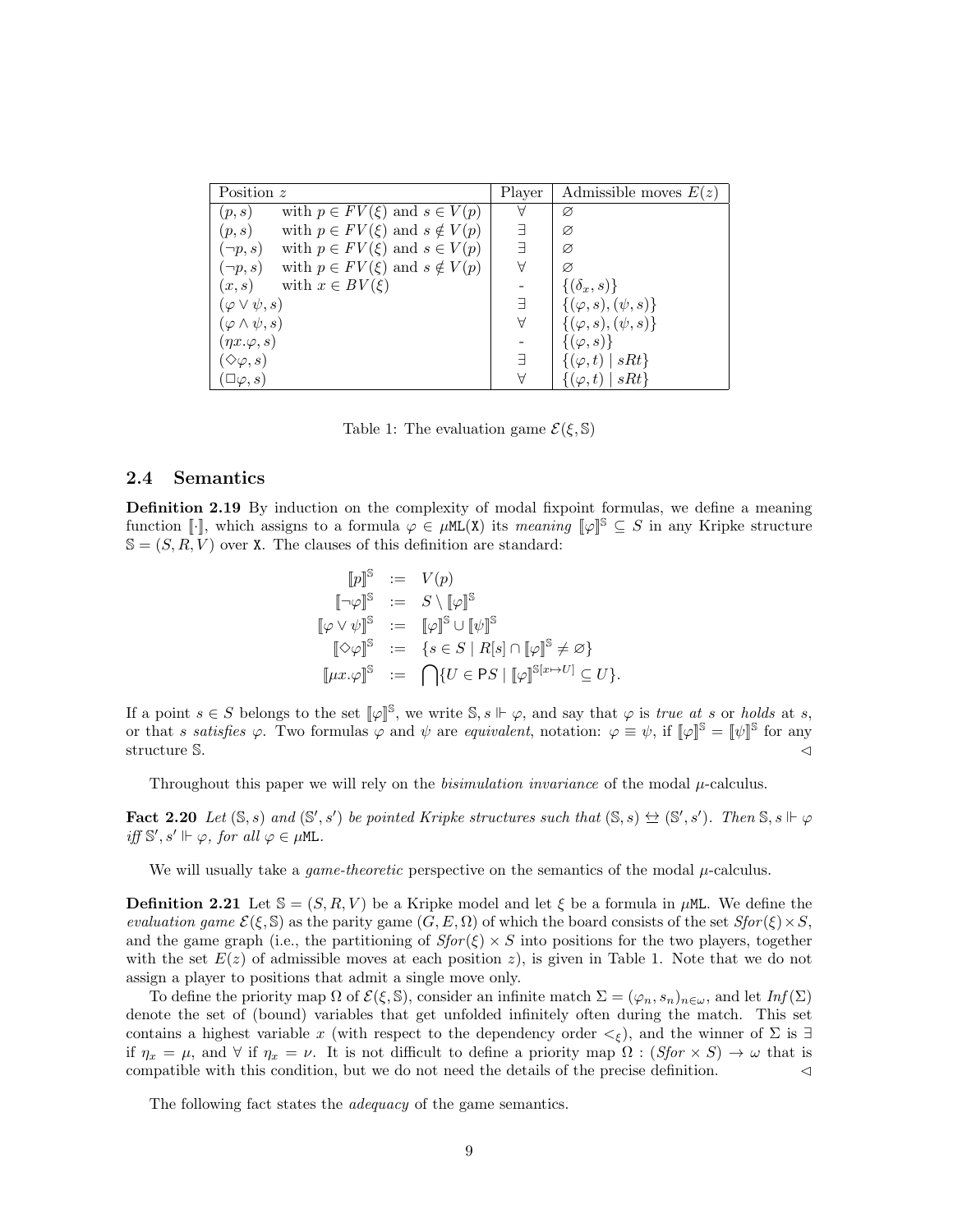| Position $z$ | Player | Admissible moves $E(z)$ |
|---|---|---|
| $(p,s)$ with $p \in FV(\xi)$ and $s \in V(p)$ | $\forall$ | $\varnothing$ |
| $(p,s)$ with $p \in FV(\xi)$ and $s \notin V(p)$ | $\exists$ | $\varnothing$ |
| $(\neg p,s)$ with $p \in FV(\xi)$ and $s \in V(p)$ | $\exists$ | $\varnothing$ |
| $(\neg p,s)$ with $p \in FV(\xi)$ and $s \notin V(p)$ | $\forall$ | $\varnothing$ |
| $(x,s)$ with $x \in BV(\xi)$ | - | $\{(\delta_x, s)\}$ |
| $(\varphi \vee \psi, s)$ | $\exists$ | $\{(\varphi, s), (\psi, s)\}$ |
| $(\varphi \wedge \psi, s)$ | $\forall$ | $\{(\varphi, s), (\psi, s)\}$ |
| $(\eta x.\varphi, s)$ | - | $\{(\varphi, s)\}$ |
| $(\Diamond\varphi, s)$ | $\exists$ | $\{(\varphi, t) \mid sRt\}$ |
| $(\Box\varphi, s)$ | $\forall$ | $\{(\varphi, t) \mid sRt\}$ |

Table 1: The evaluation game $\mathcal{E}(\xi, \mathbb{S})$

### 2.4 Semantics

**Definition 2.19** By induction on the complexity of modal fixpoint formulas, we define a meaning function $[\![\cdot]\!]$, which assigns to a formula $\varphi \in \mu\mathtt{ML}(\mathtt{X})$ its *meaning* $[\![\varphi]\!]^{\mathbb{S}} \subseteq S$ in any Kripke structure $\mathbb{S} = (S, R, V)$ over $\mathtt{X}$. The clauses of this definition are standard:

$$
\begin{array}{rcl}
[\![p]\!]^{\mathbb{S}} & := & V(p) \\
[\![\neg\varphi]\!]^{\mathbb{S}} & := & S \setminus [\![\varphi]\!]^{\mathbb{S}} \\
[\![\varphi \vee \psi]\!]^{\mathbb{S}} & := & [\![\varphi]\!]^{\mathbb{S}} \cup [\![\psi]\!]^{\mathbb{S}} \\
[\![\Diamond\varphi]\!]^{\mathbb{S}} & := & \{s \in S \mid R[s] \cap [\![\varphi]\!]^{\mathbb{S}} \neq \varnothing\} \\
[\![\mu x.\varphi]\!]^{\mathbb{S}} & := & \bigcap\{U \in \mathsf{P}S \mid [\![\varphi]\!]^{\mathbb{S}[x \mapsto U]} \subseteq U\}.
\end{array}
$$

If a point $s \in S$ belongs to the set $[\![\varphi]\!]^{\mathbb{S}}$, we write $\mathbb{S}, s \Vdash \varphi$, and say that $\varphi$ is *true at* $s$ or *holds* at $s$, or that $s$ *satisfies* $\varphi$. Two formulas $\varphi$ and $\psi$ are *equivalent*, notation: $\varphi \equiv \psi$, if $[\![\varphi]\!]^{\mathbb{S}} = [\![\psi]\!]^{\mathbb{S}}$ for any structure $\mathbb{S}$. $\lhd$

Throughout this paper we will rely on the *bisimulation invariance* of the modal $\mu$-calculus.

**Fact 2.20** *Let $(\mathbb{S}, s)$ and $(\mathbb{S}', s')$ be pointed Kripke structures such that $(\mathbb{S}, s) \leftrightarrows (\mathbb{S}', s')$. Then $\mathbb{S}, s \Vdash \varphi$ iff $\mathbb{S}', s' \Vdash \varphi$, for all $\varphi \in \mu\mathtt{ML}$.*

We will usually take a *game-theoretic* perspective on the semantics of the modal $\mu$-calculus.

**Definition 2.21** Let $\mathbb{S} = (S, R, V)$ be a Kripke model and let $\xi$ be a formula in $\mu\mathtt{ML}$. We define the *evaluation game* $\mathcal{E}(\xi, \mathbb{S})$ as the parity game $(G, E, \Omega)$ of which the board consists of the set $Sfor(\xi) \times S$, and the game graph (i.e., the partitioning of $Sfor(\xi) \times S$ into positions for the two players, together with the set $E(z)$ of admissible moves at each position $z$), is given in Table 1. Note that we do not assign a player to positions that admit a single move only.

To define the priority map $\Omega$ of $\mathcal{E}(\xi, \mathbb{S})$, consider an infinite match $\Sigma = (\varphi_n, s_n)_{n \in \omega}$, and let $Inf(\Sigma)$ denote the set of (bound) variables that get unfolded infinitely often during the match. This set contains a highest variable $x$ (with respect to the dependency order $<_\xi$), and the winner of $\Sigma$ is $\exists$ if $\eta_x = \mu$, and $\forall$ if $\eta_x = \nu$. It is not difficult to define a priority map $\Omega : (Sfor \times S) \to \omega$ that is compatible with this condition, but we do not need the details of the precise definition. $\lhd$

The following fact states the *adequacy* of the game semantics.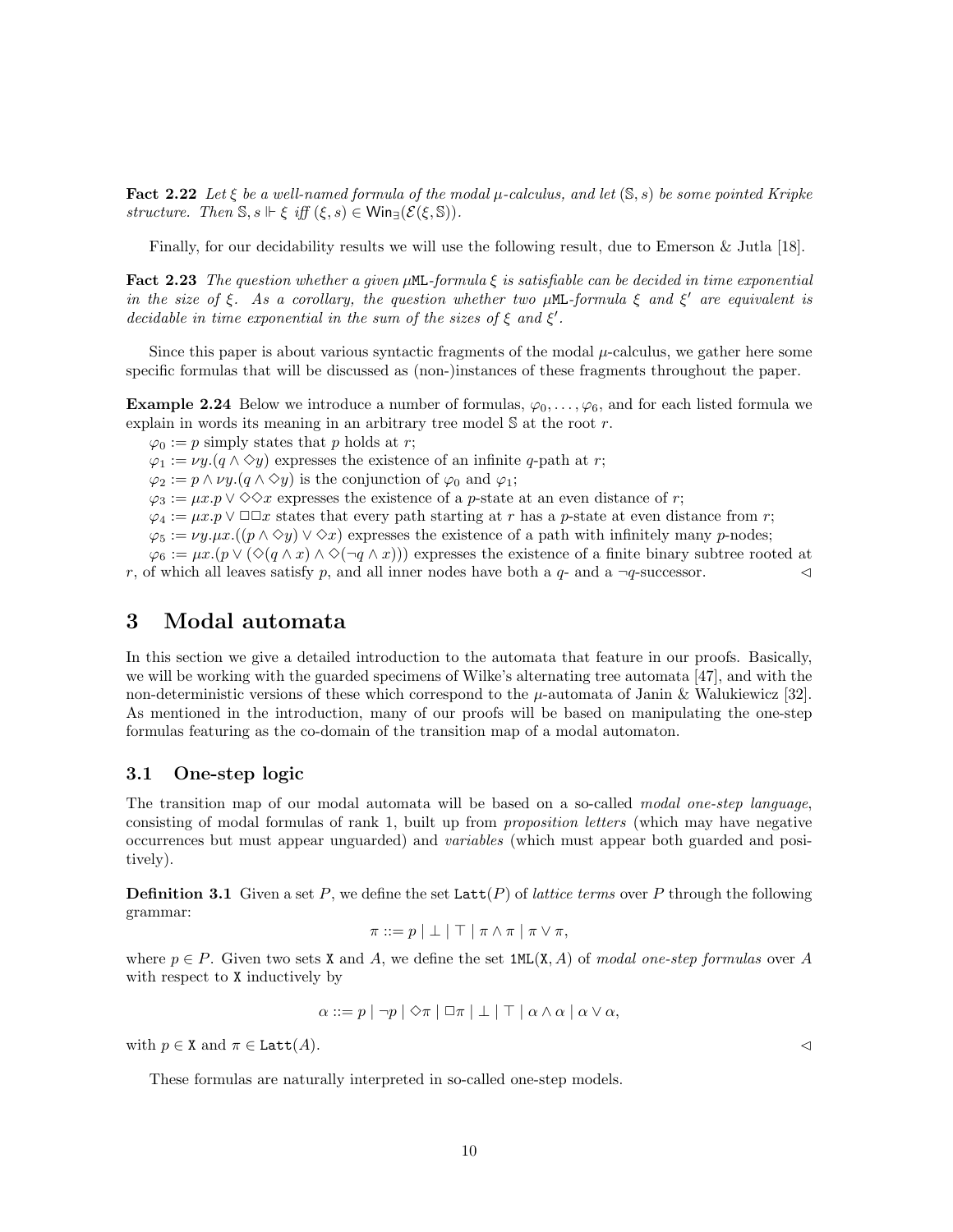**Fact 2.22** *Let $\xi$ be a well-named formula of the modal $\mu$-calculus, and let $(\mathbb{S}, s)$ be some pointed Kripke structure. Then $\mathbb{S}, s \Vdash \xi$ iff $(\xi, s) \in \mathsf{Win}_{\exists}(\mathcal{E}(\xi, \mathbb{S}))$.*

Finally, for our decidability results we will use the following result, due to Emerson & Jutla [18].

**Fact 2.23** *The question whether a given $\mu$ML-formula $\xi$ is satisfiable can be decided in time exponential in the size of $\xi$. As a corollary, the question whether two $\mu$ML-formula $\xi$ and $\xi'$ are equivalent is decidable in time exponential in the sum of the sizes of $\xi$ and $\xi'$.*

Since this paper is about various syntactic fragments of the modal $\mu$-calculus, we gather here some specific formulas that will be discussed as (non-)instances of these fragments throughout the paper.

**Example 2.24** Below we introduce a number of formulas, $\varphi_0, \ldots, \varphi_6$, and for each listed formula we explain in words its meaning in an arbitrary tree model $\mathbb{S}$ at the root $r$.

$\varphi_0 := p$ simply states that $p$ holds at $r$;
$\varphi_1 := \nu y.(q \wedge \Diamond y)$ expresses the existence of an infinite $q$-path at $r$;
$\varphi_2 := p \wedge \nu y.(q \wedge \Diamond y)$ is the conjunction of $\varphi_0$ and $\varphi_1$;
$\varphi_3 := \mu x.p \vee \Diamond\Diamond x$ expresses the existence of a $p$-state at an even distance of $r$;
$\varphi_4 := \mu x.p \vee \Box\Box x$ states that every path starting at $r$ has a $p$-state at even distance from $r$;
$\varphi_5 := \nu y.\mu x.((p \wedge \Diamond y) \vee \Diamond x)$ expresses the existence of a path with infinitely many $p$-nodes;
$\varphi_6 := \mu x.(p \vee (\Diamond(q \wedge x) \wedge \Diamond(\neg q \wedge x)))$ expresses the existence of a finite binary subtree rooted at $r$, of which all leaves satisfy $p$, and all inner nodes have both a $q$- and a $\neg q$-successor. $\triangleleft$

# 3 Modal automata

In this section we give a detailed introduction to the automata that feature in our proofs. Basically, we will be working with the guarded specimens of Wilke's alternating tree automata [47], and with the non-deterministic versions of these which correspond to the $\mu$-automata of Janin & Walukiewicz [32]. As mentioned in the introduction, many of our proofs will be based on manipulating the one-step formulas featuring as the co-domain of the transition map of a modal automaton.

## 3.1 One-step logic

The transition map of our modal automata will be based on a so-called *modal one-step language*, consisting of modal formulas of rank 1, built up from *proposition letters* (which may have negative occurrences but must appear unguarded) and *variables* (which must appear both guarded and positively).

**Definition 3.1** Given a set $P$, we define the set $\mathtt{Latt}(P)$ of *lattice terms* over $P$ through the following grammar:

$$\pi ::= p \mid \bot \mid \top \mid \pi \wedge \pi \mid \pi \vee \pi,$$

where $p \in P$. Given two sets $\mathtt{X}$ and $A$, we define the set $\mathtt{1ML}(\mathtt{X}, A)$ of *modal one-step formulas* over $A$ with respect to $\mathtt{X}$ inductively by

$$\alpha ::= p \mid \neg p \mid \Diamond\pi \mid \Box\pi \mid \bot \mid \top \mid \alpha \wedge \alpha \mid \alpha \vee \alpha,$$

with $p \in \mathtt{X}$ and $\pi \in \mathtt{Latt}(A)$. $\triangleleft$

These formulas are naturally interpreted in so-called one-step models.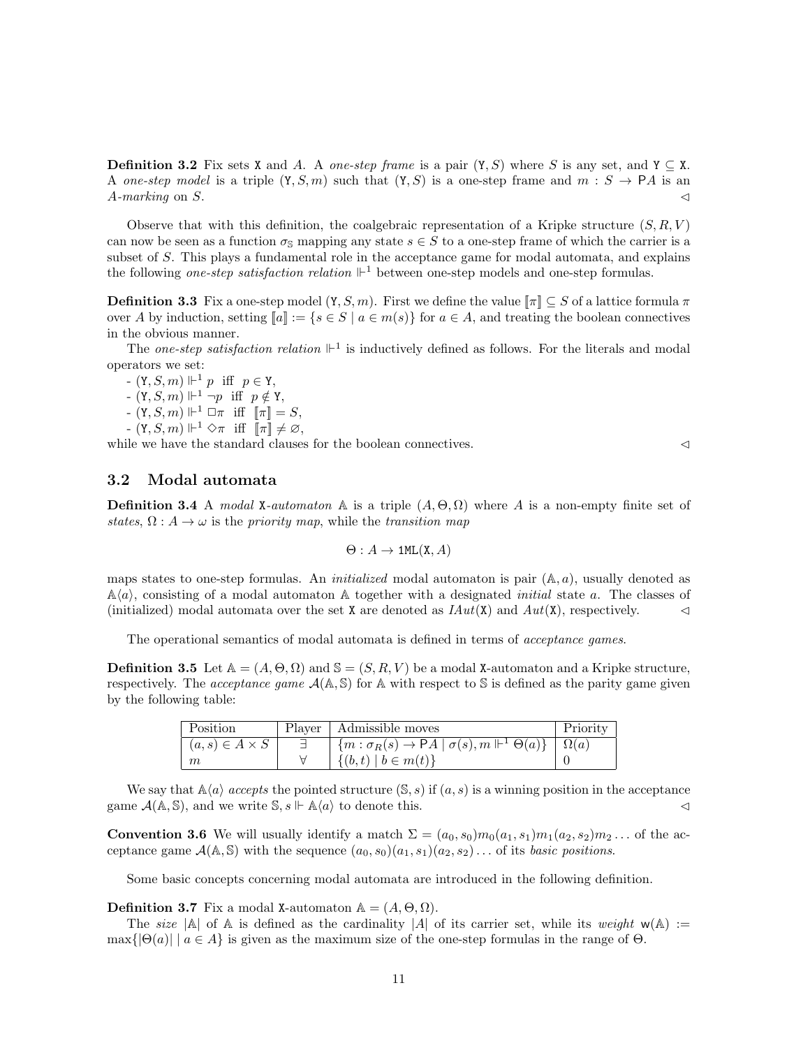**Definition 3.2** Fix sets $\mathtt{X}$ and $A$. A *one-step frame* is a pair $(\mathtt{Y}, S)$ where $S$ is any set, and $\mathtt{Y} \subseteq \mathtt{X}$. A *one-step model* is a triple $(\mathtt{Y}, S, m)$ such that $(\mathtt{Y}, S)$ is a one-step frame and $m : S \to \mathsf{P}A$ is an *A-marking* on $S$. $\lhd$

Observe that with this definition, the coalgebraic representation of a Kripke structure $(S, R, V)$ can now be seen as a function $\sigma_{\mathbb{S}}$ mapping any state $s \in S$ to a one-step frame of which the carrier is a subset of $S$. This plays a fundamental role in the acceptance game for modal automata, and explains the following *one-step satisfaction relation* $\Vdash^1$ between one-step models and one-step formulas.

**Definition 3.3** Fix a one-step model $(\mathtt{Y}, S, m)$. First we define the value $[\![\pi]\!] \subseteq S$ of a lattice formula $\pi$ over $A$ by induction, setting $[\![a]\!] := \{s \in S \mid a \in m(s)\}$ for $a \in A$, and treating the boolean connectives in the obvious manner.

The *one-step satisfaction relation* $\Vdash^1$ is inductively defined as follows. For the literals and modal operators we set:

- $(\mathtt{Y}, S, m) \Vdash^1 p$ iff $p \in \mathtt{Y}$,
- $(\mathtt{Y}, S, m) \Vdash^1 \neg p$ iff $p \notin \mathtt{Y}$,
- $(\mathtt{Y}, S, m) \Vdash^1 \Box\pi$ iff $[\![\pi]\!] = S$,
- $(\mathtt{Y}, S, m) \Vdash^1 \Diamond\pi$ iff $[\![\pi]\!] \neq \varnothing$,

while we have the standard clauses for the boolean connectives. $\lhd$

## 3.2 Modal automata

**Definition 3.4** A *modal* $\mathtt{X}$*-automaton* $\mathbb{A}$ is a triple $(A, \Theta, \Omega)$ where $A$ is a non-empty finite set of *states*, $\Omega : A \to \omega$ is the *priority map*, while the *transition map*

$$\Theta : A \to \mathtt{1ML}(\mathtt{X}, A)$$

maps states to one-step formulas. An *initialized* modal automaton is pair $(\mathbb{A}, a)$, usually denoted as $\mathbb{A}\langle a\rangle$, consisting of a modal automaton $\mathbb{A}$ together with a designated *initial* state $a$. The classes of (initialized) modal automata over the set $\mathtt{X}$ are denoted as $IAut(\mathtt{X})$ and $Aut(\mathtt{X})$, respectively. $\lhd$

The operational semantics of modal automata is defined in terms of *acceptance games*.

**Definition 3.5** Let $\mathbb{A} = (A, \Theta, \Omega)$ and $\mathbb{S} = (S, R, V)$ be a modal $\mathtt{X}$-automaton and a Kripke structure, respectively. The *acceptance game* $\mathcal{A}(\mathbb{A}, \mathbb{S})$ for $\mathbb{A}$ with respect to $\mathbb{S}$ is defined as the parity game given by the following table:

| Position | Player | Admissible moves | Priority |
|---|---|---|---|
| $(a, s) \in A \times S$ | $\exists$ | $\{m : \sigma_R(s) \to \mathsf{P}A \mid \sigma(s), m \Vdash^1 \Theta(a)\}$ | $\Omega(a)$ |
| $m$ | $\forall$ | $\{(b, t) \mid b \in m(t)\}$ | $0$ |

We say that $\mathbb{A}\langle a\rangle$ *accepts* the pointed structure $(\mathbb{S}, s)$ if $(a, s)$ is a winning position in the acceptance game $\mathcal{A}(\mathbb{A}, \mathbb{S})$, and we write $\mathbb{S}, s \Vdash \mathbb{A}\langle a\rangle$ to denote this. $\lhd$

**Convention 3.6** We will usually identify a match $\Sigma = (a_0, s_0)m_0(a_1, s_1)m_1(a_2, s_2)m_2 \ldots$ of the acceptance game $\mathcal{A}(\mathbb{A}, \mathbb{S})$ with the sequence $(a_0, s_0)(a_1, s_1)(a_2, s_2) \ldots$ of its *basic positions*.

Some basic concepts concerning modal automata are introduced in the following definition.

**Definition 3.7** Fix a modal $\mathtt{X}$-automaton $\mathbb{A} = (A, \Theta, \Omega)$.

The *size* $|\mathbb{A}|$ of $\mathbb{A}$ is defined as the cardinality $|A|$ of its carrier set, while its *weight* $\mathsf{w}(\mathbb{A}) := \max\{|\Theta(a)| \mid a \in A\}$ is given as the maximum size of the one-step formulas in the range of $\Theta$.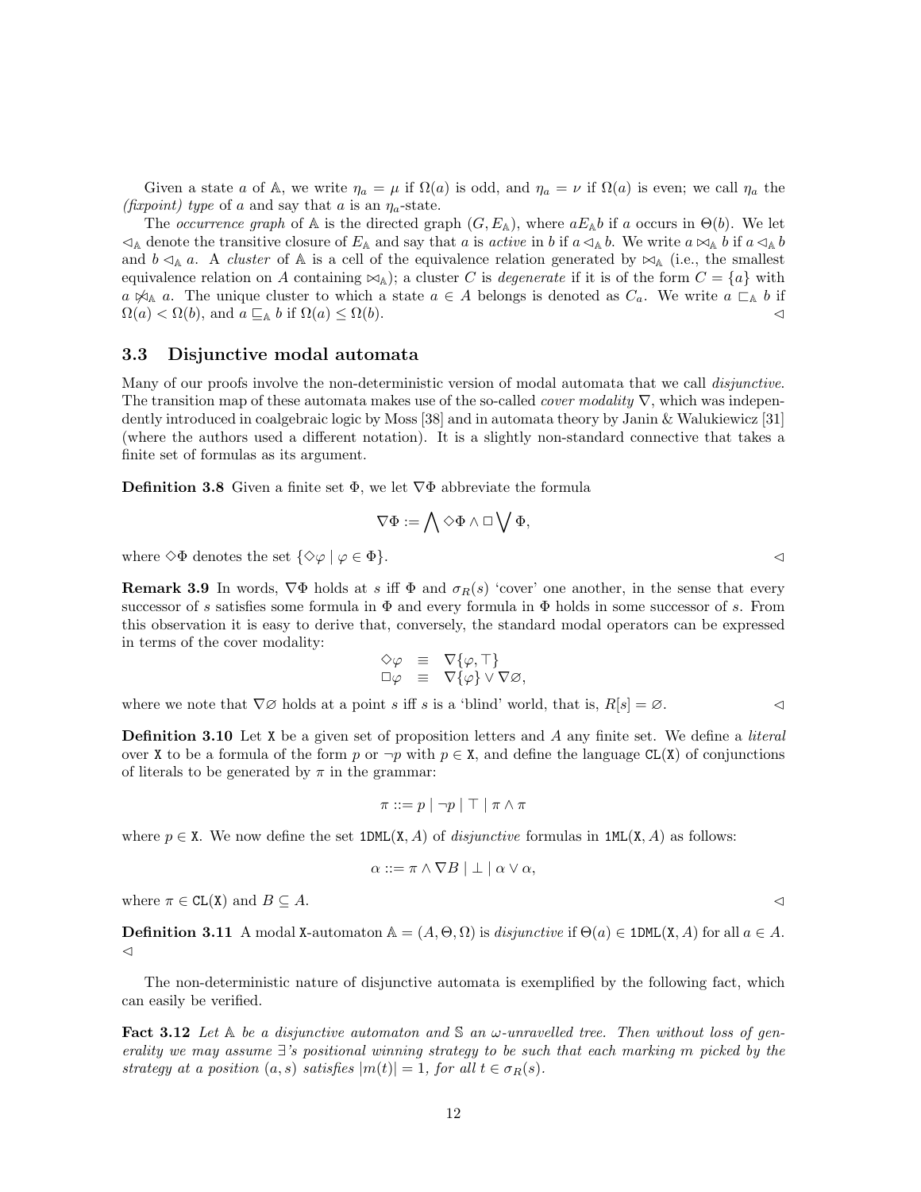Given a state $a$ of $\mathbb{A}$, we write $\eta_a = \mu$ if $\Omega(a)$ is odd, and $\eta_a = \nu$ if $\Omega(a)$ is even; we call $\eta_a$ the *(fixpoint) type* of $a$ and say that $a$ is an $\eta_a$-state.

The *occurrence graph* of $\mathbb{A}$ is the directed graph $(G, E_{\mathbb{A}})$, where $aE_{\mathbb{A}}b$ if $a$ occurs in $\Theta(b)$. We let $\lhd_{\mathbb{A}}$ denote the transitive closure of $E_{\mathbb{A}}$ and say that $a$ is *active* in $b$ if $a \lhd_{\mathbb{A}} b$. We write $a \bowtie_{\mathbb{A}} b$ if $a \lhd_{\mathbb{A}} b$ and $b \lhd_{\mathbb{A}} a$. A *cluster* of $\mathbb{A}$ is a cell of the equivalence relation generated by $\bowtie_{\mathbb{A}}$ (i.e., the smallest equivalence relation on $A$ containing $\bowtie_{\mathbb{A}}$); a cluster $C$ is *degenerate* if it is of the form $C = \{a\}$ with $a \not\bowtie_{\mathbb{A}} a$. The unique cluster to which a state $a \in A$ belongs is denoted as $C_a$. We write $a \sqsubset_{\mathbb{A}} b$ if $\Omega(a) < \Omega(b)$, and $a \sqsubseteq_{\mathbb{A}} b$ if $\Omega(a) \leq \Omega(b)$. $\lhd$

### 3.3 Disjunctive modal automata

Many of our proofs involve the non-deterministic version of modal automata that we call *disjunctive*. The transition map of these automata makes use of the so-called *cover modality* $\nabla$, which was independently introduced in coalgebraic logic by Moss [38] and in automata theory by Janin & Walukiewicz [31] (where the authors used a different notation). It is a slightly non-standard connective that takes a finite set of formulas as its argument.

**Definition 3.8** Given a finite set $\Phi$, we let $\nabla\Phi$ abbreviate the formula

$$\nabla\Phi := \bigwedge \Diamond\Phi \wedge \Box \bigvee \Phi,$$

where $\Diamond\Phi$ denotes the set $\{\Diamond\varphi \mid \varphi \in \Phi\}$. $\lhd$

**Remark 3.9** In words, $\nabla\Phi$ holds at $s$ iff $\Phi$ and $\sigma_R(s)$ 'cover' one another, in the sense that every successor of $s$ satisfies some formula in $\Phi$ and every formula in $\Phi$ holds in some successor of $s$. From this observation it is easy to derive that, conversely, the standard modal operators can be expressed in terms of the cover modality:

$$\begin{array}{lcl}\Diamond\varphi & \equiv & \nabla\{\varphi, \top\} \\ \Box\varphi & \equiv & \nabla\{\varphi\} \vee \nabla\varnothing,\end{array}$$

where we note that $\nabla\varnothing$ holds at a point $s$ iff $s$ is a 'blind' world, that is, $R[s] = \varnothing$. $\lhd$

**Definition 3.10** Let $\mathtt{X}$ be a given set of proposition letters and $A$ any finite set. We define a *literal* over $\mathtt{X}$ to be a formula of the form $p$ or $\neg p$ with $p \in \mathtt{X}$, and define the language $\mathtt{CL}(\mathtt{X})$ of conjunctions of literals to be generated by $\pi$ in the grammar:

$$\pi ::= p \mid \neg p \mid \top \mid \pi \wedge \pi$$

where $p \in \mathtt{X}$. We now define the set $\mathtt{1DML}(\mathtt{X}, A)$ of *disjunctive* formulas in $\mathtt{1ML}(\mathtt{X}, A)$ as follows:

$$\alpha ::= \pi \wedge \nabla B \mid \bot \mid \alpha \vee \alpha,$$

where $\pi \in \mathtt{CL}(\mathtt{X})$ and $B \subseteq A$. $\lhd$

**Definition 3.11** A modal $\mathtt{X}$-automaton $\mathbb{A} = (A, \Theta, \Omega)$ is *disjunctive* if $\Theta(a) \in \mathtt{1DML}(\mathtt{X}, A)$ for all $a \in A$. $\lhd$

The non-deterministic nature of disjunctive automata is exemplified by the following fact, which can easily be verified.

**Fact 3.12** *Let $\mathbb{A}$ be a disjunctive automaton and $\mathbb{S}$ an $\omega$-unravelled tree. Then without loss of generality we may assume $\exists$'s positional winning strategy to be such that each marking $m$ picked by the strategy at a position $(a, s)$ satisfies $|m(t)| = 1$, for all $t \in \sigma_R(s)$.*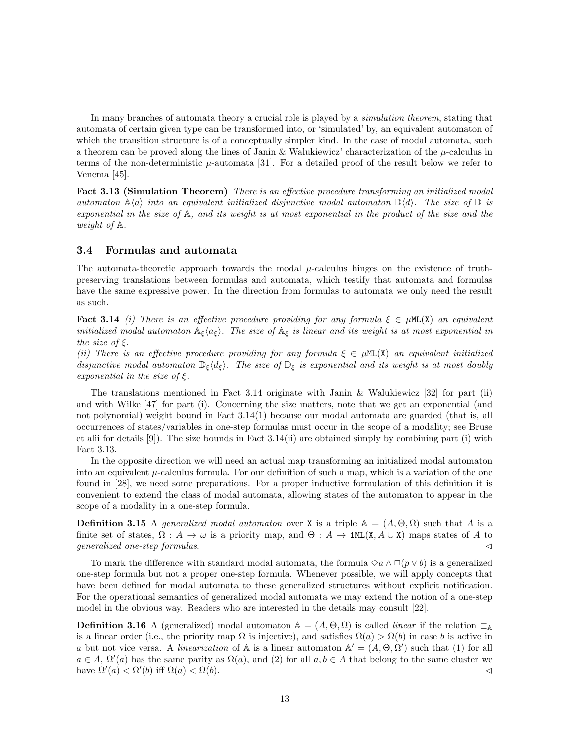In many branches of automata theory a crucial role is played by a *simulation theorem*, stating that automata of certain given type can be transformed into, or 'simulated' by, an equivalent automaton of which the transition structure is of a conceptually simpler kind. In the case of modal automata, such a theorem can be proved along the lines of Janin & Walukiewicz' characterization of the $\mu$-calculus in terms of the non-deterministic $\mu$-automata [31]. For a detailed proof of the result below we refer to Venema [45].

**Fact 3.13 (Simulation Theorem)** *There is an effective procedure transforming an initialized modal automaton $\mathbb{A}\langle a\rangle$ into an equivalent initialized disjunctive modal automaton $\mathbb{D}\langle d\rangle$. The size of $\mathbb{D}$ is exponential in the size of $\mathbb{A}$, and its weight is at most exponential in the product of the size and the weight of $\mathbb{A}$.*

### 3.4 Formulas and automata

The automata-theoretic approach towards the modal $\mu$-calculus hinges on the existence of truth-preserving translations between formulas and automata, which testify that automata and formulas have the same expressive power. In the direction from formulas to automata we only need the result as such.

**Fact 3.14** *(i) There is an effective procedure providing for any formula $\xi \in \mu\mathtt{ML}(\mathtt{X})$ an equivalent initialized modal automaton $\mathbb{A}_\xi\langle a_\xi\rangle$. The size of $\mathbb{A}_\xi$ is linear and its weight is at most exponential in the size of $\xi$.*
*(ii) There is an effective procedure providing for any formula $\xi \in \mu\mathtt{ML}(\mathtt{X})$ an equivalent initialized disjunctive modal automaton $\mathbb{D}_\xi\langle d_\xi\rangle$. The size of $\mathbb{D}_\xi$ is exponential and its weight is at most doubly exponential in the size of $\xi$.*

The translations mentioned in Fact 3.14 originate with Janin & Walukiewicz [32] for part (ii) and with Wilke [47] for part (i). Concerning the size matters, note that we get an exponential (and not polynomial) weight bound in Fact 3.14(1) because our modal automata are guarded (that is, all occurrences of states/variables in one-step formulas must occur in the scope of a modality; see Bruse et alii for details [9]). The size bounds in Fact 3.14(ii) are obtained simply by combining part (i) with Fact 3.13.

In the opposite direction we will need an actual map transforming an initialized modal automaton into an equivalent $\mu$-calculus formula. For our definition of such a map, which is a variation of the one found in [28], we need some preparations. For a proper inductive formulation of this definition it is convenient to extend the class of modal automata, allowing states of the automaton to appear in the scope of a modality in a one-step formula.

**Definition 3.15** A *generalized modal automaton* over $\mathtt{X}$ is a triple $\mathbb{A} = (A, \Theta, \Omega)$ such that $A$ is a finite set of states, $\Omega : A \to \omega$ is a priority map, and $\Theta : A \to \mathtt{1ML}(\mathtt{X}, A \cup \mathtt{X})$ maps states of $A$ to *generalized one-step formulas*. $\triangleleft$

To mark the difference with standard modal automata, the formula $\Diamond a \land \Box(p \lor b)$ is a generalized one-step formula but not a proper one-step formula. Whenever possible, we will apply concepts that have been defined for modal automata to these generalized structures without explicit notification. For the operational semantics of generalized modal automata we may extend the notion of a one-step model in the obvious way. Readers who are interested in the details may consult [22].

**Definition 3.16** A (generalized) modal automaton $\mathbb{A} = (A, \Theta, \Omega)$ is called *linear* if the relation $\sqsubset_{\mathbb{A}}$ is a linear order (i.e., the priority map $\Omega$ is injective), and satisfies $\Omega(a) > \Omega(b)$ in case $b$ is active in $a$ but not vice versa. A *linearization* of $\mathbb{A}$ is a linear automaton $\mathbb{A}' = (A, \Theta, \Omega')$ such that (1) for all $a \in A$, $\Omega'(a)$ has the same parity as $\Omega(a)$, and (2) for all $a, b \in A$ that belong to the same cluster we have $\Omega'(a) < \Omega'(b)$ iff $\Omega(a) < \Omega(b)$. $\triangleleft$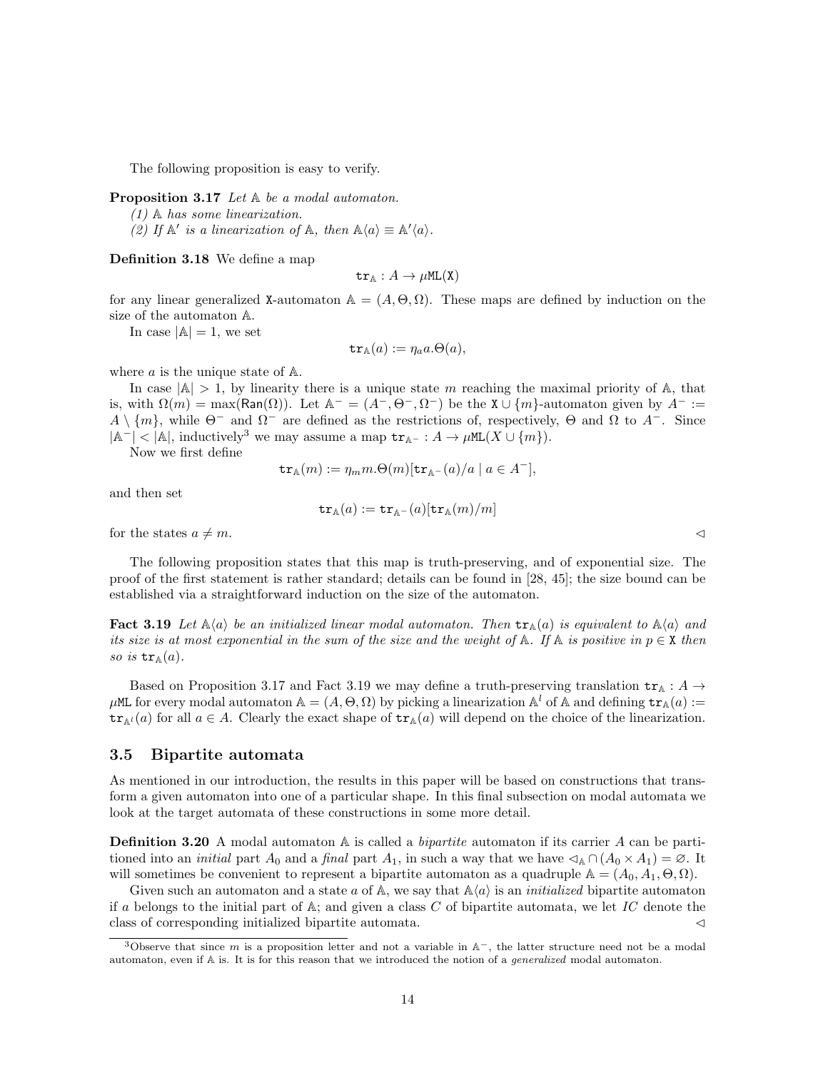The following proposition is easy to verify.

**Proposition 3.17** *Let $\mathbb{A}$ be a modal automaton.*

*(1) $\mathbb{A}$ has some linearization.*

*(2) If $\mathbb{A}'$ is a linearization of $\mathbb{A}$, then $\mathbb{A}\langle a\rangle \equiv \mathbb{A}'\langle a\rangle$.*

**Definition 3.18** We define a map

$$\mathtt{tr}_{\mathbb{A}} : A \to \mu\mathtt{ML}(\mathtt{X})$$

for any linear generalized $\mathtt{X}$-automaton $\mathbb{A} = (A, \Theta, \Omega)$. These maps are defined by induction on the size of the automaton $\mathbb{A}$.

In case $|\mathbb{A}| = 1$, we set

$$\mathtt{tr}_{\mathbb{A}}(a) := \eta_a a.\Theta(a),$$

where $a$ is the unique state of $\mathbb{A}$.

In case $|\mathbb{A}| > 1$, by linearity there is a unique state $m$ reaching the maximal priority of $\mathbb{A}$, that is, with $\Omega(m) = \max(\mathsf{Ran}(\Omega))$. Let $\mathbb{A}^- = (A^-, \Theta^-, \Omega^-)$ be the $\mathtt{X} \cup \{m\}$-automaton given by $A^- := A \setminus \{m\}$, while $\Theta^-$ and $\Omega^-$ are defined as the restrictions of, respectively, $\Theta$ and $\Omega$ to $A^-$. Since $|\mathbb{A}^-| < |\mathbb{A}|$, inductively[3] we may assume a map $\mathtt{tr}_{\mathbb{A}^-} : A \to \mu\mathtt{ML}(X \cup \{m\})$.

Now we first define

$$\mathtt{tr}_{\mathbb{A}}(m) := \eta_m m.\Theta(m)[\mathtt{tr}_{\mathbb{A}^-}(a)/a \mid a \in A^-],$$

and then set

$$\mathtt{tr}_{\mathbb{A}}(a) := \mathtt{tr}_{\mathbb{A}^-}(a)[\mathtt{tr}_{\mathbb{A}}(m)/m]$$

for the states $a \neq m$. $\lhd$

The following proposition states that this map is truth-preserving, and of exponential size. The proof of the first statement is rather standard; details can be found in [28, 45]; the size bound can be established via a straightforward induction on the size of the automaton.

**Fact 3.19** *Let $\mathbb{A}\langle a\rangle$ be an initialized linear modal automaton. Then $\mathtt{tr}_{\mathbb{A}}(a)$ is equivalent to $\mathbb{A}\langle a\rangle$ and its size is at most exponential in the sum of the size and the weight of $\mathbb{A}$. If $\mathbb{A}$ is positive in $p \in \mathtt{X}$ then so is $\mathtt{tr}_{\mathbb{A}}(a)$.*

Based on Proposition 3.17 and Fact 3.19 we may define a truth-preserving translation $\mathtt{tr}_{\mathbb{A}} : A \to \mu\mathtt{ML}$ for every modal automaton $\mathbb{A} = (A, \Theta, \Omega)$ by picking a linearization $\mathbb{A}^l$ of $\mathbb{A}$ and defining $\mathtt{tr}_{\mathbb{A}}(a) := \mathtt{tr}_{\mathbb{A}^l}(a)$ for all $a \in A$. Clearly the exact shape of $\mathtt{tr}_{\mathbb{A}}(a)$ will depend on the choice of the linearization.

## 3.5 Bipartite automata

As mentioned in our introduction, the results in this paper will be based on constructions that transform a given automaton into one of a particular shape. In this final subsection on modal automata we look at the target automata of these constructions in some more detail.

**Definition 3.20** A modal automaton $\mathbb{A}$ is called a *bipartite* automaton if its carrier $A$ can be partitioned into an *initial* part $A_0$ and a *final* part $A_1$, in such a way that we have $\lhd_{\mathbb{A}} \cap (A_0 \times A_1) = \varnothing$. It will sometimes be convenient to represent a bipartite automaton as a quadruple $\mathbb{A} = (A_0, A_1, \Theta, \Omega)$.

Given such an automaton and a state $a$ of $\mathbb{A}$, we say that $\mathbb{A}\langle a\rangle$ is an *initialized* bipartite automaton if $a$ belongs to the initial part of $\mathbb{A}$; and given a class $C$ of bipartite automata, we let $IC$ denote the class of corresponding initialized bipartite automata. $\lhd$

---

[3] Observe that since $m$ is a proposition letter and not a variable in $\mathbb{A}^-$, the latter structure need not be a modal automaton, even if $\mathbb{A}$ is. It is for this reason that we introduced the notion of a *generalized* modal automaton.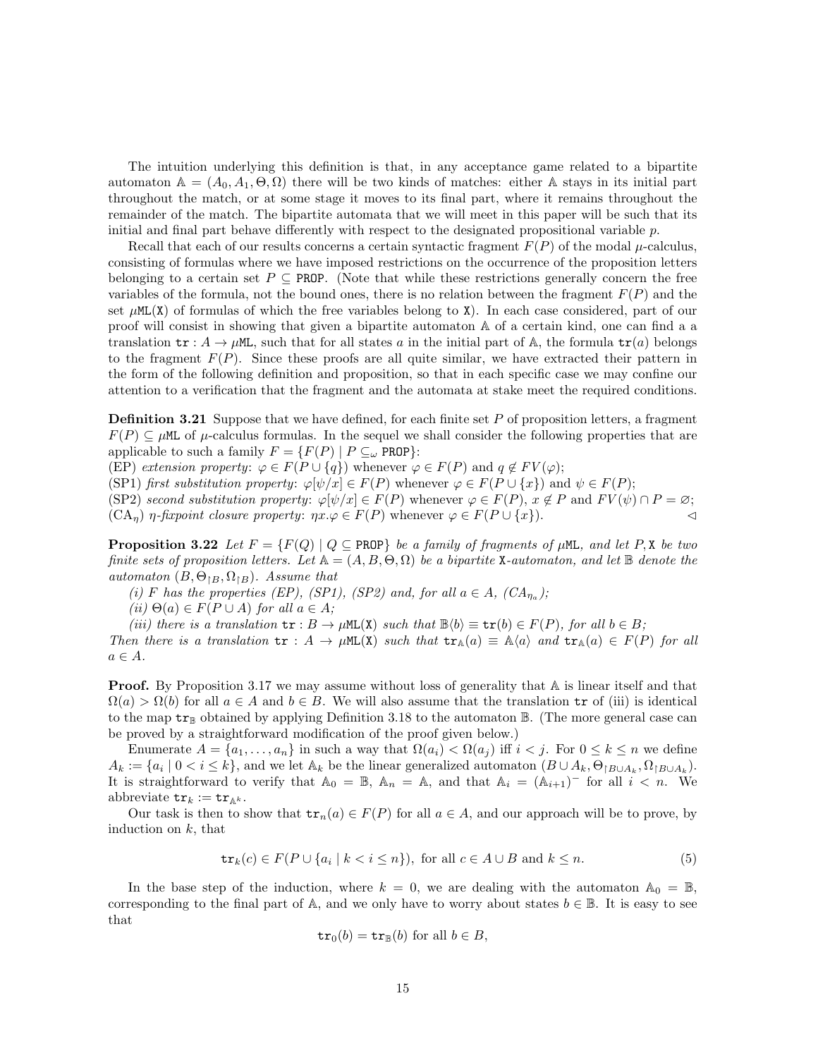The intuition underlying this definition is that, in any acceptance game related to a bipartite automaton $\mathbb{A} = (A_0, A_1, \Theta, \Omega)$ there will be two kinds of matches: either $\mathbb{A}$ stays in its initial part throughout the match, or at some stage it moves to its final part, where it remains throughout the remainder of the match. The bipartite automata that we will meet in this paper will be such that its initial and final part behave differently with respect to the designated propositional variable $p$.

Recall that each of our results concerns a certain syntactic fragment $F(P)$ of the modal $\mu$-calculus, consisting of formulas where we have imposed restrictions on the occurrence of the proposition letters belonging to a certain set $P \subseteq \mathtt{PROP}$. (Note that while these restrictions generally concern the free variables of the formula, not the bound ones, there is no relation between the fragment $F(P)$ and the set $\mu\mathtt{ML}(\mathtt{X})$ of formulas of which the free variables belong to $\mathtt{X}$). In each case considered, part of our proof will consist in showing that given a bipartite automaton $\mathbb{A}$ of a certain kind, one can find a a translation $\mathtt{tr} : A \to \mu\mathtt{ML}$, such that for all states $a$ in the initial part of $\mathbb{A}$, the formula $\mathtt{tr}(a)$ belongs to the fragment $F(P)$. Since these proofs are all quite similar, we have extracted their pattern in the form of the following definition and proposition, so that in each specific case we may confine our attention to a verification that the fragment and the automata at stake meet the required conditions.

**Definition 3.21** Suppose that we have defined, for each finite set $P$ of proposition letters, a fragment $F(P) \subseteq \mu\mathtt{ML}$ of $\mu$-calculus formulas. In the sequel we shall consider the following properties that are applicable to such a family $F = \{F(P) \mid P \subseteq_\omega \mathtt{PROP}\}$:
(EP) *extension property*: $\varphi \in F(P \cup \{q\})$ whenever $\varphi \in F(P)$ and $q \notin FV(\varphi)$;
(SP1) *first substitution property*: $\varphi[\psi/x] \in F(P)$ whenever $\varphi \in F(P \cup \{x\})$ and $\psi \in F(P)$;
(SP2) *second substitution property*: $\varphi[\psi/x] \in F(P)$ whenever $\varphi \in F(P)$, $x \notin P$ and $FV(\psi) \cap P = \varnothing$;
(CA$_\eta$) *$\eta$-fixpoint closure property*: $\eta x.\varphi \in F(P)$ whenever $\varphi \in F(P \cup \{x\})$. ◁

**Proposition 3.22** *Let $F = \{F(Q) \mid Q \subseteq \mathtt{PROP}\}$ be a family of fragments of $\mu\mathtt{ML}$, and let $P, \mathtt{X}$ be two finite sets of proposition letters. Let $\mathbb{A} = (A, B, \Theta, \Omega)$ be a bipartite $\mathtt{X}$-automaton, and let $\mathbb{B}$ denote the automaton $(B, \Theta_{\restriction B}, \Omega_{\restriction B})$. Assume that*

*(i) $F$ has the properties (EP), (SP1), (SP2) and, for all $a \in A$, (CA$_{\eta_a}$);*

*(ii) $\Theta(a) \in F(P \cup A)$ for all $a \in A$;*

*(iii) there is a translation $\mathtt{tr} : B \to \mu\mathtt{ML}(\mathtt{X})$ such that $\mathbb{B}\langle b\rangle \equiv \mathtt{tr}(b) \in F(P)$, for all $b \in B$;*

*Then there is a translation $\mathtt{tr} : A \to \mu\mathtt{ML}(\mathtt{X})$ such that $\mathtt{tr}_{\mathbb{A}}(a) \equiv \mathbb{A}\langle a\rangle$ and $\mathtt{tr}_{\mathbb{A}}(a) \in F(P)$ for all $a \in A$.*

**Proof.** By Proposition 3.17 we may assume without loss of generality that $\mathbb{A}$ is linear itself and that $\Omega(a) > \Omega(b)$ for all $a \in A$ and $b \in B$. We will also assume that the translation $\mathtt{tr}$ of (iii) is identical to the map $\mathtt{tr}_{\mathbb{B}}$ obtained by applying Definition 3.18 to the automaton $\mathbb{B}$. (The more general case can be proved by a straightforward modification of the proof given below.)

Enumerate $A = \{a_1, \ldots, a_n\}$ in such a way that $\Omega(a_i) < \Omega(a_j)$ iff $i < j$. For $0 \leq k \leq n$ we define $A_k := \{a_i \mid 0 < i \leq k\}$, and we let $\mathbb{A}_k$ be the linear generalized automaton $(B \cup A_k, \Theta_{\restriction B \cup A_k}, \Omega_{\restriction B \cup A_k})$. It is straightforward to verify that $\mathbb{A}_0 = \mathbb{B}$, $\mathbb{A}_n = \mathbb{A}$, and that $\mathbb{A}_i = (\mathbb{A}_{i+1})^-$ for all $i < n$. We abbreviate $\mathtt{tr}_k := \mathtt{tr}_{\mathbb{A}^k}$.

Our task is then to show that $\mathtt{tr}_n(a) \in F(P)$ for all $a \in A$, and our approach will be to prove, by induction on $k$, that

$$\mathtt{tr}_k(c) \in F(P \cup \{a_i \mid k < i \leq n\}), \text{ for all } c \in A \cup B \text{ and } k \leq n. \tag{5}$$

In the base step of the induction, where $k = 0$, we are dealing with the automaton $\mathbb{A}_0 = \mathbb{B}$, corresponding to the final part of $\mathbb{A}$, and we only have to worry about states $b \in \mathbb{B}$. It is easy to see that

$$\mathtt{tr}_0(b) = \mathtt{tr}_{\mathbb{B}}(b) \text{ for all } b \in B,$$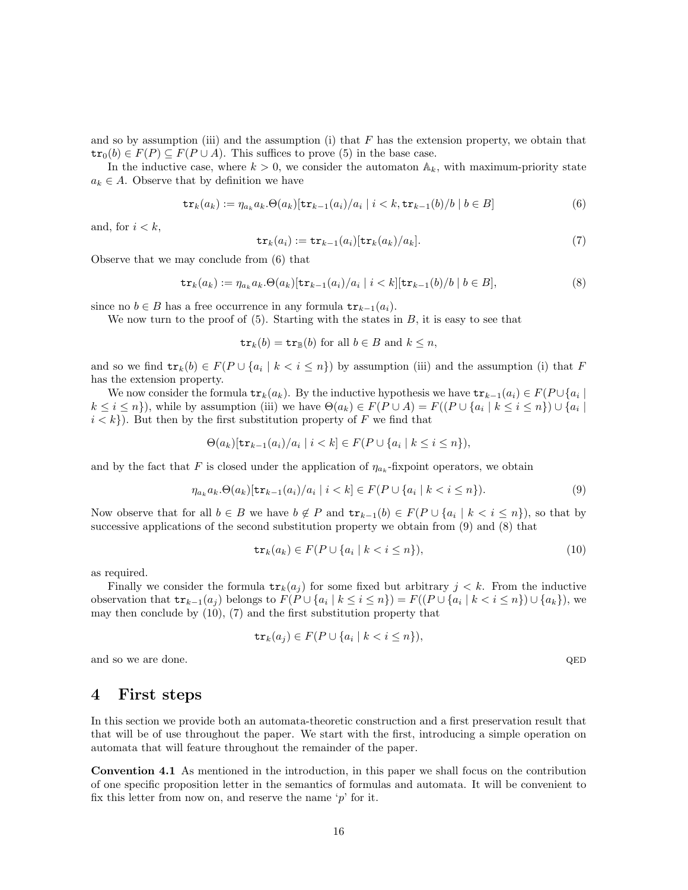and so by assumption (iii) and the assumption (i) that $F$ has the extension property, we obtain that $\mathtt{tr}_0(b) \in F(P) \subseteq F(P \cup A)$. This suffices to prove (5) in the base case.

In the inductive case, where $k > 0$, we consider the automaton $\mathbb{A}_k$, with maximum-priority state $a_k \in A$. Observe that by definition we have

$$\mathtt{tr}_k(a_k) := \eta_{a_k} a_k.\Theta(a_k)[\mathtt{tr}_{k-1}(a_i)/a_i \mid i < k, \mathtt{tr}_{k-1}(b)/b \mid b \in B] \tag{6}$$

and, for $i < k$,

$$\mathtt{tr}_k(a_i) := \mathtt{tr}_{k-1}(a_i)[\mathtt{tr}_k(a_k)/a_k]. \tag{7}$$

Observe that we may conclude from (6) that

$$\mathtt{tr}_k(a_k) := \eta_{a_k} a_k.\Theta(a_k)[\mathtt{tr}_{k-1}(a_i)/a_i \mid i < k][\mathtt{tr}_{k-1}(b)/b \mid b \in B], \tag{8}$$

since no $b \in B$ has a free occurrence in any formula $\mathtt{tr}_{k-1}(a_i)$.

We now turn to the proof of (5). Starting with the states in $B$, it is easy to see that

$$\mathtt{tr}_k(b) = \mathtt{tr}_{\mathbb{B}}(b) \text{ for all } b \in B \text{ and } k \leq n,$$

and so we find $\mathtt{tr}_k(b) \in F(P \cup \{a_i \mid k < i \leq n\})$ by assumption (iii) and the assumption (i) that $F$ has the extension property.

We now consider the formula $\mathtt{tr}_k(a_k)$. By the inductive hypothesis we have $\mathtt{tr}_{k-1}(a_i) \in F(P \cup \{a_i \mid k \leq i \leq n\})$, while by assumption (iii) we have $\Theta(a_k) \in F(P \cup A) = F((P \cup \{a_i \mid k \leq i \leq n\}) \cup \{a_i \mid i < k\})$. But then by the first substitution property of $F$ we find that

$$\Theta(a_k)[\mathtt{tr}_{k-1}(a_i)/a_i \mid i < k] \in F(P \cup \{a_i \mid k \leq i \leq n\}),$$

and by the fact that $F$ is closed under the application of $\eta_{a_k}$-fixpoint operators, we obtain

$$\eta_{a_k} a_k.\Theta(a_k)[\mathtt{tr}_{k-1}(a_i)/a_i \mid i < k] \in F(P \cup \{a_i \mid k < i \leq n\}). \tag{9}$$

Now observe that for all $b \in B$ we have $b \notin P$ and $\mathtt{tr}_{k-1}(b) \in F(P \cup \{a_i \mid k < i \leq n\})$, so that by successive applications of the second substitution property we obtain from (9) and (8) that

$$\mathtt{tr}_k(a_k) \in F(P \cup \{a_i \mid k < i \leq n\}), \tag{10}$$

as required.

Finally we consider the formula $\mathtt{tr}_k(a_j)$ for some fixed but arbitrary $j < k$. From the inductive observation that $\mathtt{tr}_{k-1}(a_j)$ belongs to $F(P \cup \{a_i \mid k \leq i \leq n\}) = F((P \cup \{a_i \mid k < i \leq n\}) \cup \{a_k\})$, we may then conclude by (10), (7) and the first substitution property that

$$\mathtt{tr}_k(a_j) \in F(P \cup \{a_i \mid k < i \leq n\}),$$

and so we are done. QED

# 4 First steps

In this section we provide both an automata-theoretic construction and a first preservation result that that will be of use throughout the paper. We start with the first, introducing a simple operation on automata that will feature throughout the remainder of the paper.

**Convention 4.1** As mentioned in the introduction, in this paper we shall focus on the contribution of one specific proposition letter in the semantics of formulas and automata. It will be convenient to fix this letter from now on, and reserve the name '$p$' for it.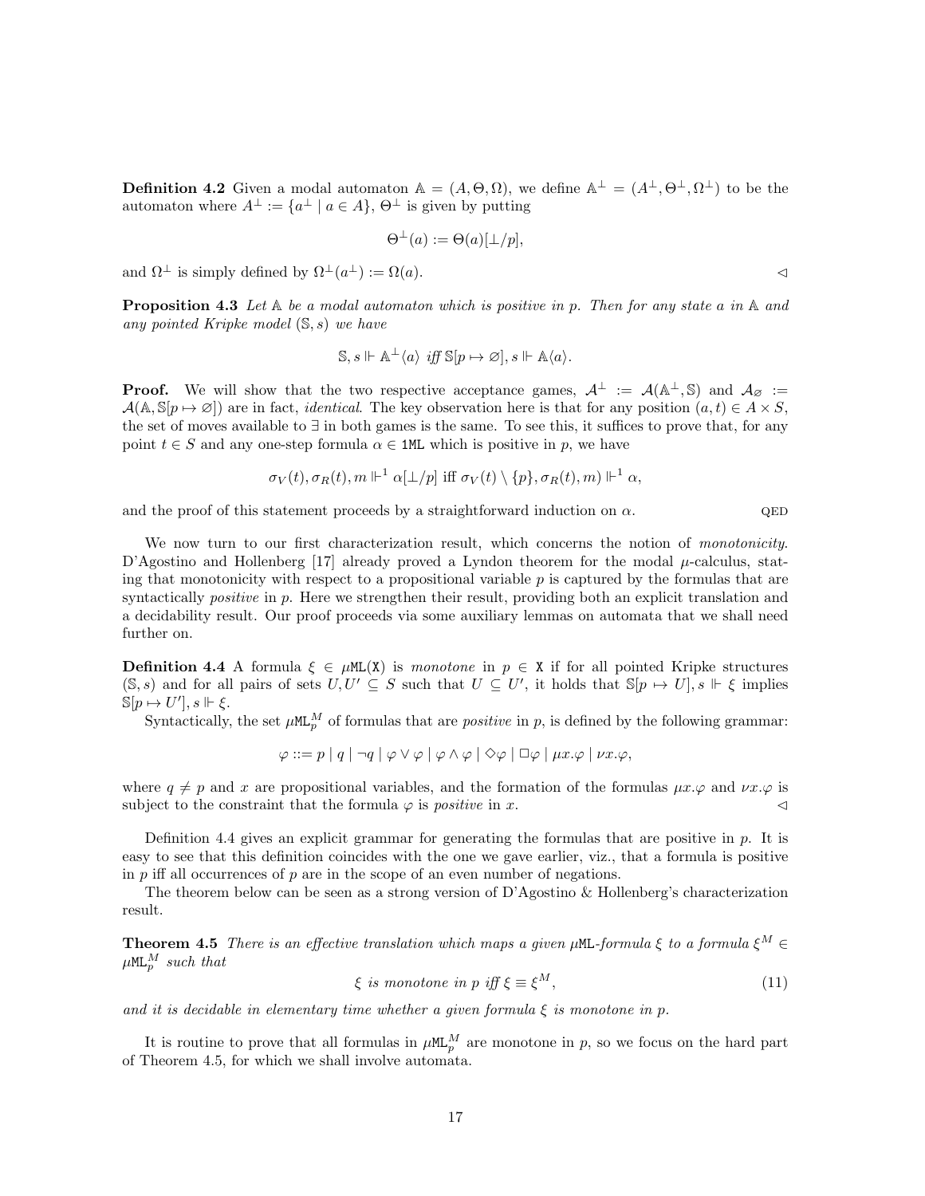**Definition 4.2** Given a modal automaton $\mathbb{A} = (A, \Theta, \Omega)$, we define $\mathbb{A}^\perp = (A^\perp, \Theta^\perp, \Omega^\perp)$ to be the automaton where $A^\perp := \{a^\perp \mid a \in A\}$, $\Theta^\perp$ is given by putting

$$\Theta^\perp(a) := \Theta(a)[\perp/p],$$

and $\Omega^\perp$ is simply defined by $\Omega^\perp(a^\perp) := \Omega(a)$. $\triangleleft$

**Proposition 4.3** *Let $\mathbb{A}$ be a modal automaton which is positive in $p$. Then for any state $a$ in $\mathbb{A}$ and any pointed Kripke model $(\mathbb{S}, s)$ we have*

$$\mathbb{S}, s \Vdash \mathbb{A}^\perp\langle a\rangle \text{ iff } \mathbb{S}[p \mapsto \varnothing], s \Vdash \mathbb{A}\langle a\rangle.$$

**Proof.** We will show that the two respective acceptance games, $\mathcal{A}^\perp := \mathcal{A}(\mathbb{A}^\perp, \mathbb{S})$ and $\mathcal{A}_\varnothing := \mathcal{A}(\mathbb{A}, \mathbb{S}[p \mapsto \varnothing])$ are in fact, *identical*. The key observation here is that for any position $(a, t) \in A \times S$, the set of moves available to $\exists$ in both games is the same. To see this, it suffices to prove that, for any point $t \in S$ and any one-step formula $\alpha \in \mathtt{1ML}$ which is positive in $p$, we have

$$\sigma_V(t), \sigma_R(t), m \Vdash^1 \alpha[\perp/p] \text{ iff } \sigma_V(t) \setminus \{p\}, \sigma_R(t), m) \Vdash^1 \alpha,$$

and the proof of this statement proceeds by a straightforward induction on $\alpha$. QED

We now turn to our first characterization result, which concerns the notion of *monotonicity*. D'Agostino and Hollenberg [17] already proved a Lyndon theorem for the modal $\mu$-calculus, stating that monotonicity with respect to a propositional variable $p$ is captured by the formulas that are syntactically *positive* in $p$. Here we strengthen their result, providing both an explicit translation and a decidability result. Our proof proceeds via some auxiliary lemmas on automata that we shall need further on.

**Definition 4.4** A formula $\xi \in \mu\mathtt{ML}(\mathtt{X})$ is *monotone* in $p \in \mathtt{X}$ if for all pointed Kripke structures $(\mathbb{S}, s)$ and for all pairs of sets $U, U' \subseteq S$ such that $U \subseteq U'$, it holds that $\mathbb{S}[p \mapsto U], s \Vdash \xi$ implies $\mathbb{S}[p \mapsto U'], s \Vdash \xi$.

Syntactically, the set $\mu\mathtt{ML}_p^M$ of formulas that are *positive* in $p$, is defined by the following grammar:

$$\varphi ::= p \mid q \mid \neg q \mid \varphi \vee \varphi \mid \varphi \wedge \varphi \mid \Diamond\varphi \mid \Box\varphi \mid \mu x.\varphi \mid \nu x.\varphi,$$

where $q \neq p$ and $x$ are propositional variables, and the formation of the formulas $\mu x.\varphi$ and $\nu x.\varphi$ is subject to the constraint that the formula $\varphi$ is *positive* in $x$. $\triangleleft$

Definition 4.4 gives an explicit grammar for generating the formulas that are positive in $p$. It is easy to see that this definition coincides with the one we gave earlier, viz., that a formula is positive in $p$ iff all occurrences of $p$ are in the scope of an even number of negations.

The theorem below can be seen as a strong version of D'Agostino & Hollenberg's characterization result.

**Theorem 4.5** *There is an effective translation which maps a given $\mu\mathtt{ML}$-formula $\xi$ to a formula $\xi^M \in \mu\mathtt{ML}_p^M$ such that*

$$\xi \text{ is monotone in } p \text{ iff } \xi \equiv \xi^M, \tag{11}$$

*and it is decidable in elementary time whether a given formula $\xi$ is monotone in $p$.*

It is routine to prove that all formulas in $\mu\mathtt{ML}_p^M$ are monotone in $p$, so we focus on the hard part of Theorem 4.5, for which we shall involve automata.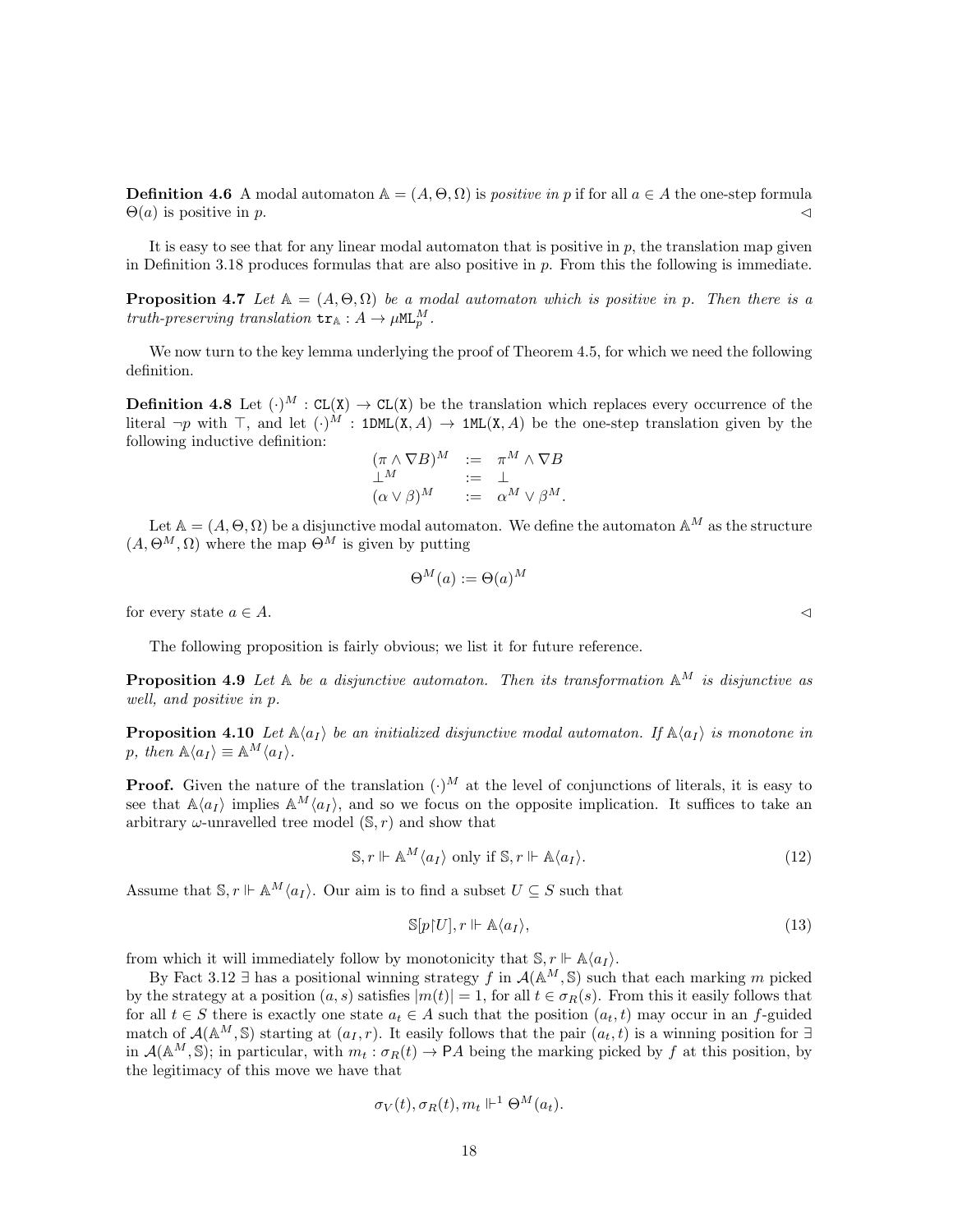**Definition 4.6** A modal automaton $\mathbb{A} = (A, \Theta, \Omega)$ is *positive in* $p$ if for all $a \in A$ the one-step formula $\Theta(a)$ is positive in $p$. $\lhd$

It is easy to see that for any linear modal automaton that is positive in $p$, the translation map given in Definition 3.18 produces formulas that are also positive in $p$. From this the following is immediate.

**Proposition 4.7** *Let $\mathbb{A} = (A, \Theta, \Omega)$ be a modal automaton which is positive in $p$. Then there is a truth-preserving translation $\mathtt{tr}_{\mathbb{A}} : A \to \mu\mathtt{ML}_p^M$.*

We now turn to the key lemma underlying the proof of Theorem 4.5, for which we need the following definition.

**Definition 4.8** Let $(\cdot)^M : \mathtt{CL}(\mathtt{X}) \to \mathtt{CL}(\mathtt{X})$ be the translation which replaces every occurrence of the literal $\neg p$ with $\top$, and let $(\cdot)^M : \mathtt{1DML}(\mathtt{X}, A) \to \mathtt{1ML}(\mathtt{X}, A)$ be the one-step translation given by the following inductive definition:

$$
\begin{array}{lcl}
(\pi \wedge \nabla B)^M & := & \pi^M \wedge \nabla B \\
\bot^M & := & \bot \\
(\alpha \vee \beta)^M & := & \alpha^M \vee \beta^M.
\end{array}
$$

Let $\mathbb{A} = (A, \Theta, \Omega)$ be a disjunctive modal automaton. We define the automaton $\mathbb{A}^M$ as the structure $(A, \Theta^M, \Omega)$ where the map $\Theta^M$ is given by putting

$$
\Theta^M(a) := \Theta(a)^M
$$

for every state $a \in A$. $\lhd$

The following proposition is fairly obvious; we list it for future reference.

**Proposition 4.9** *Let $\mathbb{A}$ be a disjunctive automaton. Then its transformation $\mathbb{A}^M$ is disjunctive as well, and positive in $p$.*

**Proposition 4.10** *Let $\mathbb{A}\langle a_I \rangle$ be an initialized disjunctive modal automaton. If $\mathbb{A}\langle a_I \rangle$ is monotone in $p$, then $\mathbb{A}\langle a_I \rangle \equiv \mathbb{A}^M\langle a_I \rangle$.*

**Proof.** Given the nature of the translation $(\cdot)^M$ at the level of conjunctions of literals, it is easy to see that $\mathbb{A}\langle a_I \rangle$ implies $\mathbb{A}^M\langle a_I \rangle$, and so we focus on the opposite implication. It suffices to take an arbitrary $\omega$-unravelled tree model $(\mathbb{S}, r)$ and show that

$$
\mathbb{S}, r \Vdash \mathbb{A}^M\langle a_I \rangle \text{ only if } \mathbb{S}, r \Vdash \mathbb{A}\langle a_I \rangle. \tag{12}
$$

Assume that $\mathbb{S}, r \Vdash \mathbb{A}^M\langle a_I \rangle$. Our aim is to find a subset $U \subseteq S$ such that

$$
\mathbb{S}[p{\upharpoonright}U], r \Vdash \mathbb{A}\langle a_I \rangle, \tag{13}
$$

from which it will immediately follow by monotonicity that $\mathbb{S}, r \Vdash \mathbb{A}\langle a_I \rangle$.

By Fact 3.12 $\exists$ has a positional winning strategy $f$ in $\mathcal{A}(\mathbb{A}^M, \mathbb{S})$ such that each marking $m$ picked by the strategy at a position $(a, s)$ satisfies $|m(t)| = 1$, for all $t \in \sigma_R(s)$. From this it easily follows that for all $t \in S$ there is exactly one state $a_t \in A$ such that the position $(a_t, t)$ may occur in an $f$-guided match of $\mathcal{A}(\mathbb{A}^M, \mathbb{S})$ starting at $(a_I, r)$. It easily follows that the pair $(a_t, t)$ is a winning position for $\exists$ in $\mathcal{A}(\mathbb{A}^M, \mathbb{S})$; in particular, with $m_t : \sigma_R(t) \to \mathsf{P}A$ being the marking picked by $f$ at this position, by the legitimacy of this move we have that

$$
\sigma_V(t), \sigma_R(t), m_t \Vdash^1 \Theta^M(a_t).
$$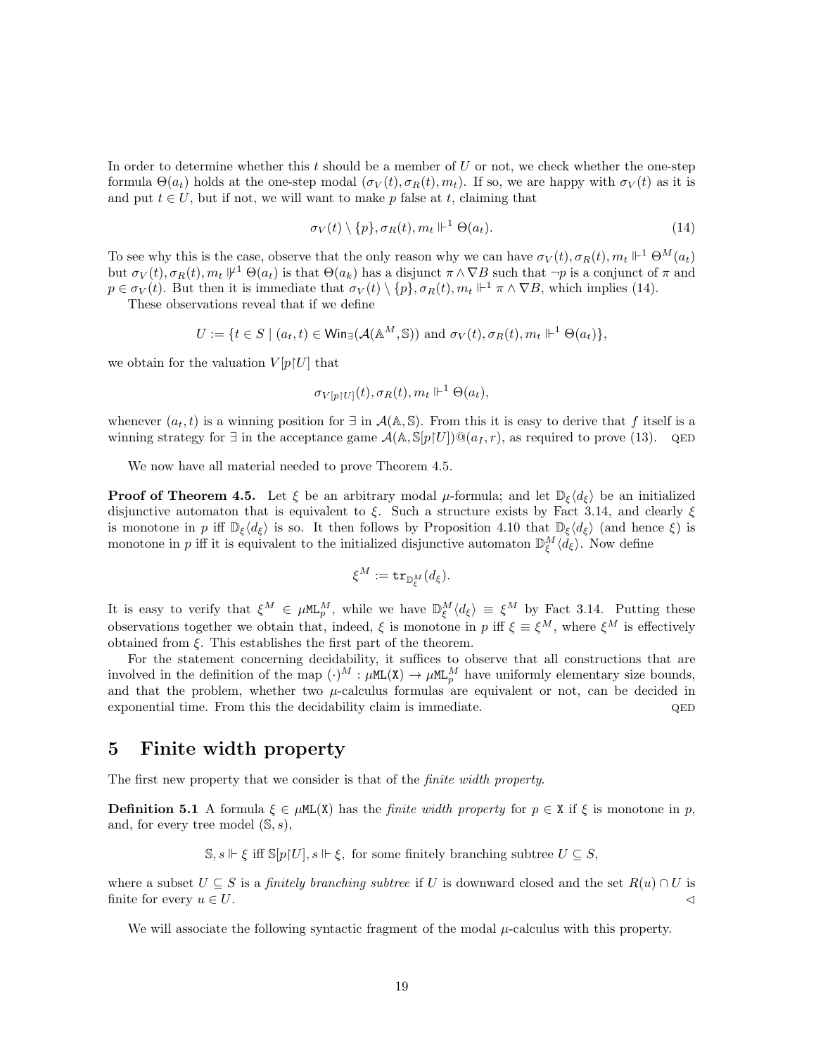In order to determine whether this $t$ should be a member of $U$ or not, we check whether the one-step formula $\Theta(a_t)$ holds at the one-step modal $(\sigma_V(t), \sigma_R(t), m_t)$. If so, we are happy with $\sigma_V(t)$ as it is and put $t \in U$, but if not, we will want to make $p$ false at $t$, claiming that

$$\sigma_V(t) \setminus \{p\}, \sigma_R(t), m_t \Vdash^1 \Theta(a_t). \tag{14}$$

To see why this is the case, observe that the only reason why we can have $\sigma_V(t), \sigma_R(t), m_t \Vdash^1 \Theta^M(a_t)$ but $\sigma_V(t), \sigma_R(t), m_t \not\Vdash^1 \Theta(a_t)$ is that $\Theta(a_k)$ has a disjunct $\pi \wedge \nabla B$ such that $\neg p$ is a conjunct of $\pi$ and $p \in \sigma_V(t)$. But then it is immediate that $\sigma_V(t) \setminus \{p\}, \sigma_R(t), m_t \Vdash^1 \pi \wedge \nabla B$, which implies (14).

These observations reveal that if we define

$$U := \{t \in S \mid (a_t, t) \in \mathsf{Win}_\exists(\mathcal{A}(\mathbb{A}^M, \mathbb{S})) \text{ and } \sigma_V(t), \sigma_R(t), m_t \Vdash^1 \Theta(a_t)\},$$

we obtain for the valuation $V[p{\upharpoonright}U]$ that

$$\sigma_{V[p\upharpoonright U]}(t), \sigma_R(t), m_t \Vdash^1 \Theta(a_t),$$

whenever $(a_t, t)$ is a winning position for $\exists$ in $\mathcal{A}(\mathbb{A}, \mathbb{S})$. From this it is easy to derive that $f$ itself is a winning strategy for $\exists$ in the acceptance game $\mathcal{A}(\mathbb{A}, \mathbb{S}[p{\upharpoonright}U])@(a_I, r)$, as required to prove (13). QED

We now have all material needed to prove Theorem 4.5.

**Proof of Theorem 4.5.** Let $\xi$ be an arbitrary modal $\mu$-formula; and let $\mathbb{D}_\xi\langle d_\xi\rangle$ be an initialized disjunctive automaton that is equivalent to $\xi$. Such a structure exists by Fact 3.14, and clearly $\xi$ is monotone in $p$ iff $\mathbb{D}_\xi\langle d_\xi\rangle$ is so. It then follows by Proposition 4.10 that $\mathbb{D}_\xi\langle d_\xi\rangle$ (and hence $\xi$) is monotone in $p$ iff it is equivalent to the initialized disjunctive automaton $\mathbb{D}^M_\xi\langle d_\xi\rangle$. Now define

$$\xi^M := \mathtt{tr}_{\mathbb{D}^M_\xi}(d_\xi).$$

It is easy to verify that $\xi^M \in \mu\mathtt{ML}^M_p$, while we have $\mathbb{D}^M_\xi\langle d_\xi\rangle \equiv \xi^M$ by Fact 3.14. Putting these observations together we obtain that, indeed, $\xi$ is monotone in $p$ iff $\xi \equiv \xi^M$, where $\xi^M$ is effectively obtained from $\xi$. This establishes the first part of the theorem.

For the statement concerning decidability, it suffices to observe that all constructions that are involved in the definition of the map $(\cdot)^M : \mu\mathtt{ML}(\mathtt{X}) \to \mu\mathtt{ML}^M_p$ have uniformly elementary size bounds, and that the problem, whether two $\mu$-calculus formulas are equivalent or not, can be decided in exponential time. From this the decidability claim is immediate. QED

# 5 Finite width property

The first new property that we consider is that of the *finite width property*.

**Definition 5.1** A formula $\xi \in \mu\mathtt{ML}(\mathtt{X})$ has the *finite width property* for $p \in \mathtt{X}$ if $\xi$ is monotone in $p$, and, for every tree model $(\mathbb{S}, s)$,

$$\mathbb{S}, s \Vdash \xi \text{ iff } \mathbb{S}[p{\upharpoonright}U], s \Vdash \xi, \text{ for some finitely branching subtree } U \subseteq S,$$

where a subset $U \subseteq S$ is a *finitely branching subtree* if $U$ is downward closed and the set $R(u) \cap U$ is finite for every $u \in U$. ◁

We will associate the following syntactic fragment of the modal $\mu$-calculus with this property.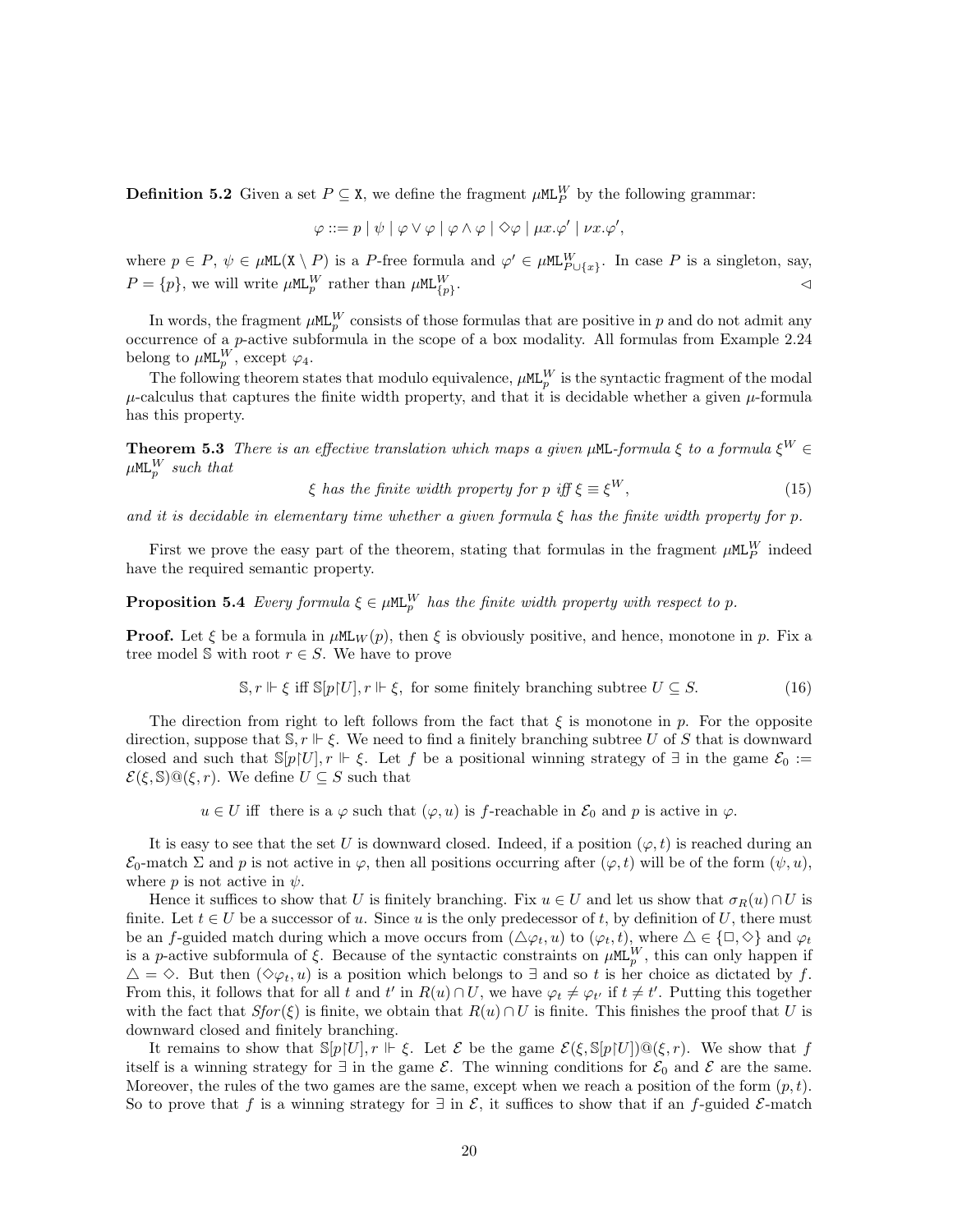**Definition 5.2** Given a set $P \subseteq \mathtt{X}$, we define the fragment $\mu\mathtt{ML}^W_P$ by the following grammar:

$$\varphi ::= p \mid \psi \mid \varphi \vee \varphi \mid \varphi \wedge \varphi \mid \Diamond\varphi \mid \mu x.\varphi' \mid \nu x.\varphi',$$

where $p \in P$, $\psi \in \mu\mathtt{ML}(\mathtt{X} \setminus P)$ is a $P$-free formula and $\varphi' \in \mu\mathtt{ML}^W_{P\cup\{x\}}$. In case $P$ is a singleton, say, $P = \{p\}$, we will write $\mu\mathtt{ML}^W_p$ rather than $\mu\mathtt{ML}^W_{\{p\}}$. $\lhd$

In words, the fragment $\mu\mathtt{ML}^W_p$ consists of those formulas that are positive in $p$ and do not admit any occurrence of a $p$-active subformula in the scope of a box modality. All formulas from Example 2.24 belong to $\mu\mathtt{ML}^W_p$, except $\varphi_4$.

The following theorem states that modulo equivalence, $\mu\mathtt{ML}^W_p$ is the syntactic fragment of the modal $\mu$-calculus that captures the finite width property, and that it is decidable whether a given $\mu$-formula has this property.

**Theorem 5.3** *There is an effective translation which maps a given $\mu\mathtt{ML}$-formula $\xi$ to a formula $\xi^W \in \mu\mathtt{ML}^W_p$ such that*

$$\xi \text{ has the finite width property for } p \text{ iff } \xi \equiv \xi^W, \tag{15}$$

*and it is decidable in elementary time whether a given formula $\xi$ has the finite width property for $p$.*

First we prove the easy part of the theorem, stating that formulas in the fragment $\mu\mathtt{ML}^W_P$ indeed have the required semantic property.

**Proposition 5.4** *Every formula $\xi \in \mu\mathtt{ML}^W_p$ has the finite width property with respect to $p$.*

**Proof.** Let $\xi$ be a formula in $\mu\mathtt{ML}_W(p)$, then $\xi$ is obviously positive, and hence, monotone in $p$. Fix a tree model $\mathbb{S}$ with root $r \in S$. We have to prove

$$\mathbb{S}, r \Vdash \xi \text{ iff } \mathbb{S}[p{\restriction}U], r \Vdash \xi, \text{ for some finitely branching subtree } U \subseteq S. \tag{16}$$

The direction from right to left follows from the fact that $\xi$ is monotone in $p$. For the opposite direction, suppose that $\mathbb{S}, r \Vdash \xi$. We need to find a finitely branching subtree $U$ of $S$ that is downward closed and such that $\mathbb{S}[p{\restriction}U], r \Vdash \xi$. Let $f$ be a positional winning strategy of $\exists$ in the game $\mathcal{E}_0 := \mathcal{E}(\xi, \mathbb{S})@(\xi, r)$. We define $U \subseteq S$ such that

$u \in U$ iff there is a $\varphi$ such that $(\varphi, u)$ is $f$-reachable in $\mathcal{E}_0$ and $p$ is active in $\varphi$.

It is easy to see that the set $U$ is downward closed. Indeed, if a position $(\varphi, t)$ is reached during an $\mathcal{E}_0$-match $\Sigma$ and $p$ is not active in $\varphi$, then all positions occurring after $(\varphi, t)$ will be of the form $(\psi, u)$, where $p$ is not active in $\psi$.

Hence it suffices to show that $U$ is finitely branching. Fix $u \in U$ and let us show that $\sigma_R(u) \cap U$ is finite. Let $t \in U$ be a successor of $u$. Since $u$ is the only predecessor of $t$, by definition of $U$, there must be an $f$-guided match during which a move occurs from $(\triangle\varphi_t, u)$ to $(\varphi_t, t)$, where $\triangle \in \{\Box, \Diamond\}$ and $\varphi_t$ is a $p$-active subformula of $\xi$. Because of the syntactic constraints on $\mu\mathtt{ML}^W_p$, this can only happen if $\triangle = \Diamond$. But then $(\Diamond\varphi_t, u)$ is a position which belongs to $\exists$ and so $t$ is her choice as dictated by $f$. From this, it follows that for all $t$ and $t'$ in $R(u) \cap U$, we have $\varphi_t \neq \varphi_{t'}$ if $t \neq t'$. Putting this together with the fact that $Sfor(\xi)$ is finite, we obtain that $R(u) \cap U$ is finite. This finishes the proof that $U$ is downward closed and finitely branching.

It remains to show that $\mathbb{S}[p{\restriction}U], r \Vdash \xi$. Let $\mathcal{E}$ be the game $\mathcal{E}(\xi, \mathbb{S}[p{\restriction}U])@(\xi, r)$. We show that $f$ itself is a winning strategy for $\exists$ in the game $\mathcal{E}$. The winning conditions for $\mathcal{E}_0$ and $\mathcal{E}$ are the same. Moreover, the rules of the two games are the same, except when we reach a position of the form $(p, t)$. So to prove that $f$ is a winning strategy for $\exists$ in $\mathcal{E}$, it suffices to show that if an $f$-guided $\mathcal{E}$-match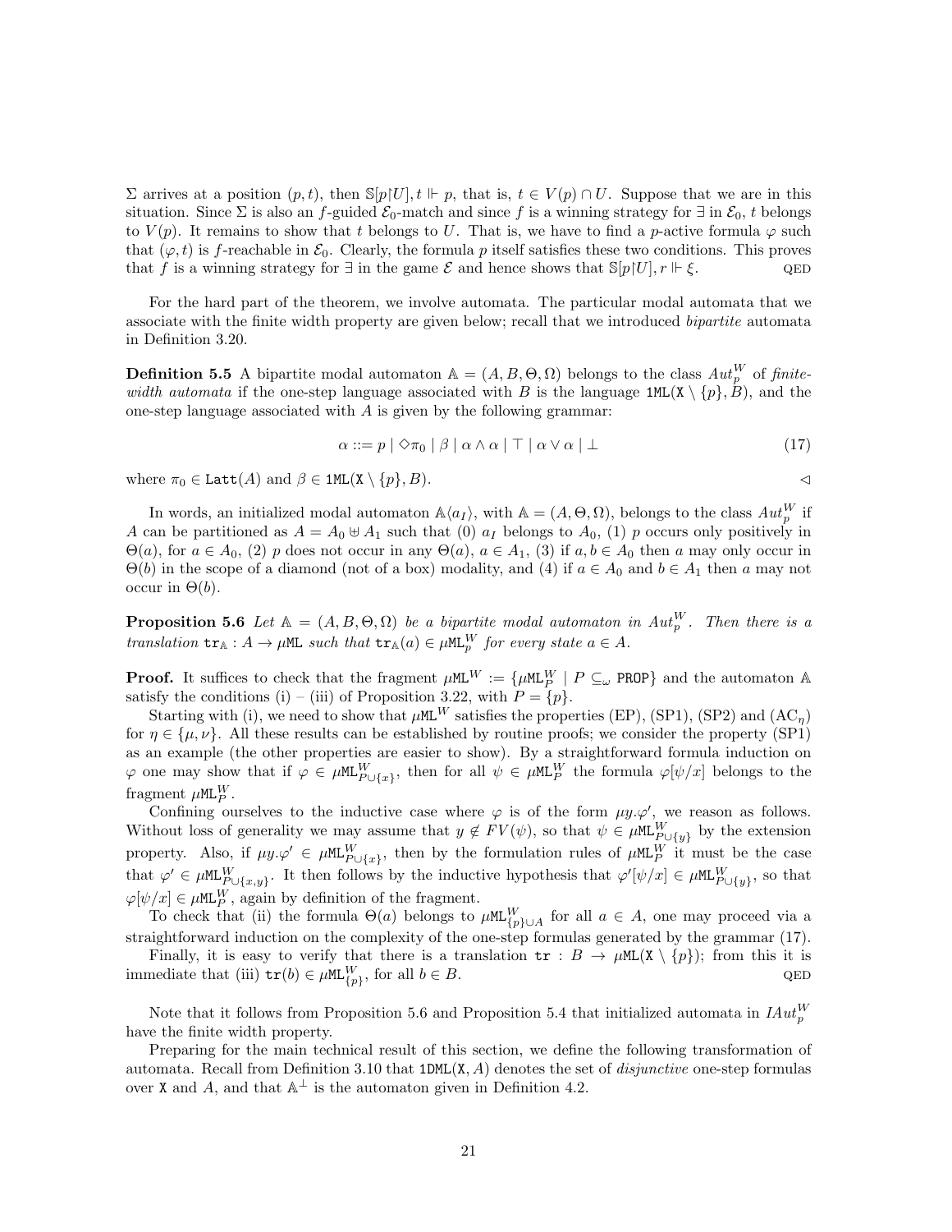$\Sigma$ arrives at a position $(p, t)$, then $\mathbb{S}[p{\upharpoonright}U], t \Vdash p$, that is, $t \in V(p) \cap U$. Suppose that we are in this situation. Since $\Sigma$ is also an $f$-guided $\mathcal{E}_0$-match and since $f$ is a winning strategy for $\exists$ in $\mathcal{E}_0$, $t$ belongs to $V(p)$. It remains to show that $t$ belongs to $U$. That is, we have to find a $p$-active formula $\varphi$ such that $(\varphi, t)$ is $f$-reachable in $\mathcal{E}_0$. Clearly, the formula $p$ itself satisfies these two conditions. This proves that $f$ is a winning strategy for $\exists$ in the game $\mathcal{E}$ and hence shows that $\mathbb{S}[p{\upharpoonright}U], r \Vdash \xi$. QED

For the hard part of the theorem, we involve automata. The particular modal automata that we associate with the finite width property are given below; recall that we introduced *bipartite* automata in Definition 3.20.

**Definition 5.5** A bipartite modal automaton $\mathbb{A} = (A, B, \Theta, \Omega)$ belongs to the class $Aut_p^W$ of *finite-width automata* if the one-step language associated with $B$ is the language $\mathtt{1ML}(\mathtt{X} \setminus \{p\}, B)$, and the one-step language associated with $A$ is given by the following grammar:

$$\alpha ::= p \mid \Diamond\pi_0 \mid \beta \mid \alpha \wedge \alpha \mid \top \mid \alpha \vee \alpha \mid \bot \tag{17}$$

where $\pi_0 \in \mathtt{Latt}(A)$ and $\beta \in \mathtt{1ML}(\mathtt{X} \setminus \{p\}, B)$. ◁

In words, an initialized modal automaton $\mathbb{A}\langle a_I \rangle$, with $\mathbb{A} = (A, \Theta, \Omega)$, belongs to the class $Aut_p^W$ if $A$ can be partitioned as $A = A_0 \uplus A_1$ such that (0) $a_I$ belongs to $A_0$, (1) $p$ occurs only positively in $\Theta(a)$, for $a \in A_0$, (2) $p$ does not occur in any $\Theta(a)$, $a \in A_1$, (3) if $a, b \in A_0$ then $a$ may only occur in $\Theta(b)$ in the scope of a diamond (not of a box) modality, and (4) if $a \in A_0$ and $b \in A_1$ then $a$ may not occur in $\Theta(b)$.

**Proposition 5.6** *Let $\mathbb{A} = (A, B, \Theta, \Omega)$ be a bipartite modal automaton in $Aut_p^W$. Then there is a translation $\mathtt{tr}_{\mathbb{A}} : A \to \mu\mathtt{ML}$ such that $\mathtt{tr}_{\mathbb{A}}(a) \in \mu\mathtt{ML}_p^W$ for every state $a \in A$.*

**Proof.** It suffices to check that the fragment $\mu\mathtt{ML}^W := \{\mu\mathtt{ML}_P^W \mid P \subseteq_\omega \mathtt{PROP}\}$ and the automaton $\mathbb{A}$ satisfy the conditions (i) – (iii) of Proposition 3.22, with $P = \{p\}$.

Starting with (i), we need to show that $\mu\mathtt{ML}^W$ satisfies the properties (EP), (SP1), (SP2) and (AC$_\eta$) for $\eta \in \{\mu, \nu\}$. All these results can be established by routine proofs; we consider the property (SP1) as an example (the other properties are easier to show). By a straightforward formula induction on $\varphi$ one may show that if $\varphi \in \mu\mathtt{ML}_{P\cup\{x\}}^W$, then for all $\psi \in \mu\mathtt{ML}_P^W$ the formula $\varphi[\psi/x]$ belongs to the fragment $\mu\mathtt{ML}_P^W$.

Confining ourselves to the inductive case where $\varphi$ is of the form $\mu y.\varphi'$, we reason as follows. Without loss of generality we may assume that $y \notin FV(\psi)$, so that $\psi \in \mu\mathtt{ML}_{P\cup\{y\}}^W$ by the extension property. Also, if $\mu y.\varphi' \in \mu\mathtt{ML}_{P\cup\{x\}}^W$, then by the formulation rules of $\mu\mathtt{ML}_P^W$ it must be the case that $\varphi' \in \mu\mathtt{ML}_{P\cup\{x,y\}}^W$. It then follows by the inductive hypothesis that $\varphi'[\psi/x] \in \mu\mathtt{ML}_{P\cup\{y\}}^W$, so that $\varphi[\psi/x] \in \mu\mathtt{ML}_P^W$, again by definition of the fragment.

To check that (ii) the formula $\Theta(a)$ belongs to $\mu\mathtt{ML}_{\{p\}\cup A}^W$ for all $a \in A$, one may proceed via a straightforward induction on the complexity of the one-step formulas generated by the grammar (17).

Finally, it is easy to verify that there is a translation $\mathtt{tr} : B \to \mu\mathtt{ML}(\mathtt{X} \setminus \{p\})$; from this it is immediate that (iii) $\mathtt{tr}(b) \in \mu\mathtt{ML}_{\{p\}}^W$, for all $b \in B$. QED

Note that it follows from Proposition 5.6 and Proposition 5.4 that initialized automata in $IAut_p^W$ have the finite width property.

Preparing for the main technical result of this section, we define the following transformation of automata. Recall from Definition 3.10 that $\mathtt{1DML}(\mathtt{X}, A)$ denotes the set of *disjunctive* one-step formulas over $\mathtt{X}$ and $A$, and that $\mathbb{A}^\perp$ is the automaton given in Definition 4.2.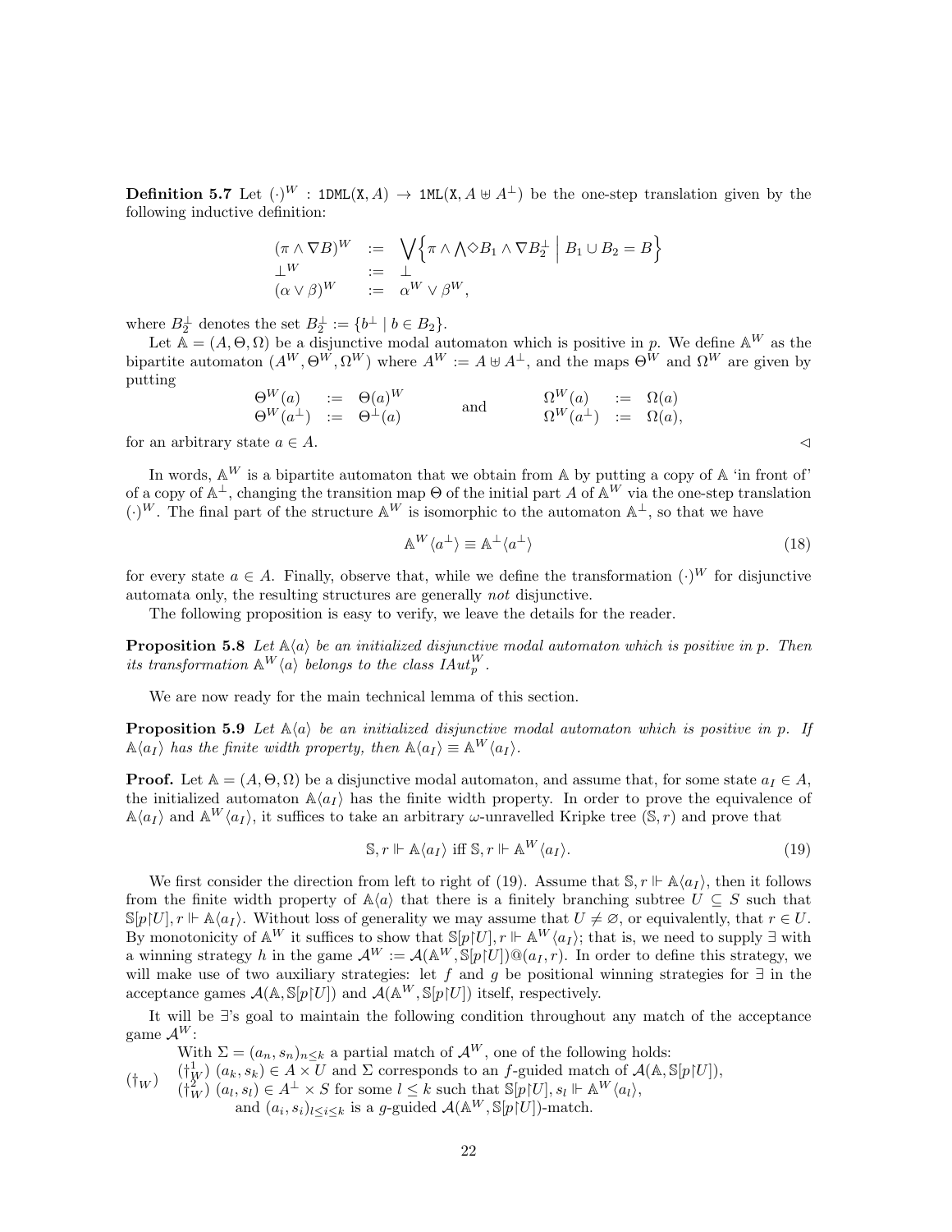**Definition 5.7** Let $(\cdot)^W : \mathtt{1DML}(\mathtt{X}, A) \to \mathtt{1ML}(\mathtt{X}, A \uplus A^\perp)$ be the one-step translation given by the following inductive definition:

$$
\begin{array}{lll}
(\pi \wedge \nabla B)^W & := & \bigvee \Big\{ \pi \wedge \bigwedge \Diamond B_1 \wedge \nabla B_2^\perp \;\Big|\; B_1 \cup B_2 = B \Big\} \\
\perp^W & := & \perp \\
(\alpha \vee \beta)^W & := & \alpha^W \vee \beta^W,
\end{array}
$$

where $B_2^\perp$ denotes the set $B_2^\perp := \{ b^\perp \mid b \in B_2 \}$.

Let $\mathbb{A} = (A, \Theta, \Omega)$ be a disjunctive modal automaton which is positive in $p$. We define $\mathbb{A}^W$ as the bipartite automaton $(A^W, \Theta^W, \Omega^W)$ where $A^W := A \uplus A^\perp$, and the maps $\Theta^W$ and $\Omega^W$ are given by putting

$$
\begin{array}{lll}
\Theta^W(a) & := & \Theta(a)^W \\
\Theta^W(a^\perp) & := & \Theta^\perp(a)
\end{array}
\qquad \text{and} \qquad
\begin{array}{lll}
\Omega^W(a) & := & \Omega(a) \\
\Omega^W(a^\perp) & := & \Omega(a),
\end{array}
$$

for an arbitrary state $a \in A$. ◁

In words, $\mathbb{A}^W$ is a bipartite automaton that we obtain from $\mathbb{A}$ by putting a copy of $\mathbb{A}$ 'in front of' of a copy of $\mathbb{A}^\perp$, changing the transition map $\Theta$ of the initial part $A$ of $\mathbb{A}^W$ via the one-step translation $(\cdot)^W$. The final part of the structure $\mathbb{A}^W$ is isomorphic to the automaton $\mathbb{A}^\perp$, so that we have

$$
\mathbb{A}^W \langle a^\perp \rangle \equiv \mathbb{A}^\perp \langle a^\perp \rangle \tag{18}
$$

for every state $a \in A$. Finally, observe that, while we define the transformation $(\cdot)^W$ for disjunctive automata only, the resulting structures are generally *not* disjunctive.

The following proposition is easy to verify, we leave the details for the reader.

**Proposition 5.8** *Let $\mathbb{A}\langle a \rangle$ be an initialized disjunctive modal automaton which is positive in $p$. Then its transformation $\mathbb{A}^W\langle a \rangle$ belongs to the class $IAut_p^W$.*

We are now ready for the main technical lemma of this section.

**Proposition 5.9** *Let $\mathbb{A}\langle a \rangle$ be an initialized disjunctive modal automaton which is positive in $p$. If $\mathbb{A}\langle a_I \rangle$ has the finite width property, then $\mathbb{A}\langle a_I \rangle \equiv \mathbb{A}^W\langle a_I \rangle$.*

**Proof.** Let $\mathbb{A} = (A, \Theta, \Omega)$ be a disjunctive modal automaton, and assume that, for some state $a_I \in A$, the initialized automaton $\mathbb{A}\langle a_I \rangle$ has the finite width property. In order to prove the equivalence of $\mathbb{A}\langle a_I \rangle$ and $\mathbb{A}^W\langle a_I \rangle$, it suffices to take an arbitrary $\omega$-unravelled Kripke tree $(\mathbb{S}, r)$ and prove that

$$
\mathbb{S}, r \Vdash \mathbb{A}\langle a_I \rangle \text{ iff } \mathbb{S}, r \Vdash \mathbb{A}^W\langle a_I \rangle. \tag{19}
$$

We first consider the direction from left to right of (19). Assume that $\mathbb{S}, r \Vdash \mathbb{A}\langle a_I \rangle$, then it follows from the finite width property of $\mathbb{A}\langle a \rangle$ that there is a finitely branching subtree $U \subseteq S$ such that $\mathbb{S}[p{\restriction}U], r \Vdash \mathbb{A}\langle a_I \rangle$. Without loss of generality we may assume that $U \neq \varnothing$, or equivalently, that $r \in U$. By monotonicity of $\mathbb{A}^W$ it suffices to show that $\mathbb{S}[p{\restriction}U], r \Vdash \mathbb{A}^W\langle a_I \rangle$; that is, we need to supply $\exists$ with a winning strategy $h$ in the game $\mathcal{A}^W := \mathcal{A}(\mathbb{A}^W, \mathbb{S}[p{\restriction}U])@(a_I, r)$. In order to define this strategy, we will make use of two auxiliary strategies: let $f$ and $g$ be positional winning strategies for $\exists$ in the acceptance games $\mathcal{A}(\mathbb{A}, \mathbb{S}[p{\restriction}U])$ and $\mathcal{A}(\mathbb{A}^W, \mathbb{S}[p{\restriction}U])$ itself, respectively.

It will be $\exists$'s goal to maintain the following condition throughout any match of the acceptance game $\mathcal{A}^W$:

$(\dagger_W)$ With $\Sigma = (a_n, s_n)_{n \leq k}$ a partial match of $\mathcal{A}^W$, one of the following holds:
- $(\dagger_W^1)$ $(a_k, s_k) \in A \times U$ and $\Sigma$ corresponds to an $f$-guided match of $\mathcal{A}(\mathbb{A}, \mathbb{S}[p{\restriction}U])$,
- $(\dagger_W^2)$ $(a_l, s_l) \in A^\perp \times S$ for some $l \leq k$ such that $\mathbb{S}[p{\restriction}U], s_l \Vdash \mathbb{A}^W\langle a_l \rangle$, and $(a_i, s_i)_{l \leq i \leq k}$ is a $g$-guided $\mathcal{A}(\mathbb{A}^W, \mathbb{S}[p{\restriction}U])$-match.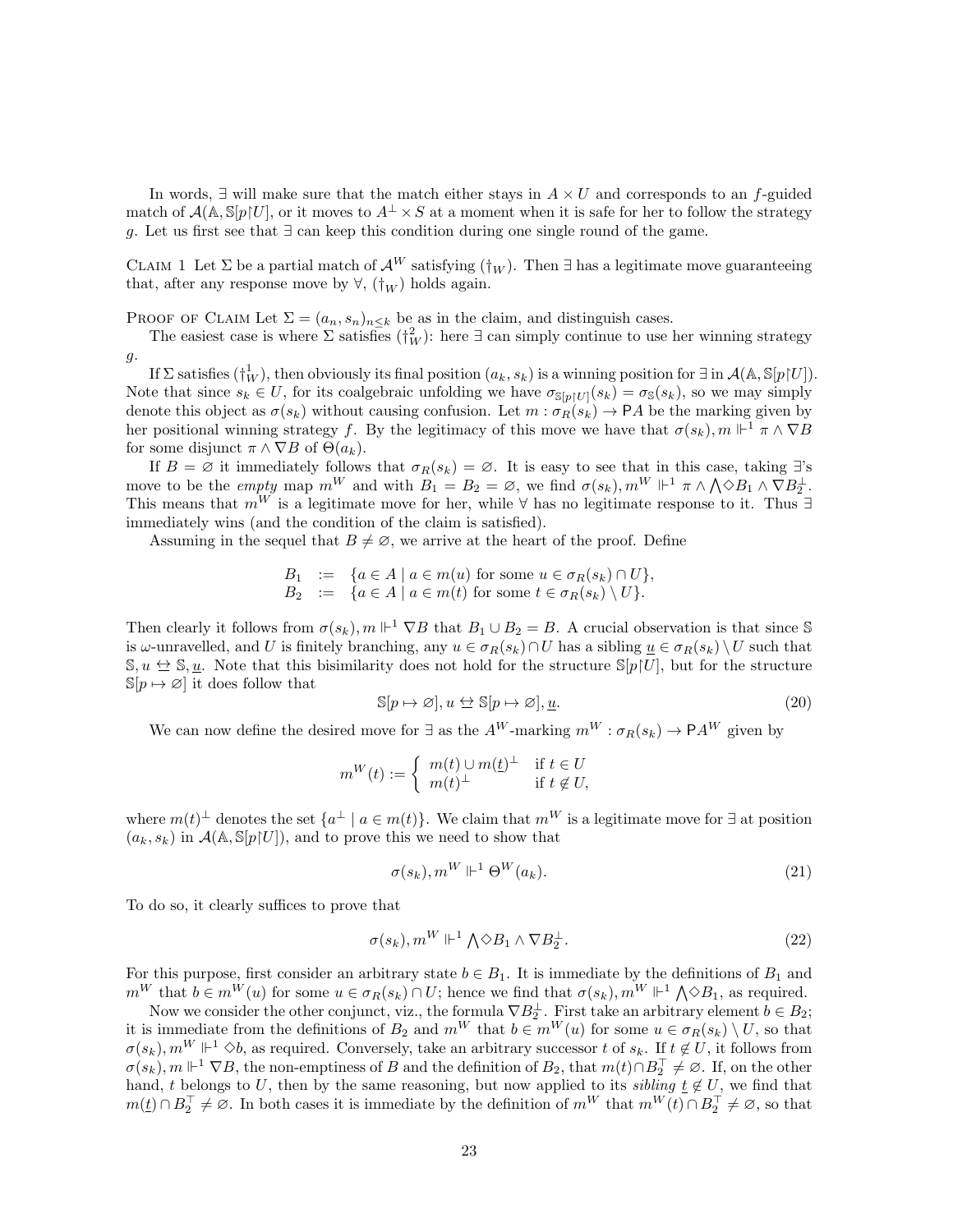In words, $\exists$ will make sure that the match either stays in $A \times U$ and corresponds to an $f$-guided match of $\mathcal{A}(\mathbb{A}, \mathbb{S}[p{\restriction}U]$, or it moves to $A^{\perp} \times S$ at a moment when it is safe for her to follow the strategy $g$. Let us first see that $\exists$ can keep this condition during one single round of the game.

Claim 1 Let $\Sigma$ be a partial match of $\mathcal{A}^W$ satisfying $(\dagger_W)$. Then $\exists$ has a legitimate move guaranteeing that, after any response move by $\forall$, $(\dagger_W)$ holds again.

Proof of Claim Let $\Sigma = (a_n, s_n)_{n \leq k}$ be as in the claim, and distinguish cases.

The easiest case is where $\Sigma$ satisfies $(\dagger^2_W)$: here $\exists$ can simply continue to use her winning strategy $g$.

If $\Sigma$ satisfies $(\dagger^1_W)$, then obviously its final position $(a_k, s_k)$ is a winning position for $\exists$ in $\mathcal{A}(\mathbb{A}, \mathbb{S}[p{\restriction}U])$. Note that since $s_k \in U$, for its coalgebraic unfolding we have $\sigma_{\mathbb{S}[p{\restriction}U]}(s_k) = \sigma_{\mathbb{S}}(s_k)$, so we may simply denote this object as $\sigma(s_k)$ without causing confusion. Let $m : \sigma_R(s_k) \to \mathsf{P}A$ be the marking given by her positional winning strategy $f$. By the legitimacy of this move we have that $\sigma(s_k), m \Vdash^1 \pi \wedge \nabla B$ for some disjunct $\pi \wedge \nabla B$ of $\Theta(a_k)$.

If $B = \varnothing$ it immediately follows that $\sigma_R(s_k) = \varnothing$. It is easy to see that in this case, taking $\exists$'s move to be the *empty* map $m^W$ and with $B_1 = B_2 = \varnothing$, we find $\sigma(s_k), m^W \Vdash^1 \pi \wedge \bigwedge \Diamond B_1 \wedge \nabla B_2^{\perp}$. This means that $m^W$ is a legitimate move for her, while $\forall$ has no legitimate response to it. Thus $\exists$ immediately wins (and the condition of the claim is satisfied).

Assuming in the sequel that $B \neq \varnothing$, we arrive at the heart of the proof. Define

$$
\begin{array}{lll}
B_1 & := & \{a \in A \mid a \in m(u) \text{ for some } u \in \sigma_R(s_k) \cap U\}, \\
B_2 & := & \{a \in A \mid a \in m(t) \text{ for some } t \in \sigma_R(s_k) \setminus U\}.
\end{array}
$$

Then clearly it follows from $\sigma(s_k), m \Vdash^1 \nabla B$ that $B_1 \cup B_2 = B$. A crucial observation is that since $\mathbb{S}$ is $\omega$-unravelled, and $U$ is finitely branching, any $u \in \sigma_R(s_k) \cap U$ has a sibling $\underline{u} \in \sigma_R(s_k) \setminus U$ such that $\mathbb{S}, u \leftrightarroweq \mathbb{S}, \underline{u}$. Note that this bisimilarity does not hold for the structure $\mathbb{S}[p{\restriction}U]$, but for the structure $\mathbb{S}[p \mapsto \varnothing]$ it does follow that

$$
\mathbb{S}[p \mapsto \varnothing], u \leftrightarroweq \mathbb{S}[p \mapsto \varnothing], \underline{u}. \tag{20}
$$

We can now define the desired move for $\exists$ as the $A^W$-marking $m^W : \sigma_R(s_k) \to \mathsf{P}A^W$ given by

$$
m^W(t) := \begin{cases} m(t) \cup m(\underline{t})^{\perp} & \text{if } t \in U \\ m(t)^{\perp} & \text{if } t \notin U, \end{cases}
$$

where $m(t)^{\perp}$ denotes the set $\{a^{\perp} \mid a \in m(t)\}$. We claim that $m^W$ is a legitimate move for $\exists$ at position $(a_k, s_k)$ in $\mathcal{A}(\mathbb{A}, \mathbb{S}[p{\restriction}U])$, and to prove this we need to show that

$$
\sigma(s_k), m^W \Vdash^1 \Theta^W(a_k). \tag{21}
$$

To do so, it clearly suffices to prove that

$$
\sigma(s_k), m^W \Vdash^1 \bigwedge \Diamond B_1 \wedge \nabla B_2^{\perp}. \tag{22}
$$

For this purpose, first consider an arbitrary state $b \in B_1$. It is immediate by the definitions of $B_1$ and $m^W$ that $b \in m^W(u)$ for some $u \in \sigma_R(s_k) \cap U$; hence we find that $\sigma(s_k), m^W \Vdash^1 \bigwedge \Diamond B_1$, as required.

Now we consider the other conjunct, viz., the formula $\nabla B_2^{\perp}$. First take an arbitrary element $b \in B_2$; it is immediate from the definitions of $B_2$ and $m^W$ that $b \in m^W(u)$ for some $u \in \sigma_R(s_k) \setminus U$, so that $\sigma(s_k), m^W \Vdash^1 \Diamond b$, as required. Conversely, take an arbitrary successor $t$ of $s_k$. If $t \notin U$, it follows from $\sigma(s_k), m \Vdash^1 \nabla B$, the non-emptiness of $B$ and the definition of $B_2$, that $m(t) \cap B_2^{\top} \neq \varnothing$. If, on the other hand, $t$ belongs to $U$, then by the same reasoning, but now applied to its *sibling* $\underline{t} \notin U$, we find that $m(\underline{t}) \cap B_2^{\top} \neq \varnothing$. In both cases it is immediate by the definition of $m^W$ that $m^W(t) \cap B_2^{\top} \neq \varnothing$, so that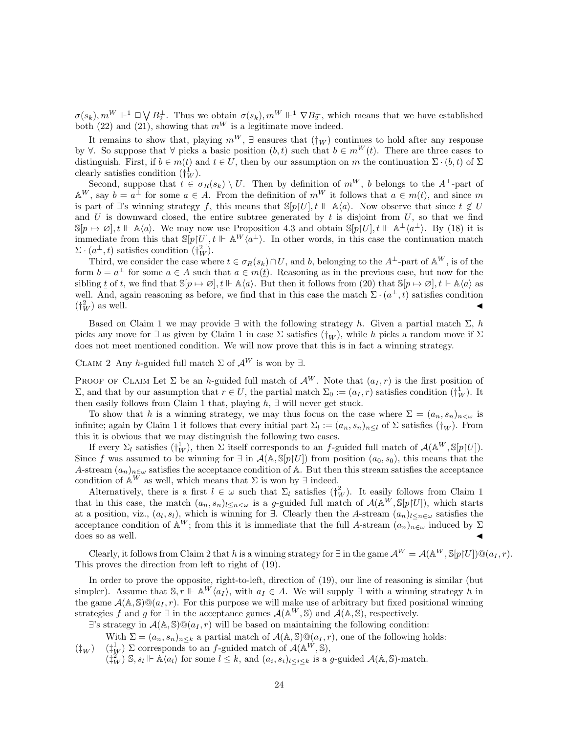$\sigma(s_k), m^W \Vdash^1 \Box \bigvee B_2^\perp$. Thus we obtain $\sigma(s_k), m^W \Vdash^1 \nabla B_2^\perp$, which means that we have established both (22) and (21), showing that $m^W$ is a legitimate move indeed.

It remains to show that, playing $m^W$, $\exists$ ensures that $(\dagger_W)$ continues to hold after any response by $\forall$. So suppose that $\forall$ picks a basic position $(b,t)$ such that $b \in m^W(t)$. There are three cases to distinguish. First, if $b \in m(t)$ and $t \in U$, then by our assumption on $m$ the continuation $\Sigma \cdot (b,t)$ of $\Sigma$ clearly satisfies condition $(\dagger_W^1)$.

Second, suppose that $t \in \sigma_R(s_k) \setminus U$. Then by definition of $m^W$, $b$ belongs to the $A^\perp$-part of $\mathbb{A}^W$, say $b = a^\perp$ for some $a \in A$. From the definition of $m^W$ it follows that $a \in m(t)$, and since $m$ is part of $\exists$'s winning strategy $f$, this means that $\mathbb{S}[p{\upharpoonright}U], t \Vdash \mathbb{A}\langle a \rangle$. Now observe that since $t \notin U$ and $U$ is downward closed, the entire subtree generated by $t$ is disjoint from $U$, so that we find $\mathbb{S}[p \mapsto \varnothing], t \Vdash \mathbb{A}\langle a \rangle$. We may now use Proposition 4.3 and obtain $\mathbb{S}[p{\upharpoonright}U], t \Vdash \mathbb{A}^\perp\langle a^\perp \rangle$. By (18) it is immediate from this that $\mathbb{S}[p{\upharpoonright}U], t \Vdash \mathbb{A}^W\langle a^\perp \rangle$. In other words, in this case the continuation match $\Sigma \cdot (a^\perp, t)$ satisfies condition $(\dagger_W^2)$.

Third, we consider the case where $t \in \sigma_R(s_k) \cap U$, and $b$, belonging to the $A^\perp$-part of $\mathbb{A}^W$, is of the form $b = a^\perp$ for some $a \in A$ such that $a \in m(\underline{t})$. Reasoning as in the previous case, but now for the sibling $\underline{t}$ of $t$, we find that $\mathbb{S}[p \mapsto \varnothing], \underline{t} \Vdash \mathbb{A}\langle a \rangle$. But then it follows from (20) that $\mathbb{S}[p \mapsto \varnothing], t \Vdash \mathbb{A}\langle a \rangle$ as well. And, again reasoning as before, we find that in this case the match $\Sigma \cdot (a^\perp, t)$ satisfies condition $(\dagger_W^2)$ as well. ◀

Based on Claim 1 we may provide $\exists$ with the following strategy $h$. Given a partial match $\Sigma$, $h$ picks any move for $\exists$ as given by Claim 1 in case $\Sigma$ satisfies $(\dagger_W)$, while $h$ picks a random move if $\Sigma$ does not meet mentioned condition. We will now prove that this is in fact a winning strategy.

Claim 2 Any $h$-guided full match $\Sigma$ of $\mathcal{A}^W$ is won by $\exists$.

Proof of Claim Let $\Sigma$ be an $h$-guided full match of $\mathcal{A}^W$. Note that $(a_I, r)$ is the first position of $\Sigma$, and that by our assumption that $r \in U$, the partial match $\Sigma_0 := (a_I, r)$ satisfies condition $(\dagger_W^1)$. It then easily follows from Claim 1 that, playing $h$, $\exists$ will never get stuck.

To show that $h$ is a winning strategy, we may thus focus on the case where $\Sigma = (a_n, s_n)_{n<\omega}$ is infinite; again by Claim 1 it follows that every initial part $\Sigma_l := (a_n, s_n)_{n \le l}$ of $\Sigma$ satisfies $(\dagger_W)$. From this it is obvious that we may distinguish the following two cases.

If every $\Sigma_l$ satisfies $(\dagger_W^1)$, then $\Sigma$ itself corresponds to an $f$-guided full match of $\mathcal{A}(\mathbb{A}^W, \mathbb{S}[p{\upharpoonright}U])$. Since $f$ was assumed to be winning for $\exists$ in $\mathcal{A}(\mathbb{A}, \mathbb{S}[p{\upharpoonright}U])$ from position $(a_0, s_0)$, this means that the $A$-stream $(a_n)_{n\in\omega}$ satisfies the acceptance condition of $\mathbb{A}$. But then this stream satisfies the acceptance condition of $\mathbb{A}^W$ as well, which means that $\Sigma$ is won by $\exists$ indeed.

Alternatively, there is a first $l \in \omega$ such that $\Sigma_l$ satisfies $(\dagger_W^2)$. It easily follows from Claim 1 that in this case, the match $(a_n, s_n)_{l \le n < \omega}$ is a $g$-guided full match of $\mathcal{A}(\mathbb{A}^W, \mathbb{S}[p{\upharpoonright}U])$, which starts at a position, viz., $(a_l, s_l)$, which is winning for $\exists$. Clearly then the $A$-stream $(a_n)_{l \le n \in \omega}$ satisfies the acceptance condition of $\mathbb{A}^W$; from this it is immediate that the full $A$-stream $(a_n)_{n\in\omega}$ induced by $\Sigma$ does so as well. ◀

Clearly, it follows from Claim 2 that $h$ is a winning strategy for $\exists$ in the game $\mathcal{A}^W = \mathcal{A}(\mathbb{A}^W, \mathbb{S}[p{\upharpoonright}U])@(a_I, r)$. This proves the direction from left to right of (19).

In order to prove the opposite, right-to-left, direction of (19), our line of reasoning is similar (but simpler). Assume that $\mathbb{S}, r \Vdash \mathbb{A}^W\langle a_I \rangle$, with $a_I \in A$. We will supply $\exists$ with a winning strategy $h$ in the game $\mathcal{A}(\mathbb{A}, \mathbb{S})@(a_I, r)$. For this purpose we will make use of arbitrary but fixed positional winning strategies $f$ and $g$ for $\exists$ in the acceptance games $\mathcal{A}(\mathbb{A}^W, \mathbb{S})$ and $\mathcal{A}(\mathbb{A}, \mathbb{S})$, respectively.

$\exists$'s strategy in $\mathcal{A}(\mathbb{A}, \mathbb{S})@(a_I, r)$ will be based on maintaining the following condition:

$(\ddagger_W)$ With $\Sigma = (a_n, s_n)_{n \le k}$ a partial match of $\mathcal{A}(\mathbb{A}, \mathbb{S})@(a_I, r)$, one of the following holds:
- $(\ddagger_W^1)$ $\Sigma$ corresponds to an $f$-guided match of $\mathcal{A}(\mathbb{A}^W, \mathbb{S})$,
- $(\ddagger_W^2)$ $\mathbb{S}, s_l \Vdash \mathbb{A}\langle a_l \rangle$ for some $l \le k$, and $(a_i, s_i)_{l \le i \le k}$ is a $g$-guided $\mathcal{A}(\mathbb{A}, \mathbb{S})$-match.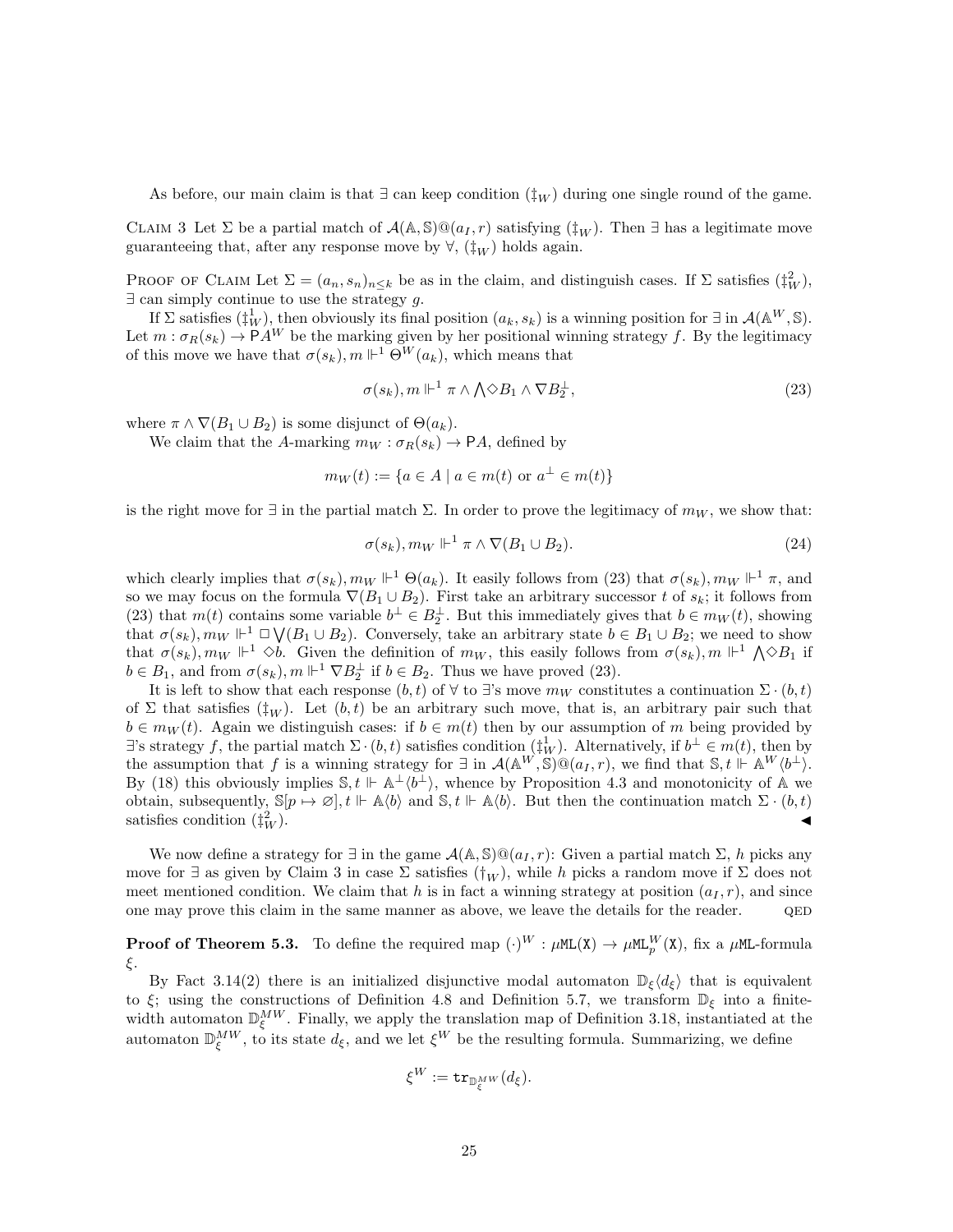As before, our main claim is that $\exists$ can keep condition $(\ddagger_W)$ during one single round of the game.

CLAIM 3 Let $\Sigma$ be a partial match of $\mathcal{A}(\mathbb{A}, \mathbb{S})@(a_I, r)$ satisfying $(\ddagger_W)$. Then $\exists$ has a legitimate move guaranteeing that, after any response move by $\forall$, $(\ddagger_W)$ holds again.

PROOF OF CLAIM Let $\Sigma = (a_n, s_n)_{n \leq k}$ be as in the claim, and distinguish cases. If $\Sigma$ satisfies $(\ddagger^2_W)$, $\exists$ can simply continue to use the strategy $g$.

If $\Sigma$ satisfies $(\ddagger^1_W)$, then obviously its final position $(a_k, s_k)$ is a winning position for $\exists$ in $\mathcal{A}(\mathbb{A}^W, \mathbb{S})$. Let $m : \sigma_R(s_k) \to \mathsf{P}A^W$ be the marking given by her positional winning strategy $f$. By the legitimacy of this move we have that $\sigma(s_k), m \Vdash^1 \Theta^W(a_k)$, which means that

$$\sigma(s_k), m \Vdash^1 \pi \wedge \bigwedge \Diamond B_1 \wedge \nabla B_2^{\perp}, \tag{23}$$

where $\pi \wedge \nabla(B_1 \cup B_2)$ is some disjunct of $\Theta(a_k)$.

We claim that the $A$-marking $m_W : \sigma_R(s_k) \to \mathsf{P}A$, defined by

$$m_W(t) := \{a \in A \mid a \in m(t) \text{ or } a^{\perp} \in m(t)\}$$

is the right move for $\exists$ in the partial match $\Sigma$. In order to prove the legitimacy of $m_W$, we show that:

$$\sigma(s_k), m_W \Vdash^1 \pi \wedge \nabla(B_1 \cup B_2). \tag{24}$$

which clearly implies that $\sigma(s_k), m_W \Vdash^1 \Theta(a_k)$. It easily follows from (23) that $\sigma(s_k), m_W \Vdash^1 \pi$, and so we may focus on the formula $\nabla(B_1 \cup B_2)$. First take an arbitrary successor $t$ of $s_k$; it follows from (23) that $m(t)$ contains some variable $b^{\perp} \in B_2^{\perp}$. But this immediately gives that $b \in m_W(t)$, showing that $\sigma(s_k), m_W \Vdash^1 \Box \bigvee(B_1 \cup B_2)$. Conversely, take an arbitrary state $b \in B_1 \cup B_2$; we need to show that $\sigma(s_k), m_W \Vdash^1 \Diamond b$. Given the definition of $m_W$, this easily follows from $\sigma(s_k), m \Vdash^1 \bigwedge \Diamond B_1$ if $b \in B_1$, and from $\sigma(s_k), m \Vdash^1 \nabla B_2^{\perp}$ if $b \in B_2$. Thus we have proved (23).

It is left to show that each response $(b, t)$ of $\forall$ to $\exists$'s move $m_W$ constitutes a continuation $\Sigma \cdot (b, t)$ of $\Sigma$ that satisfies $(\ddagger_W)$. Let $(b, t)$ be an arbitrary such move, that is, an arbitrary pair such that $b \in m_W(t)$. Again we distinguish cases: if $b \in m(t)$ then by our assumption of $m$ being provided by $\exists$'s strategy $f$, the partial match $\Sigma \cdot (b, t)$ satisfies condition $(\ddagger^1_W)$. Alternatively, if $b^{\perp} \in m(t)$, then by the assumption that $f$ is a winning strategy for $\exists$ in $\mathcal{A}(\mathbb{A}^W, \mathbb{S})@(a_I, r)$, we find that $\mathbb{S}, t \Vdash \mathbb{A}^W\langle b^{\perp}\rangle$. By (18) this obviously implies $\mathbb{S}, t \Vdash \mathbb{A}^{\perp}\langle b^{\perp}\rangle$, whence by Proposition 4.3 and monotonicity of $\mathbb{A}$ we obtain, subsequently, $\mathbb{S}[p \mapsto \varnothing], t \Vdash \mathbb{A}\langle b\rangle$ and $\mathbb{S}, t \Vdash \mathbb{A}\langle b\rangle$. But then the continuation match $\Sigma \cdot (b, t)$ satisfies condition $(\ddagger^2_W)$. ◀

We now define a strategy for $\exists$ in the game $\mathcal{A}(\mathbb{A}, \mathbb{S})@(a_I, r)$: Given a partial match $\Sigma$, $h$ picks any move for $\exists$ as given by Claim 3 in case $\Sigma$ satisfies $(\dagger_W)$, while $h$ picks a random move if $\Sigma$ does not meet mentioned condition. We claim that $h$ is in fact a winning strategy at position $(a_I, r)$, and since one may prove this claim in the same manner as above, we leave the details for the reader. QED

**Proof of Theorem 5.3.** To define the required map $(\cdot)^W : \mu\mathtt{ML}(\mathtt{X}) \to \mu\mathtt{ML}^W_p(\mathtt{X})$, fix a $\mu\mathtt{ML}$-formula $\xi$.

By Fact 3.14(2) there is an initialized disjunctive modal automaton $\mathbb{D}_\xi\langle d_\xi\rangle$ that is equivalent to $\xi$; using the constructions of Definition 4.8 and Definition 5.7, we transform $\mathbb{D}_\xi$ into a finite-width automaton $\mathbb{D}^{MW}_\xi$. Finally, we apply the translation map of Definition 3.18, instantiated at the automaton $\mathbb{D}^{MW}_\xi$, to its state $d_\xi$, and we let $\xi^W$ be the resulting formula. Summarizing, we define

$$\xi^W := \mathtt{tr}_{\mathbb{D}^{MW}_\xi}(d_\xi).$$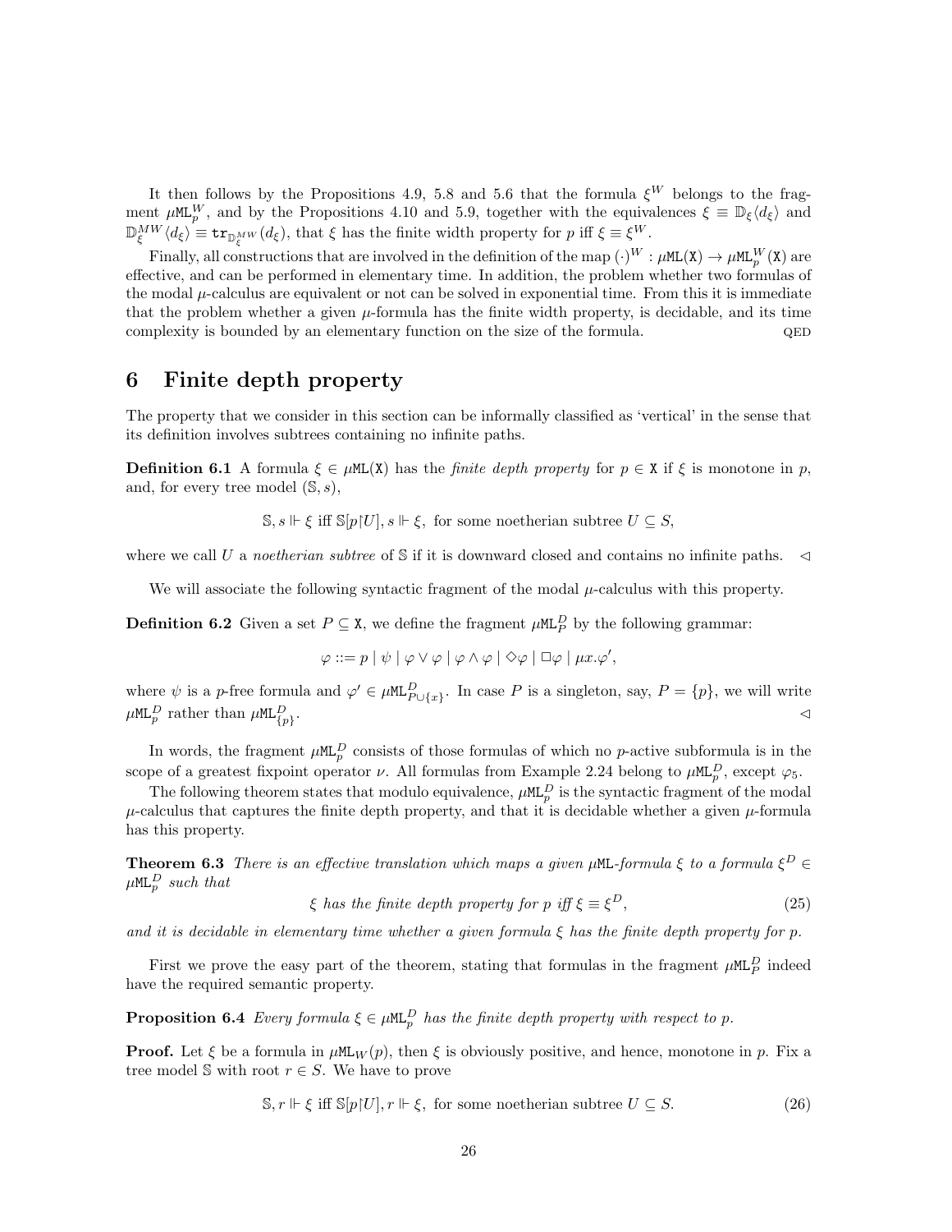It then follows by the Propositions 4.9, 5.8 and 5.6 that the formula $\xi^W$ belongs to the fragment $\mu\mathtt{ML}_p^W$, and by the Propositions 4.10 and 5.9, together with the equivalences $\xi \equiv \mathbb{D}_\xi\langle d_\xi\rangle$ and $\mathbb{D}_\xi^{MW}\langle d_\xi\rangle \equiv \mathtt{tr}_{\mathbb{D}_\xi^{MW}}(d_\xi)$, that $\xi$ has the finite width property for $p$ iff $\xi \equiv \xi^W$.

Finally, all constructions that are involved in the definition of the map $(\cdot)^W : \mu\mathtt{ML}(\mathtt{X}) \to \mu\mathtt{ML}_p^W(\mathtt{X})$ are effective, and can be performed in elementary time. In addition, the problem whether two formulas of the modal $\mu$-calculus are equivalent or not can be solved in exponential time. From this it is immediate that the problem whether a given $\mu$-formula has the finite width property, is decidable, and its time complexity is bounded by an elementary function on the size of the formula. QED

# 6 Finite depth property

The property that we consider in this section can be informally classified as 'vertical' in the sense that its definition involves subtrees containing no infinite paths.

**Definition 6.1** A formula $\xi \in \mu\mathtt{ML}(\mathtt{X})$ has the *finite depth property* for $p \in \mathtt{X}$ if $\xi$ is monotone in $p$, and, for every tree model $(\mathbb{S}, s)$,

$$\mathbb{S}, s \Vdash \xi \text{ iff } \mathbb{S}[p{\upharpoonright}U], s \Vdash \xi, \text{ for some noetherian subtree } U \subseteq S,$$

where we call $U$ a *noetherian subtree* of $\mathbb{S}$ if it is downward closed and contains no infinite paths. $\lhd$

We will associate the following syntactic fragment of the modal $\mu$-calculus with this property.

**Definition 6.2** Given a set $P \subseteq \mathtt{X}$, we define the fragment $\mu\mathtt{ML}_P^D$ by the following grammar:

$$\varphi ::= p \mid \psi \mid \varphi \vee \varphi \mid \varphi \wedge \varphi \mid \Diamond\varphi \mid \Box\varphi \mid \mu x.\varphi',$$

where $\psi$ is a $p$-free formula and $\varphi' \in \mu\mathtt{ML}_{P\cup\{x\}}^D$. In case $P$ is a singleton, say, $P = \{p\}$, we will write $\mu\mathtt{ML}_p^D$ rather than $\mu\mathtt{ML}_{\{p\}}^D$. $\lhd$

In words, the fragment $\mu\mathtt{ML}_p^D$ consists of those formulas of which no $p$-active subformula is in the scope of a greatest fixpoint operator $\nu$. All formulas from Example 2.24 belong to $\mu\mathtt{ML}_p^D$, except $\varphi_5$.

The following theorem states that modulo equivalence, $\mu\mathtt{ML}_p^D$ is the syntactic fragment of the modal $\mu$-calculus that captures the finite depth property, and that it is decidable whether a given $\mu$-formula has this property.

**Theorem 6.3** *There is an effective translation which maps a given $\mu\mathtt{ML}$-formula $\xi$ to a formula $\xi^D \in \mu\mathtt{ML}_p^D$ such that*

$$\xi \text{ has the finite depth property for } p \text{ iff } \xi \equiv \xi^D, \tag{25}$$

*and it is decidable in elementary time whether a given formula $\xi$ has the finite depth property for $p$.*

First we prove the easy part of the theorem, stating that formulas in the fragment $\mu\mathtt{ML}_P^D$ indeed have the required semantic property.

**Proposition 6.4** *Every formula $\xi \in \mu\mathtt{ML}_p^D$ has the finite depth property with respect to $p$.*

**Proof.** Let $\xi$ be a formula in $\mu\mathtt{ML}_W(p)$, then $\xi$ is obviously positive, and hence, monotone in $p$. Fix a tree model $\mathbb{S}$ with root $r \in S$. We have to prove

$$\mathbb{S}, r \Vdash \xi \text{ iff } \mathbb{S}[p{\upharpoonright}U], r \Vdash \xi, \text{ for some noetherian subtree } U \subseteq S. \tag{26}$$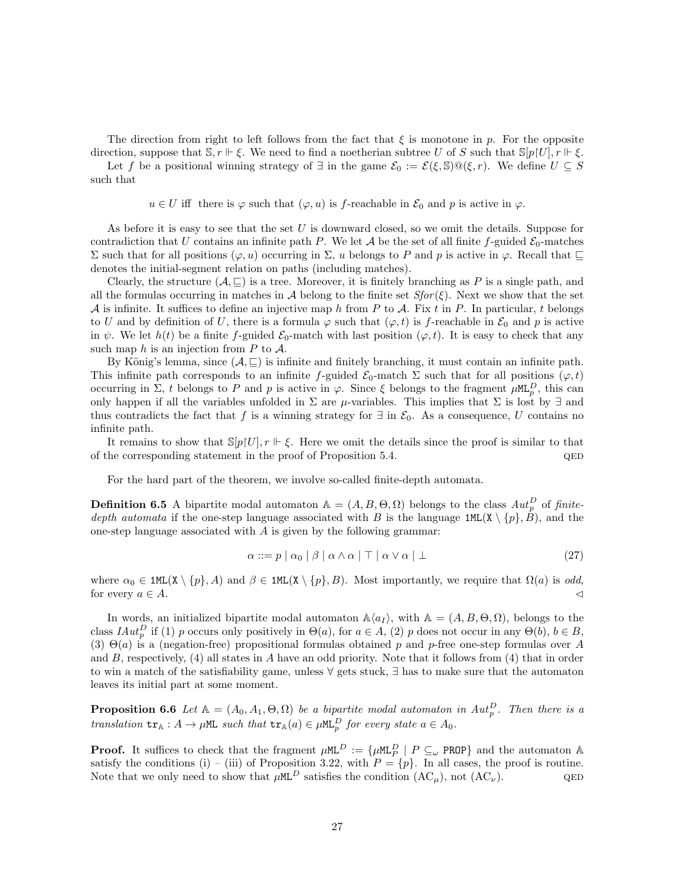The direction from right to left follows from the fact that $\xi$ is monotone in $p$. For the opposite direction, suppose that $\mathbb{S}, r \Vdash \xi$. We need to find a noetherian subtree $U$ of $S$ such that $\mathbb{S}[p{\upharpoonright}U], r \Vdash \xi$.

Let $f$ be a positional winning strategy of $\exists$ in the game $\mathcal{E}_0 := \mathcal{E}(\xi, \mathbb{S})@(\xi, r)$. We define $U \subseteq S$ such that

$$u \in U \text{ iff there is } \varphi \text{ such that } (\varphi, u) \text{ is } f\text{-reachable in } \mathcal{E}_0 \text{ and } p \text{ is active in } \varphi.$$

As before it is easy to see that the set $U$ is downward closed, so we omit the details. Suppose for contradiction that $U$ contains an infinite path $P$. We let $\mathcal{A}$ be the set of all finite $f$-guided $\mathcal{E}_0$-matches $\Sigma$ such that for all positions $(\varphi, u)$ occurring in $\Sigma$, $u$ belongs to $P$ and $p$ is active in $\varphi$. Recall that $\sqsubseteq$ denotes the initial-segment relation on paths (including matches).

Clearly, the structure $(\mathcal{A}, \sqsubseteq)$ is a tree. Moreover, it is finitely branching as $P$ is a single path, and all the formulas occurring in matches in $\mathcal{A}$ belong to the finite set $Sfor(\xi)$. Next we show that the set $\mathcal{A}$ is infinite. It suffices to define an injective map $h$ from $P$ to $\mathcal{A}$. Fix $t$ in $P$. In particular, $t$ belongs to $U$ and by definition of $U$, there is a formula $\varphi$ such that $(\varphi, t)$ is $f$-reachable in $\mathcal{E}_0$ and $p$ is active in $\psi$. We let $h(t)$ be a finite $f$-guided $\mathcal{E}_0$-match with last position $(\varphi, t)$. It is easy to check that any such map $h$ is an injection from $P$ to $\mathcal{A}$.

By König's lemma, since $(\mathcal{A}, \sqsubseteq)$ is infinite and finitely branching, it must contain an infinite path. This infinite path corresponds to an infinite $f$-guided $\mathcal{E}_0$-match $\Sigma$ such that for all positions $(\varphi, t)$ occurring in $\Sigma$, $t$ belongs to $P$ and $p$ is active in $\varphi$. Since $\xi$ belongs to the fragment $\mu\mathtt{ML}^D_p$, this can only happen if all the variables unfolded in $\Sigma$ are $\mu$-variables. This implies that $\Sigma$ is lost by $\exists$ and thus contradicts the fact that $f$ is a winning strategy for $\exists$ in $\mathcal{E}_0$. As a consequence, $U$ contains no infinite path.

It remains to show that $\mathbb{S}[p{\upharpoonright}U], r \Vdash \xi$. Here we omit the details since the proof is similar to that of the corresponding statement in the proof of Proposition 5.4. QED

For the hard part of the theorem, we involve so-called finite-depth automata.

**Definition 6.5** A bipartite modal automaton $\mathbb{A} = (A, B, \Theta, \Omega)$ belongs to the class $Aut^D_p$ of *finite-depth automata* if the one-step language associated with $B$ is the language $\mathtt{1ML}(\mathtt{X} \setminus \{p\}, B)$, and the one-step language associated with $A$ is given by the following grammar:

$$\alpha ::= p \mid \alpha_0 \mid \beta \mid \alpha \wedge \alpha \mid \top \mid \alpha \vee \alpha \mid \bot \tag{27}$$

where $\alpha_0 \in \mathtt{1ML}(\mathtt{X} \setminus \{p\}, A)$ and $\beta \in \mathtt{1ML}(\mathtt{X} \setminus \{p\}, B)$. Most importantly, we require that $\Omega(a)$ is *odd*, for every $a \in A$. ◁

In words, an initialized bipartite modal automaton $\mathbb{A}\langle a_I \rangle$, with $\mathbb{A} = (A, B, \Theta, \Omega)$, belongs to the class $IAut^D_p$ if (1) $p$ occurs only positively in $\Theta(a)$, for $a \in A$, (2) $p$ does not occur in any $\Theta(b)$, $b \in B$, (3) $\Theta(a)$ is a (negation-free) propositional formulas obtained $p$ and $p$-free one-step formulas over $A$ and $B$, respectively, (4) all states in $A$ have an odd priority. Note that it follows from (4) that in order to win a match of the satisfiability game, unless $\forall$ gets stuck, $\exists$ has to make sure that the automaton leaves its initial part at some moment.

**Proposition 6.6** *Let $\mathbb{A} = (A_0, A_1, \Theta, \Omega)$ be a bipartite modal automaton in $Aut^D_p$. Then there is a translation $\mathtt{tr}_{\mathbb{A}} : A \to \mu\mathtt{ML}$ such that $\mathtt{tr}_{\mathbb{A}}(a) \in \mu\mathtt{ML}^D_p$ for every state $a \in A_0$.*

**Proof.** It suffices to check that the fragment $\mu\mathtt{ML}^D := \{\mu\mathtt{ML}^D_P \mid P \subseteq_\omega \mathtt{PROP}\}$ and the automaton $\mathbb{A}$ satisfy the conditions (i) – (iii) of Proposition 3.22, with $P = \{p\}$. In all cases, the proof is routine. Note that we only need to show that $\mu\mathtt{ML}^D$ satisfies the condition ($\mathrm{AC}_\mu$), not ($\mathrm{AC}_\nu$). QED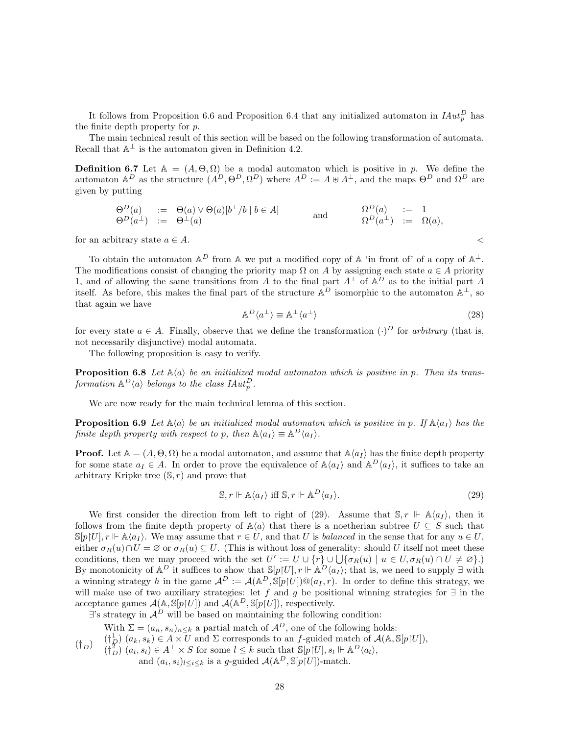It follows from Proposition 6.6 and Proposition 6.4 that any initialized automaton in $IAut_p^D$ has the finite depth property for $p$.

The main technical result of this section will be based on the following transformation of automata. Recall that $\mathbb{A}^\perp$ is the automaton given in Definition 4.2.

**Definition 6.7** Let $\mathbb{A} = (A, \Theta, \Omega)$ be a modal automaton which is positive in $p$. We define the automaton $\mathbb{A}^D$ as the structure $(A^D, \Theta^D, \Omega^D)$ where $A^D := A \uplus A^\perp$, and the maps $\Theta^D$ and $\Omega^D$ are given by putting

$$\begin{array}{lcl} \Theta^D(a) & := & \Theta(a) \vee \Theta(a)[b^\perp/b \mid b \in A] \\ \Theta^D(a^\perp) & := & \Theta^\perp(a) \end{array} \qquad \text{and} \qquad \begin{array}{lcl} \Omega^D(a) & := & 1 \\ \Omega^D(a^\perp) & := & \Omega(a), \end{array}$$

for an arbitrary state $a \in A$. ◁

To obtain the automaton $\mathbb{A}^D$ from $\mathbb{A}$ we put a modified copy of $\mathbb{A}$ 'in front of' of a copy of $\mathbb{A}^\perp$. The modifications consist of changing the priority map $\Omega$ on $A$ by assigning each state $a \in A$ priority 1, and of allowing the same transitions from $A$ to the final part $A^\perp$ of $\mathbb{A}^D$ as to the initial part $A$ itself. As before, this makes the final part of the structure $\mathbb{A}^D$ isomorphic to the automaton $\mathbb{A}^\perp$, so that again we have

$$\mathbb{A}^D\langle a^\perp\rangle \equiv \mathbb{A}^\perp\langle a^\perp\rangle \tag{28}$$

for every state $a \in A$. Finally, observe that we define the transformation $(\cdot)^D$ for *arbitrary* (that is, not necessarily disjunctive) modal automata.

The following proposition is easy to verify.

**Proposition 6.8** *Let $\mathbb{A}\langle a\rangle$ be an initialized modal automaton which is positive in $p$. Then its transformation $\mathbb{A}^D\langle a\rangle$ belongs to the class $IAut_p^D$.*

We are now ready for the main technical lemma of this section.

**Proposition 6.9** *Let $\mathbb{A}\langle a\rangle$ be an initialized modal automaton which is positive in $p$. If $\mathbb{A}\langle a_I\rangle$ has the finite depth property with respect to $p$, then $\mathbb{A}\langle a_I\rangle \equiv \mathbb{A}^D\langle a_I\rangle$.*

**Proof.** Let $\mathbb{A} = (A, \Theta, \Omega)$ be a modal automaton, and assume that $\mathbb{A}\langle a_I\rangle$ has the finite depth property for some state $a_I \in A$. In order to prove the equivalence of $\mathbb{A}\langle a_I\rangle$ and $\mathbb{A}^D\langle a_I\rangle$, it suffices to take an arbitrary Kripke tree $(\mathbb{S}, r)$ and prove that

$$\mathbb{S}, r \Vdash \mathbb{A}\langle a_I\rangle \text{ iff } \mathbb{S}, r \Vdash \mathbb{A}^D\langle a_I\rangle. \tag{29}$$

We first consider the direction from left to right of (29). Assume that $\mathbb{S}, r \Vdash \mathbb{A}\langle a_I\rangle$, then it follows from the finite depth property of $\mathbb{A}\langle a\rangle$ that there is a noetherian subtree $U \subseteq S$ such that $\mathbb{S}[p{\upharpoonright}U], r \Vdash \mathbb{A}\langle a_I\rangle$. We may assume that $r \in U$, and that $U$ is *balanced* in the sense that for any $u \in U$, either $\sigma_R(u) \cap U = \varnothing$ or $\sigma_R(u) \subseteq U$. (This is without loss of generality: should $U$ itself not meet these conditions, then we may proceed with the set $U' := U \cup \{r\} \cup \bigcup\{\sigma_R(u) \mid u \in U, \sigma_R(u) \cap U \neq \varnothing\}$.) By monotonicity of $\mathbb{A}^D$ it suffices to show that $\mathbb{S}[p{\upharpoonright}U], r \Vdash \mathbb{A}^D\langle a_I\rangle$; that is, we need to supply $\exists$ with a winning strategy $h$ in the game $\mathcal{A}^D := \mathcal{A}(\mathbb{A}^D, \mathbb{S}[p{\upharpoonright}U])@(a_I, r)$. In order to define this strategy, we will make use of two auxiliary strategies: let $f$ and $g$ be positional winning strategies for $\exists$ in the acceptance games $\mathcal{A}(\mathbb{A}, \mathbb{S}[p{\upharpoonright}U])$ and $\mathcal{A}(\mathbb{A}^D, \mathbb{S}[p{\upharpoonright}U])$, respectively.

$\exists$'s strategy in $\mathcal{A}^D$ will be based on maintaining the following condition:

($\dagger_D$) With $\Sigma = (a_n, s_n)_{n \leq k}$ a partial match of $\mathcal{A}^D$, one of the following holds:
($\dagger_D^1$) $(a_k, s_k) \in A \times U$ and $\Sigma$ corresponds to an $f$-guided match of $\mathcal{A}(\mathbb{A}, \mathbb{S}[p{\upharpoonright}U])$,
($\dagger_D^2$) $(a_l, s_l) \in A^\perp \times S$ for some $l \leq k$ such that $\mathbb{S}[p{\upharpoonright}U], s_l \Vdash \mathbb{A}^D\langle a_l\rangle$,
and $(a_i, s_i)_{l \leq i \leq k}$ is a $g$-guided $\mathcal{A}(\mathbb{A}^D, \mathbb{S}[p{\upharpoonright}U])$-match.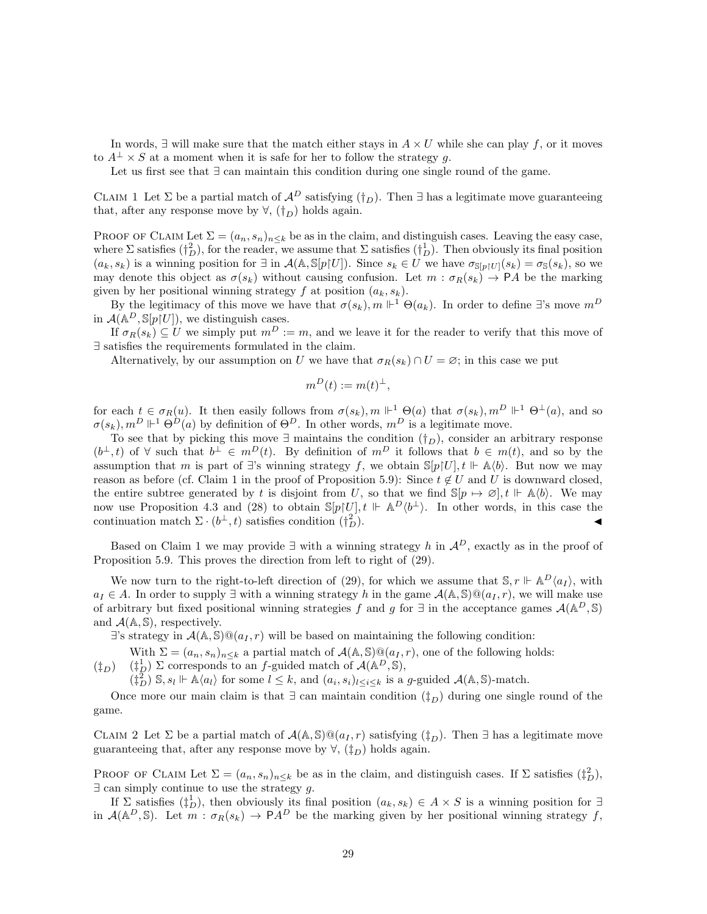In words, $\exists$ will make sure that the match either stays in $A \times U$ while she can play $f$, or it moves to $A^{\perp} \times S$ at a moment when it is safe for her to follow the strategy $g$.

Let us first see that $\exists$ can maintain this condition during one single round of the game.

CLAIM 1 Let $\Sigma$ be a partial match of $\mathcal{A}^D$ satisfying $(\dagger_D)$. Then $\exists$ has a legitimate move guaranteeing that, after any response move by $\forall$, $(\dagger_D)$ holds again.

PROOF OF CLAIM Let $\Sigma = (a_n, s_n)_{n \leq k}$ be as in the claim, and distinguish cases. Leaving the easy case, where $\Sigma$ satisfies $(\dagger^2_D)$, for the reader, we assume that $\Sigma$ satisfies $(\dagger^1_D)$. Then obviously its final position $(a_k, s_k)$ is a winning position for $\exists$ in $\mathcal{A}(\mathbb{A}, \mathbb{S}[p{\upharpoonright}U])$. Since $s_k \in U$ we have $\sigma_{\mathbb{S}[p{\upharpoonright}U]}(s_k) = \sigma_{\mathbb{S}}(s_k)$, so we may denote this object as $\sigma(s_k)$ without causing confusion. Let $m : \sigma_R(s_k) \to \mathsf{P}A$ be the marking given by her positional winning strategy $f$ at position $(a_k, s_k)$.

By the legitimacy of this move we have that $\sigma(s_k), m \Vdash^1 \Theta(a_k)$. In order to define $\exists$'s move $m^D$ in $\mathcal{A}(\mathbb{A}^D, \mathbb{S}[p{\upharpoonright}U])$, we distinguish cases.

If $\sigma_R(s_k) \subseteq U$ we simply put $m^D := m$, and we leave it for the reader to verify that this move of $\exists$ satisfies the requirements formulated in the claim.

Alternatively, by our assumption on $U$ we have that $\sigma_R(s_k) \cap U = \varnothing$; in this case we put

$$m^D(t) := m(t)^{\perp},$$

for each $t \in \sigma_R(u)$. It then easily follows from $\sigma(s_k), m \Vdash^1 \Theta(a)$ that $\sigma(s_k), m^D \Vdash^1 \Theta^{\perp}(a)$, and so $\sigma(s_k), m^D \Vdash^1 \Theta^D(a)$ by definition of $\Theta^D$. In other words, $m^D$ is a legitimate move.

To see that by picking this move $\exists$ maintains the condition $(\dagger_D)$, consider an arbitrary response $(b^{\perp}, t)$ of $\forall$ such that $b^{\perp} \in m^D(t)$. By definition of $m^D$ it follows that $b \in m(t)$, and so by the assumption that $m$ is part of $\exists$'s winning strategy $f$, we obtain $\mathbb{S}[p{\upharpoonright}U], t \Vdash \mathbb{A}\langle b \rangle$. But now we may reason as before (cf. Claim 1 in the proof of Proposition 5.9): Since $t \notin U$ and $U$ is downward closed, the entire subtree generated by $t$ is disjoint from $U$, so that we find $\mathbb{S}[p \mapsto \varnothing], t \Vdash \mathbb{A}\langle b \rangle$. We may now use Proposition 4.3 and (28) to obtain $\mathbb{S}[p{\upharpoonright}U], t \Vdash \mathbb{A}^D\langle b^{\perp} \rangle$. In other words, in this case the continuation match $\Sigma \cdot (b^{\perp}, t)$ satisfies condition $(\dagger^2_D)$. ◀

Based on Claim 1 we may provide $\exists$ with a winning strategy $h$ in $\mathcal{A}^D$, exactly as in the proof of Proposition 5.9. This proves the direction from left to right of (29).

We now turn to the right-to-left direction of (29), for which we assume that $\mathbb{S}, r \Vdash \mathbb{A}^D\langle a_I \rangle$, with $a_I \in A$. In order to supply $\exists$ with a winning strategy $h$ in the game $\mathcal{A}(\mathbb{A}, \mathbb{S})@(a_I, r)$, we will make use of arbitrary but fixed positional winning strategies $f$ and $g$ for $\exists$ in the acceptance games $\mathcal{A}(\mathbb{A}^D, \mathbb{S})$ and $\mathcal{A}(\mathbb{A}, \mathbb{S})$, respectively.

$\exists$'s strategy in $\mathcal{A}(\mathbb{A}, \mathbb{S})@(a_I, r)$ will be based on maintaining the following condition:

$(\ddagger_D)$ With $\Sigma = (a_n, s_n)_{n \leq k}$ a partial match of $\mathcal{A}(\mathbb{A}, \mathbb{S})@(a_I, r)$, one of the following holds:
$(\ddagger^1_D)$ $\Sigma$ corresponds to an $f$-guided match of $\mathcal{A}(\mathbb{A}^D, \mathbb{S})$,
$(\ddagger^2_D)$ $\mathbb{S}, s_l \Vdash \mathbb{A}\langle a_l \rangle$ for some $l \leq k$, and $(a_i, s_i)_{l \leq i \leq k}$ is a $g$-guided $\mathcal{A}(\mathbb{A}, \mathbb{S})$-match.

Once more our main claim is that $\exists$ can maintain condition $(\ddagger_D)$ during one single round of the game.

CLAIM 2 Let $\Sigma$ be a partial match of $\mathcal{A}(\mathbb{A}, \mathbb{S})@(a_I, r)$ satisfying $(\ddagger_D)$. Then $\exists$ has a legitimate move guaranteeing that, after any response move by $\forall$, $(\ddagger_D)$ holds again.

PROOF OF CLAIM Let $\Sigma = (a_n, s_n)_{n \leq k}$ be as in the claim, and distinguish cases. If $\Sigma$ satisfies $(\ddagger^2_D)$, $\exists$ can simply continue to use the strategy $g$.

If $\Sigma$ satisfies $(\ddagger^1_D)$, then obviously its final position $(a_k, s_k) \in A \times S$ is a winning position for $\exists$ in $\mathcal{A}(\mathbb{A}^D, \mathbb{S})$. Let $m : \sigma_R(s_k) \to \mathsf{P}A^D$ be the marking given by her positional winning strategy $f$,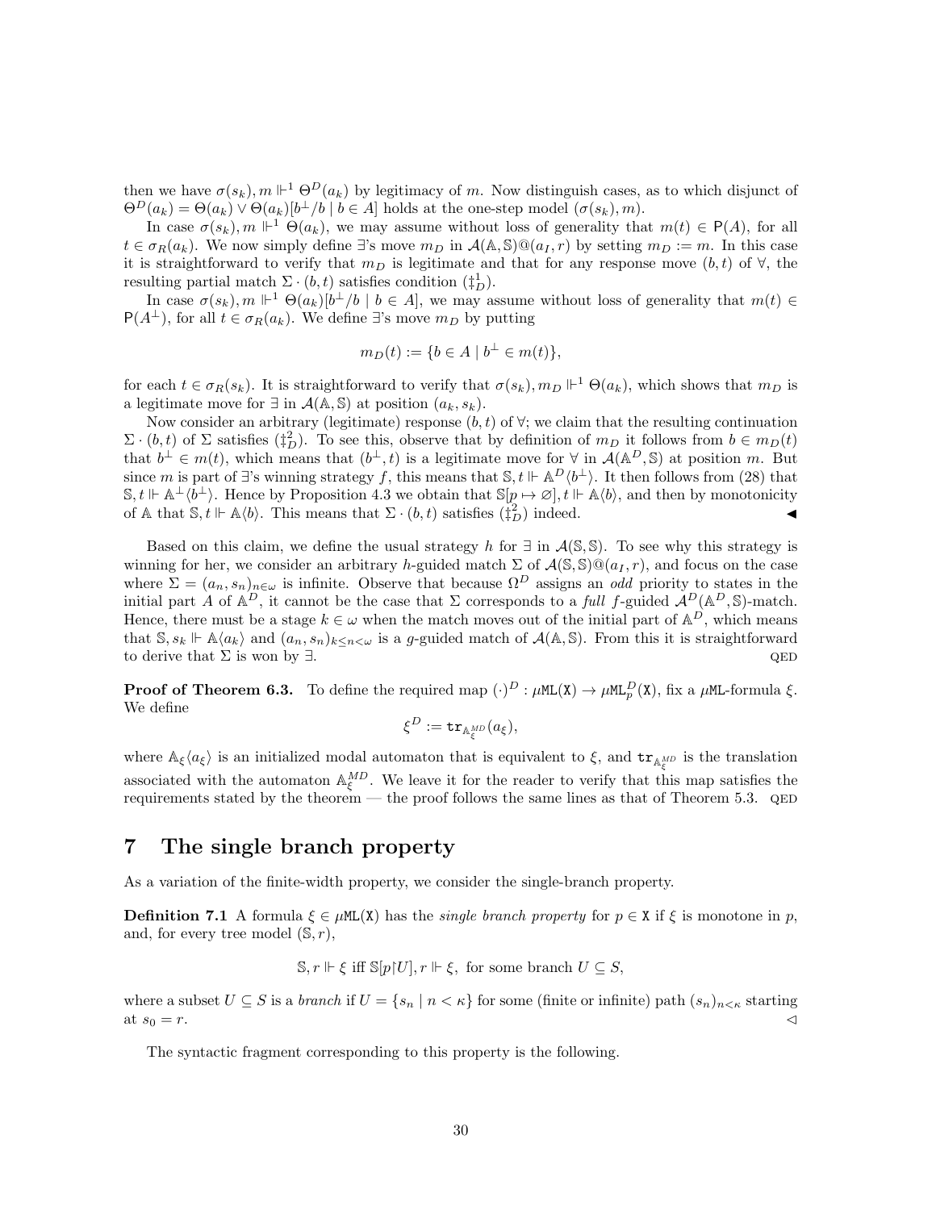then we have $\sigma(s_k), m \Vdash^1 \Theta^D(a_k)$ by legitimacy of $m$. Now distinguish cases, as to which disjunct of $\Theta^D(a_k) = \Theta(a_k) \vee \Theta(a_k)[b^\perp/b \mid b \in A]$ holds at the one-step model $(\sigma(s_k), m)$.

In case $\sigma(s_k), m \Vdash^1 \Theta(a_k)$, we may assume without loss of generality that $m(t) \in \mathsf{P}(A)$, for all $t \in \sigma_R(a_k)$. We now simply define $\exists$'s move $m_D$ in $\mathcal{A}(\mathbb{A}, \mathbb{S})@(a_I, r)$ by setting $m_D := m$. In this case it is straightforward to verify that $m_D$ is legitimate and that for any response move $(b, t)$ of $\forall$, the resulting partial match $\Sigma \cdot (b, t)$ satisfies condition $(\ddagger^1_D)$.

In case $\sigma(s_k), m \Vdash^1 \Theta(a_k)[b^\perp/b \mid b \in A]$, we may assume without loss of generality that $m(t) \in \mathsf{P}(A^\perp)$, for all $t \in \sigma_R(a_k)$. We define $\exists$'s move $m_D$ by putting

$$m_D(t) := \{b \in A \mid b^\perp \in m(t)\},$$

for each $t \in \sigma_R(s_k)$. It is straightforward to verify that $\sigma(s_k), m_D \Vdash^1 \Theta(a_k)$, which shows that $m_D$ is a legitimate move for $\exists$ in $\mathcal{A}(\mathbb{A}, \mathbb{S})$ at position $(a_k, s_k)$.

Now consider an arbitrary (legitimate) response $(b, t)$ of $\forall$; we claim that the resulting continuation $\Sigma \cdot (b, t)$ of $\Sigma$ satisfies $(\ddagger^2_D)$. To see this, observe that by definition of $m_D$ it follows from $b \in m_D(t)$ that $b^\perp \in m(t)$, which means that $(b^\perp, t)$ is a legitimate move for $\forall$ in $\mathcal{A}(\mathbb{A}^D, \mathbb{S})$ at position $m$. But since $m$ is part of $\exists$'s winning strategy $f$, this means that $\mathbb{S}, t \Vdash \mathbb{A}^D\langle b^\perp\rangle$. It then follows from (28) that $\mathbb{S}, t \Vdash \mathbb{A}^\perp\langle b^\perp\rangle$. Hence by Proposition 4.3 we obtain that $\mathbb{S}[p \mapsto \varnothing], t \Vdash \mathbb{A}\langle b\rangle$, and then by monotonicity of $\mathbb{A}$ that $\mathbb{S}, t \Vdash \mathbb{A}\langle b\rangle$. This means that $\Sigma \cdot (b, t)$ satisfies $(\ddagger^2_D)$ indeed. ◀

Based on this claim, we define the usual strategy $h$ for $\exists$ in $\mathcal{A}(\mathbb{S}, \mathbb{S})$. To see why this strategy is winning for her, we consider an arbitrary $h$-guided match $\Sigma$ of $\mathcal{A}(\mathbb{S}, \mathbb{S})@(a_I, r)$, and focus on the case where $\Sigma = (a_n, s_n)_{n \in \omega}$ is infinite. Observe that because $\Omega^D$ assigns an *odd* priority to states in the initial part $A$ of $\mathbb{A}^D$, it cannot be the case that $\Sigma$ corresponds to a *full* $f$-guided $\mathcal{A}^D(\mathbb{A}^D, \mathbb{S})$-match. Hence, there must be a stage $k \in \omega$ when the match moves out of the initial part of $\mathbb{A}^D$, which means that $\mathbb{S}, s_k \Vdash \mathbb{A}\langle a_k\rangle$ and $(a_n, s_n)_{k \leq n < \omega}$ is a $g$-guided match of $\mathcal{A}(\mathbb{A}, \mathbb{S})$. From this it is straightforward to derive that $\Sigma$ is won by $\exists$. QED

**Proof of Theorem 6.3.** To define the required map $(\cdot)^D : \mu\mathtt{ML}(\mathtt{X}) \to \mu\mathtt{ML}^D_p(\mathtt{X})$, fix a $\mu\mathtt{ML}$-formula $\xi$. We define

$$\xi^D := \mathtt{tr}_{\mathbb{A}^{MD}_\xi}(a_\xi),$$

where $\mathbb{A}_\xi\langle a_\xi\rangle$ is an initialized modal automaton that is equivalent to $\xi$, and $\mathtt{tr}_{\mathbb{A}^{MD}_\xi}$ is the translation associated with the automaton $\mathbb{A}^{MD}_\xi$. We leave it for the reader to verify that this map satisfies the requirements stated by the theorem — the proof follows the same lines as that of Theorem 5.3. QED

# 7 The single branch property

As a variation of the finite-width property, we consider the single-branch property.

**Definition 7.1** A formula $\xi \in \mu\mathtt{ML}(\mathtt{X})$ has the *single branch property* for $p \in \mathtt{X}$ if $\xi$ is monotone in $p$, and, for every tree model $(\mathbb{S}, r)$,

$$\mathbb{S}, r \Vdash \xi \text{ iff } \mathbb{S}[p{\restriction}U], r \Vdash \xi, \text{ for some branch } U \subseteq S,$$

where a subset $U \subseteq S$ is a *branch* if $U = \{s_n \mid n < \kappa\}$ for some (finite or infinite) path $(s_n)_{n<\kappa}$ starting at $s_0 = r$. ◁

The syntactic fragment corresponding to this property is the following.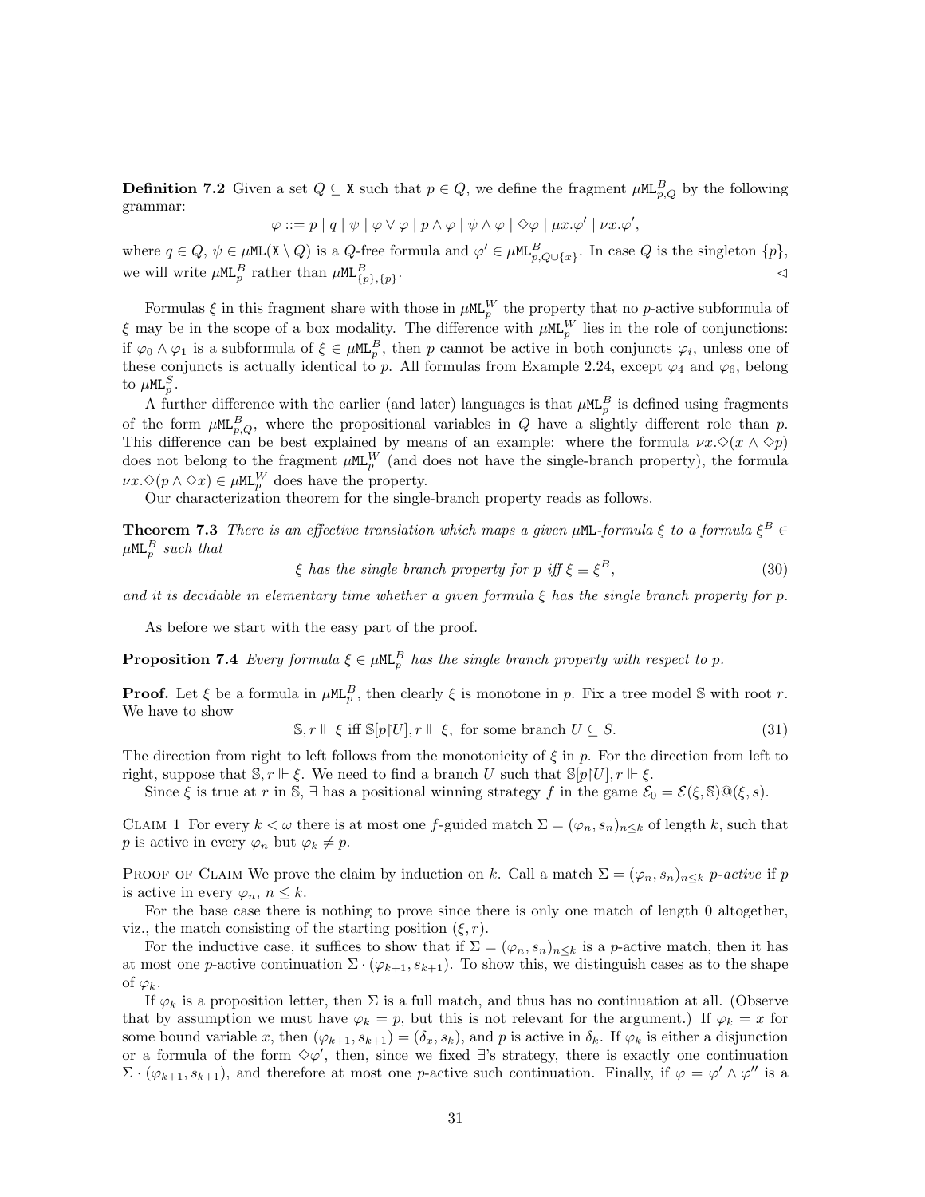**Definition 7.2** Given a set $Q \subseteq \mathtt{X}$ such that $p \in Q$, we define the fragment $\mu\mathtt{ML}^B_{p,Q}$ by the following grammar:

$$\varphi ::= p \mid q \mid \psi \mid \varphi \vee \varphi \mid p \wedge \varphi \mid \psi \wedge \varphi \mid \Diamond\varphi \mid \mu x.\varphi' \mid \nu x.\varphi',$$

where $q \in Q$, $\psi \in \mu\mathtt{ML}(\mathtt{X} \setminus Q)$ is a $Q$-free formula and $\varphi' \in \mu\mathtt{ML}^B_{p,Q\cup\{x\}}$. In case $Q$ is the singleton $\{p\}$, we will write $\mu\mathtt{ML}^B_p$ rather than $\mu\mathtt{ML}^B_{\{p\},\{p\}}$. ◁

Formulas $\xi$ in this fragment share with those in $\mu\mathtt{ML}^W_p$ the property that no $p$-active subformula of $\xi$ may be in the scope of a box modality. The difference with $\mu\mathtt{ML}^W_p$ lies in the role of conjunctions: if $\varphi_0 \wedge \varphi_1$ is a subformula of $\xi \in \mu\mathtt{ML}^B_p$, then $p$ cannot be active in both conjuncts $\varphi_i$, unless one of these conjuncts is actually identical to $p$. All formulas from Example 2.24, except $\varphi_4$ and $\varphi_6$, belong to $\mu\mathtt{ML}^S_p$.

A further difference with the earlier (and later) languages is that $\mu\mathtt{ML}^B_p$ is defined using fragments of the form $\mu\mathtt{ML}^B_{p,Q}$, where the propositional variables in $Q$ have a slightly different role than $p$. This difference can be best explained by means of an example: where the formula $\nu x.\Diamond(x \wedge \Diamond p)$ does not belong to the fragment $\mu\mathtt{ML}^W_p$ (and does not have the single-branch property), the formula $\nu x.\Diamond(p \wedge \Diamond x) \in \mu\mathtt{ML}^W_p$ does have the property.

Our characterization theorem for the single-branch property reads as follows.

**Theorem 7.3** *There is an effective translation which maps a given $\mu\mathtt{ML}$-formula $\xi$ to a formula $\xi^B \in \mu\mathtt{ML}^B_p$ such that*

$$\xi \text{ has the single branch property for } p \text{ iff } \xi \equiv \xi^B, \tag{30}$$

*and it is decidable in elementary time whether a given formula $\xi$ has the single branch property for $p$.*

As before we start with the easy part of the proof.

**Proposition 7.4** *Every formula $\xi \in \mu\mathtt{ML}^B_p$ has the single branch property with respect to $p$.*

**Proof.** Let $\xi$ be a formula in $\mu\mathtt{ML}^B_p$, then clearly $\xi$ is monotone in $p$. Fix a tree model $\mathbb{S}$ with root $r$. We have to show

$$\mathbb{S}, r \Vdash \xi \text{ iff } \mathbb{S}[p{\upharpoonright}U], r \Vdash \xi, \text{ for some branch } U \subseteq S. \tag{31}$$

The direction from right to left follows from the monotonicity of $\xi$ in $p$. For the direction from left to right, suppose that $\mathbb{S}, r \Vdash \xi$. We need to find a branch $U$ such that $\mathbb{S}[p{\upharpoonright}U], r \Vdash \xi$.

Since $\xi$ is true at $r$ in $\mathbb{S}$, $\exists$ has a positional winning strategy $f$ in the game $\mathcal{E}_0 = \mathcal{E}(\xi, \mathbb{S})@(\xi, s)$.

Claim 1 For every $k < \omega$ there is at most one $f$-guided match $\Sigma = (\varphi_n, s_n)_{n \leq k}$ of length $k$, such that $p$ is active in every $\varphi_n$ but $\varphi_k \neq p$.

Proof of Claim We prove the claim by induction on $k$. Call a match $\Sigma = (\varphi_n, s_n)_{n \leq k}$ *$p$-active* if $p$ is active in every $\varphi_n$, $n \leq k$.

For the base case there is nothing to prove since there is only one match of length 0 altogether, viz., the match consisting of the starting position $(\xi, r)$.

For the inductive case, it suffices to show that if $\Sigma = (\varphi_n, s_n)_{n \leq k}$ is a $p$-active match, then it has at most one $p$-active continuation $\Sigma \cdot (\varphi_{k+1}, s_{k+1})$. To show this, we distinguish cases as to the shape of $\varphi_k$.

If $\varphi_k$ is a proposition letter, then $\Sigma$ is a full match, and thus has no continuation at all. (Observe that by assumption we must have $\varphi_k = p$, but this is not relevant for the argument.) If $\varphi_k = x$ for some bound variable $x$, then $(\varphi_{k+1}, s_{k+1}) = (\delta_x, s_k)$, and $p$ is active in $\delta_k$. If $\varphi_k$ is either a disjunction or a formula of the form $\Diamond\varphi'$, then, since we fixed $\exists$'s strategy, there is exactly one continuation $\Sigma \cdot (\varphi_{k+1}, s_{k+1})$, and therefore at most one $p$-active such continuation. Finally, if $\varphi = \varphi' \wedge \varphi''$ is a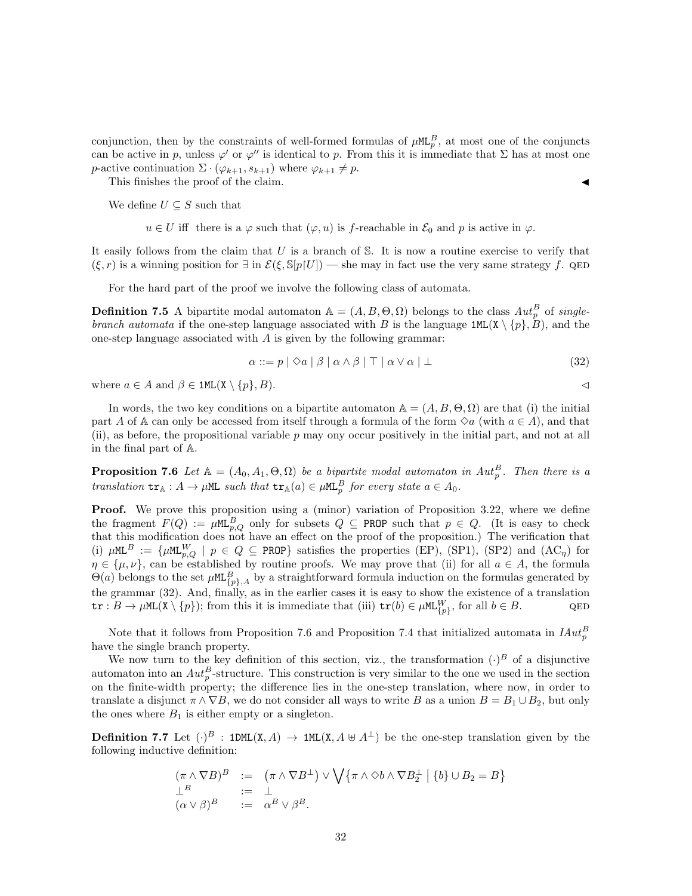conjunction, then by the constraints of well-formed formulas of $\mu\mathtt{ML}^B_p$, at most one of the conjuncts can be active in $p$, unless $\varphi'$ or $\varphi''$ is identical to $p$. From this it is immediate that $\Sigma$ has at most one $p$-active continuation $\Sigma \cdot (\varphi_{k+1}, s_{k+1})$ where $\varphi_{k+1} \neq p$.

This finishes the proof of the claim. ◀

We define $U \subseteq S$ such that

$$u \in U \text{ iff there is a } \varphi \text{ such that } (\varphi, u) \text{ is } f\text{-reachable in } \mathcal{E}_0 \text{ and } p \text{ is active in } \varphi.$$

It easily follows from the claim that $U$ is a branch of $\mathbb{S}$. It is now a routine exercise to verify that $(\xi, r)$ is a winning position for $\exists$ in $\mathcal{E}(\xi, \mathbb{S}[p{\restriction}U])$ — she may in fact use the very same strategy $f$. QED

For the hard part of the proof we involve the following class of automata.

**Definition 7.5** A bipartite modal automaton $\mathbb{A} = (A, B, \Theta, \Omega)$ belongs to the class $Aut^B_p$ of *single-branch automata* if the one-step language associated with $B$ is the language $\mathtt{1ML}(\mathtt{X} \setminus \{p\}, B)$, and the one-step language associated with $A$ is given by the following grammar:

$$\alpha ::= p \mid \Diamond a \mid \beta \mid \alpha \wedge \beta \mid \top \mid \alpha \vee \alpha \mid \bot \tag{32}$$

where $a \in A$ and $\beta \in \mathtt{1ML}(\mathtt{X} \setminus \{p\}, B)$. ◁

In words, the two key conditions on a bipartite automaton $\mathbb{A} = (A, B, \Theta, \Omega)$ are that (i) the initial part $A$ of $\mathbb{A}$ can only be accessed from itself through a formula of the form $\Diamond a$ (with $a \in A$), and that (ii), as before, the propositional variable $p$ may ony occur positively in the initial part, and not at all in the final part of $\mathbb{A}$.

**Proposition 7.6** *Let $\mathbb{A} = (A_0, A_1, \Theta, \Omega)$ be a bipartite modal automaton in $Aut^B_p$. Then there is a translation $\mathtt{tr}_{\mathbb{A}} : A \to \mu\mathtt{ML}$ such that $\mathtt{tr}_{\mathbb{A}}(a) \in \mu\mathtt{ML}^B_p$ for every state $a \in A_0$.*

**Proof.** We prove this proposition using a (minor) variation of Proposition 3.22, where we define the fragment $F(Q) := \mu\mathtt{ML}^B_{p,Q}$ only for subsets $Q \subseteq \mathtt{PROP}$ such that $p \in Q$. (It is easy to check that this modification does not have an effect on the proof of the proposition.) The verification that (i) $\mu\mathtt{ML}^B := \{\mu\mathtt{ML}^W_{p,Q} \mid p \in Q \subseteq \mathtt{PROP}\}$ satisfies the properties (EP), (SP1), (SP2) and (AC$_\eta$) for $\eta \in \{\mu, \nu\}$, can be established by routine proofs. We may prove that (ii) for all $a \in A$, the formula $\Theta(a)$ belongs to the set $\mu\mathtt{ML}^B_{\{p\},A}$ by a straightforward formula induction on the formulas generated by the grammar (32). And, finally, as in the earlier cases it is easy to show the existence of a translation $\mathtt{tr} : B \to \mu\mathtt{ML}(\mathtt{X} \setminus \{p\})$; from this it is immediate that (iii) $\mathtt{tr}(b) \in \mu\mathtt{ML}^W_{\{p\}}$, for all $b \in B$. QED

Note that it follows from Proposition 7.6 and Proposition 7.4 that initialized automata in $IAut^B_p$ have the single branch property.

We now turn to the key definition of this section, viz., the transformation $(\cdot)^B$ of a disjunctive automaton into an $Aut^B_p$-structure. This construction is very similar to the one we used in the section on the finite-width property; the difference lies in the one-step translation, where now, in order to translate a disjunct $\pi \wedge \nabla B$, we do not consider all ways to write $B$ as a union $B = B_1 \cup B_2$, but only the ones where $B_1$ is either empty or a singleton.

**Definition 7.7** Let $(\cdot)^B : \mathtt{1DML}(\mathtt{X}, A) \to \mathtt{1ML}(\mathtt{X}, A \uplus A^\perp)$ be the one-step translation given by the following inductive definition:

$$\begin{array}{lcl}
(\pi \wedge \nabla B)^B & := & \left(\pi \wedge \nabla B^\perp\right) \vee \bigvee\left\{\pi \wedge \Diamond b \wedge \nabla B_2^\perp \;\middle|\; \{b\} \cup B_2 = B\right\} \\
\bot^B & := & \bot \\
(\alpha \vee \beta)^B & := & \alpha^B \vee \beta^B.
\end{array}$$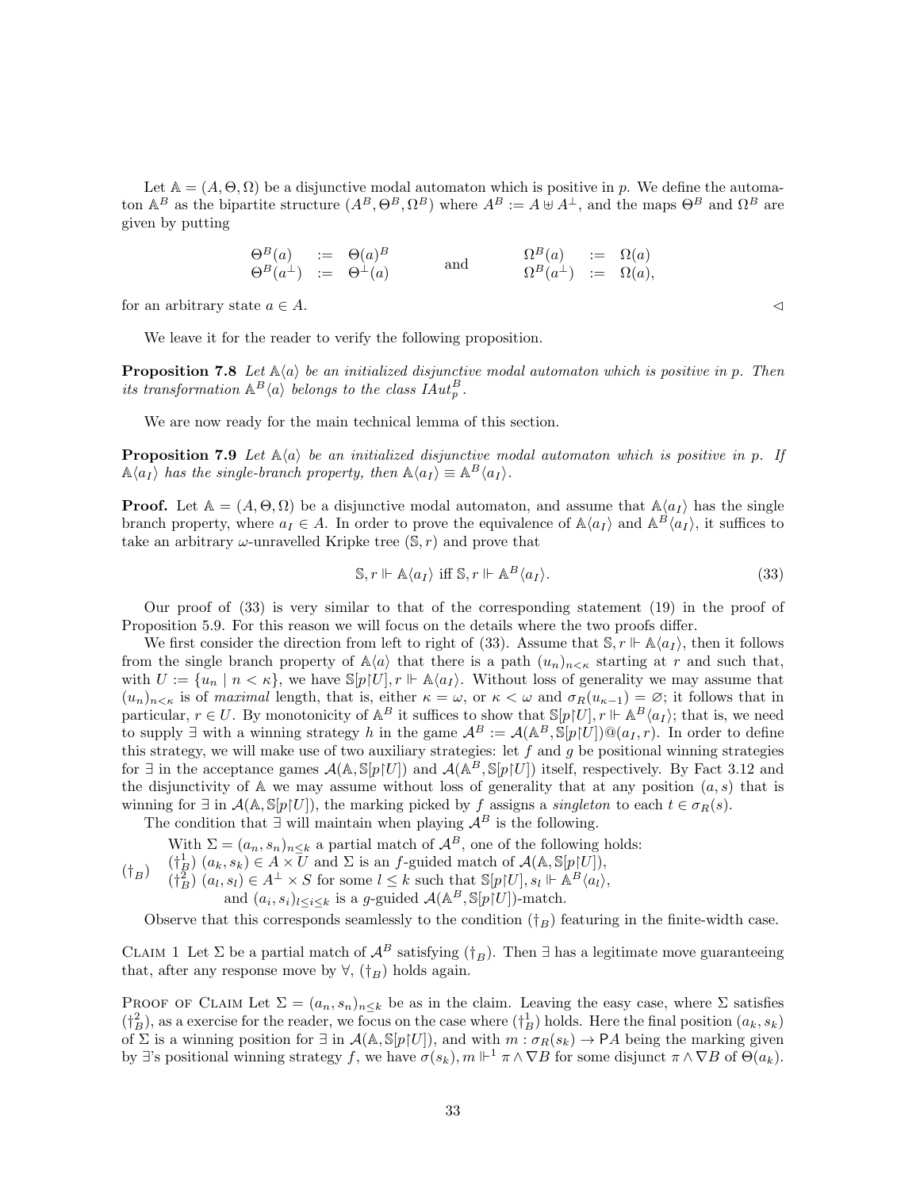Let $\mathbb{A} = (A, \Theta, \Omega)$ be a disjunctive modal automaton which is positive in $p$. We define the automaton $\mathbb{A}^B$ as the bipartite structure $(A^B, \Theta^B, \Omega^B)$ where $A^B := A \uplus A^\perp$, and the maps $\Theta^B$ and $\Omega^B$ are given by putting

$$
\begin{array}{lcl} \Theta^B(a) & := & \Theta(a)^B \\ \Theta^B(a^\perp) & := & \Theta^\perp(a) \end{array} \qquad \text{and} \qquad \begin{array}{lcl} \Omega^B(a) & := & \Omega(a) \\ \Omega^B(a^\perp) & := & \Omega(a), \end{array}
$$

for an arbitrary state $a \in A$. $\triangleleft$

We leave it for the reader to verify the following proposition.

**Proposition 7.8** *Let $\mathbb{A}\langle a\rangle$ be an initialized disjunctive modal automaton which is positive in $p$. Then its transformation $\mathbb{A}^B\langle a\rangle$ belongs to the class $IAut_p^B$.*

We are now ready for the main technical lemma of this section.

**Proposition 7.9** *Let $\mathbb{A}\langle a\rangle$ be an initialized disjunctive modal automaton which is positive in $p$. If $\mathbb{A}\langle a_I\rangle$ has the single-branch property, then $\mathbb{A}\langle a_I\rangle \equiv \mathbb{A}^B\langle a_I\rangle$.*

**Proof.** Let $\mathbb{A} = (A, \Theta, \Omega)$ be a disjunctive modal automaton, and assume that $\mathbb{A}\langle a_I\rangle$ has the single branch property, where $a_I \in A$. In order to prove the equivalence of $\mathbb{A}\langle a_I\rangle$ and $\mathbb{A}^B\langle a_I\rangle$, it suffices to take an arbitrary $\omega$-unravelled Kripke tree $(\mathbb{S}, r)$ and prove that

$$
\mathbb{S}, r \Vdash \mathbb{A}\langle a_I\rangle \text{ iff } \mathbb{S}, r \Vdash \mathbb{A}^B\langle a_I\rangle. \tag{33}
$$

Our proof of (33) is very similar to that of the corresponding statement (19) in the proof of Proposition 5.9. For this reason we will focus on the details where the two proofs differ.

We first consider the direction from left to right of (33). Assume that $\mathbb{S}, r \Vdash \mathbb{A}\langle a_I\rangle$, then it follows from the single branch property of $\mathbb{A}\langle a\rangle$ that there is a path $(u_n)_{n<\kappa}$ starting at $r$ and such that, with $U := \{u_n \mid n < \kappa\}$, we have $\mathbb{S}[p{\restriction}U], r \Vdash \mathbb{A}\langle a_I\rangle$. Without loss of generality we may assume that $(u_n)_{n<\kappa}$ is of *maximal* length, that is, either $\kappa = \omega$, or $\kappa < \omega$ and $\sigma_R(u_{\kappa-1}) = \varnothing$; it follows that in particular, $r \in U$. By monotonicity of $\mathbb{A}^B$ it suffices to show that $\mathbb{S}[p{\restriction}U], r \Vdash \mathbb{A}^B\langle a_I\rangle$; that is, we need to supply $\exists$ with a winning strategy $h$ in the game $\mathcal{A}^B := \mathcal{A}(\mathbb{A}^B, \mathbb{S}[p{\restriction}U])@(a_I, r)$. In order to define this strategy, we will make use of two auxiliary strategies: let $f$ and $g$ be positional winning strategies for $\exists$ in the acceptance games $\mathcal{A}(\mathbb{A}, \mathbb{S}[p{\restriction}U])$ and $\mathcal{A}(\mathbb{A}^B, \mathbb{S}[p{\restriction}U])$ itself, respectively. By Fact 3.12 and the disjunctivity of $\mathbb{A}$ we may assume without loss of generality that at any position $(a, s)$ that is winning for $\exists$ in $\mathcal{A}(\mathbb{A}, \mathbb{S}[p{\restriction}U])$, the marking picked by $f$ assigns a *singleton* to each $t \in \sigma_R(s)$.

The condition that $\exists$ will maintain when playing $\mathcal{A}^B$ is the following.

$(\dagger_B)$ With $\Sigma = (a_n, s_n)_{n\leq k}$ a partial match of $\mathcal{A}^B$, one of the following holds:
- $(\dagger_B^1)$ $(a_k, s_k) \in A \times U$ and $\Sigma$ is an $f$-guided match of $\mathcal{A}(\mathbb{A}, \mathbb{S}[p{\restriction}U])$,
- $(\dagger_B^2)$ $(a_l, s_l) \in A^\perp \times S$ for some $l \leq k$ such that $\mathbb{S}[p{\restriction}U], s_l \Vdash \mathbb{A}^B\langle a_l\rangle$, and $(a_i, s_i)_{l\leq i\leq k}$ is a $g$-guided $\mathcal{A}(\mathbb{A}^B, \mathbb{S}[p{\restriction}U])$-match.

Observe that this corresponds seamlessly to the condition $(\dagger_B)$ featuring in the finite-width case.

CLAIM 1 Let $\Sigma$ be a partial match of $\mathcal{A}^B$ satisfying $(\dagger_B)$. Then $\exists$ has a legitimate move guaranteeing that, after any response move by $\forall$, $(\dagger_B)$ holds again.

PROOF OF CLAIM Let $\Sigma = (a_n, s_n)_{n\leq k}$ be as in the claim. Leaving the easy case, where $\Sigma$ satisfies $(\dagger_B^2)$, as a exercise for the reader, we focus on the case where $(\dagger_B^1)$ holds. Here the final position $(a_k, s_k)$ of $\Sigma$ is a winning position for $\exists$ in $\mathcal{A}(\mathbb{A}, \mathbb{S}[p{\restriction}U])$, and with $m : \sigma_R(s_k) \to \mathsf{P}A$ being the marking given by $\exists$'s positional winning strategy $f$, we have $\sigma(s_k), m \Vdash^1 \pi \wedge \nabla B$ for some disjunct $\pi \wedge \nabla B$ of $\Theta(a_k)$.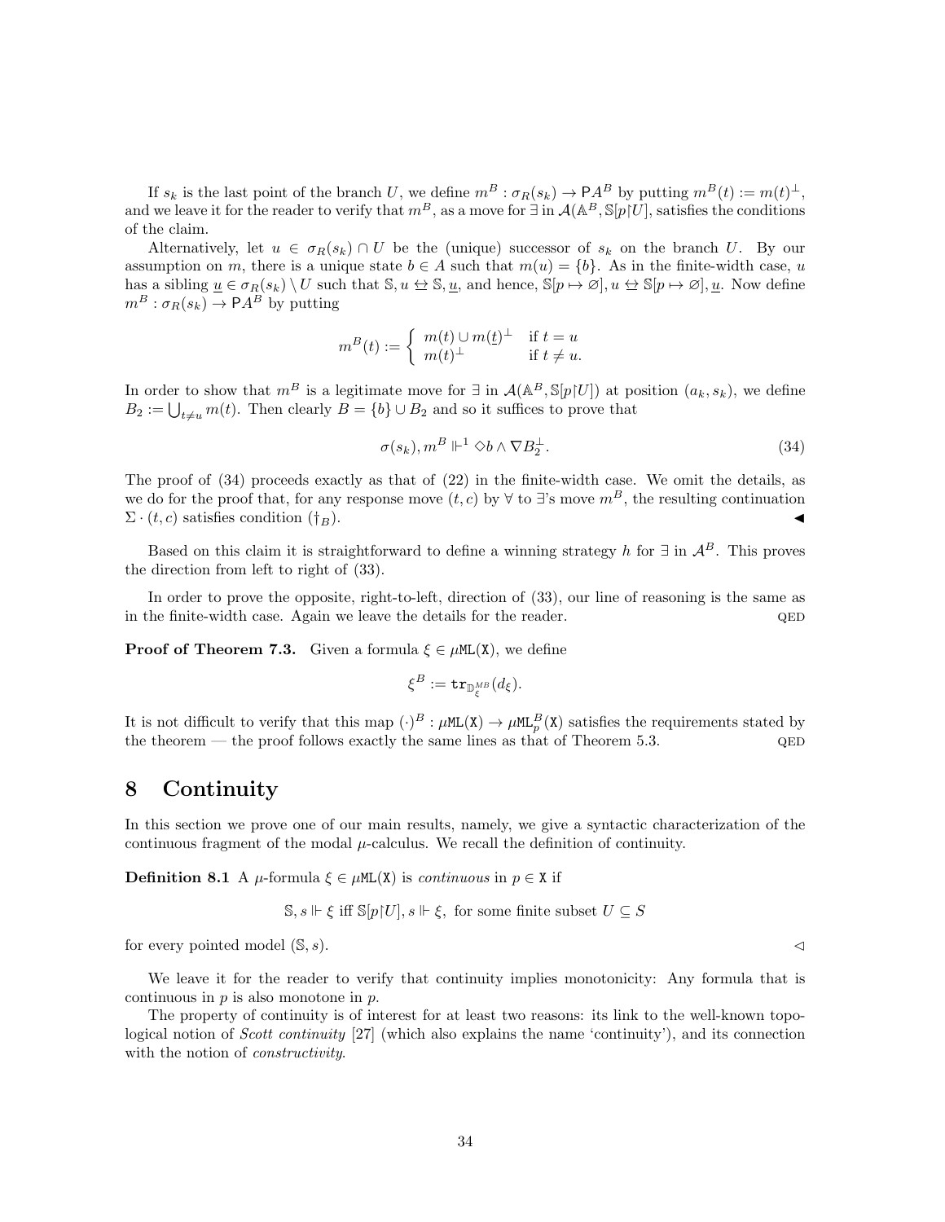If $s_k$ is the last point of the branch $U$, we define $m^B : \sigma_R(s_k) \to \mathsf{P}A^B$ by putting $m^B(t) := m(t)^\perp$, and we leave it for the reader to verify that $m^B$, as a move for $\exists$ in $\mathcal{A}(\mathbb{A}^B, \mathbb{S}[p{\restriction}U]$, satisfies the conditions of the claim.

Alternatively, let $u \in \sigma_R(s_k) \cap U$ be the (unique) successor of $s_k$ on the branch $U$. By our assumption on $m$, there is a unique state $b \in A$ such that $m(u) = \{b\}$. As in the finite-width case, $u$ has a sibling $\underline{u} \in \sigma_R(s_k) \setminus U$ such that $\mathbb{S}, u \leftrightarroweq \mathbb{S}, \underline{u}$, and hence, $\mathbb{S}[p \mapsto \varnothing], u \leftrightarroweq \mathbb{S}[p \mapsto \varnothing], \underline{u}$. Now define $m^B : \sigma_R(s_k) \to \mathsf{P}A^B$ by putting

$$m^B(t) := \begin{cases} m(t) \cup m(\underline{t})^\perp & \text{if } t = u \\ m(t)^\perp & \text{if } t \neq u. \end{cases}$$

In order to show that $m^B$ is a legitimate move for $\exists$ in $\mathcal{A}(\mathbb{A}^B, \mathbb{S}[p{\restriction}U])$ at position $(a_k, s_k)$, we define $B_2 := \bigcup_{t \neq u} m(t)$. Then clearly $B = \{b\} \cup B_2$ and so it suffices to prove that

$$\sigma(s_k), m^B \Vdash^1 \Diamond b \wedge \nabla B_2^\perp. \tag{34}$$

The proof of (34) proceeds exactly as that of (22) in the finite-width case. We omit the details, as we do for the proof that, for any response move $(t, c)$ by $\forall$ to $\exists$'s move $m^B$, the resulting continuation $\Sigma \cdot (t, c)$ satisfies condition $(\dagger_B)$. ◀

Based on this claim it is straightforward to define a winning strategy $h$ for $\exists$ in $\mathcal{A}^B$. This proves the direction from left to right of (33).

In order to prove the opposite, right-to-left, direction of (33), our line of reasoning is the same as in the finite-width case. Again we leave the details for the reader. QED

**Proof of Theorem 7.3.** Given a formula $\xi \in \mu\mathtt{ML}(\mathtt{X})$, we define

$$\xi^B := \mathtt{tr}_{\mathbb{D}_\xi^{MB}}(d_\xi).$$

It is not difficult to verify that this map $(\cdot)^B : \mu\mathtt{ML}(\mathtt{X}) \to \mu\mathtt{ML}_p^B(\mathtt{X})$ satisfies the requirements stated by the theorem — the proof follows exactly the same lines as that of Theorem 5.3. QED

# 8 Continuity

In this section we prove one of our main results, namely, we give a syntactic characterization of the continuous fragment of the modal $\mu$-calculus. We recall the definition of continuity.

**Definition 8.1** A $\mu$-formula $\xi \in \mu\mathtt{ML}(\mathtt{X})$ is *continuous* in $p \in \mathtt{X}$ if

$$\mathbb{S}, s \Vdash \xi \text{ iff } \mathbb{S}[p{\restriction}U], s \Vdash \xi, \text{ for some finite subset } U \subseteq S$$

for every pointed model $(\mathbb{S}, s)$. ◁

We leave it for the reader to verify that continuity implies monotonicity: Any formula that is continuous in $p$ is also monotone in $p$.

The property of continuity is of interest for at least two reasons: its link to the well-known topological notion of *Scott continuity* [27] (which also explains the name 'continuity'), and its connection with the notion of *constructivity*.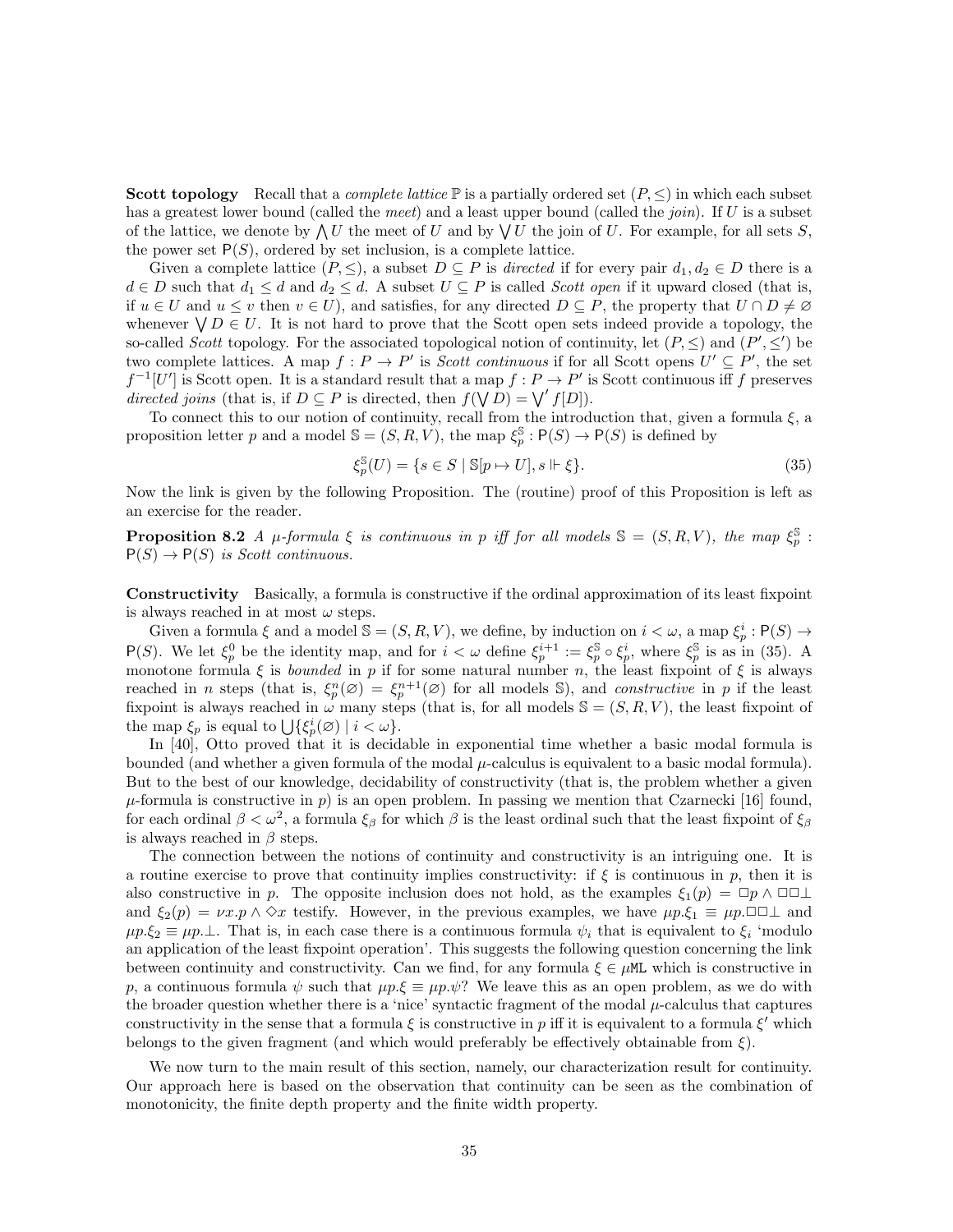**Scott topology** Recall that a *complete lattice* $\mathbb{P}$ is a partially ordered set $(P, \leq)$ in which each subset has a greatest lower bound (called the *meet*) and a least upper bound (called the *join*). If $U$ is a subset of the lattice, we denote by $\bigwedge U$ the meet of $U$ and by $\bigvee U$ the join of $U$. For example, for all sets $S$, the power set $\mathsf{P}(S)$, ordered by set inclusion, is a complete lattice.

Given a complete lattice $(P, \leq)$, a subset $D \subseteq P$ is *directed* if for every pair $d_1, d_2 \in D$ there is a $d \in D$ such that $d_1 \leq d$ and $d_2 \leq d$. A subset $U \subseteq P$ is called *Scott open* if it upward closed (that is, if $u \in U$ and $u \leq v$ then $v \in U$), and satisfies, for any directed $D \subseteq P$, the property that $U \cap D \neq \varnothing$ whenever $\bigvee D \in U$. It is not hard to prove that the Scott open sets indeed provide a topology, the so-called *Scott* topology. For the associated topological notion of continuity, let $(P, \leq)$ and $(P', \leq')$ be two complete lattices. A map $f : P \to P'$ is *Scott continuous* if for all Scott opens $U' \subseteq P'$, the set $f^{-1}[U']$ is Scott open. It is a standard result that a map $f : P \to P'$ is Scott continuous iff $f$ preserves *directed joins* (that is, if $D \subseteq P$ is directed, then $f(\bigvee D) = \bigvee' f[D]$).

To connect this to our notion of continuity, recall from the introduction that, given a formula $\xi$, a proposition letter $p$ and a model $\mathbb{S} = (S, R, V)$, the map $\xi_p^{\mathbb{S}} : \mathsf{P}(S) \to \mathsf{P}(S)$ is defined by

$$\xi_p^{\mathbb{S}}(U) = \{s \in S \mid \mathbb{S}[p \mapsto U], s \Vdash \xi\}. \tag{35}$$

Now the link is given by the following Proposition. The (routine) proof of this Proposition is left as an exercise for the reader.

**Proposition 8.2** *A $\mu$-formula $\xi$ is continuous in $p$ iff for all models $\mathbb{S} = (S, R, V)$, the map $\xi_p^{\mathbb{S}} : \mathsf{P}(S) \to \mathsf{P}(S)$ is Scott continuous.*

**Constructivity** Basically, a formula is constructive if the ordinal approximation of its least fixpoint is always reached in at most $\omega$ steps.

Given a formula $\xi$ and a model $\mathbb{S} = (S, R, V)$, we define, by induction on $i < \omega$, a map $\xi_p^i : \mathsf{P}(S) \to \mathsf{P}(S)$. We let $\xi_p^0$ be the identity map, and for $i < \omega$ define $\xi_p^{i+1} := \xi_p^{\mathbb{S}} \circ \xi_p^i$, where $\xi_p^{\mathbb{S}}$ is as in (35). A monotone formula $\xi$ is *bounded* in $p$ if for some natural number $n$, the least fixpoint of $\xi$ is always reached in $n$ steps (that is, $\xi_p^n(\varnothing) = \xi_p^{n+1}(\varnothing)$ for all models $\mathbb{S}$), and *constructive* in $p$ if the least fixpoint is always reached in $\omega$ many steps (that is, for all models $\mathbb{S} = (S, R, V)$, the least fixpoint of the map $\xi_p$ is equal to $\bigcup\{\xi_p^i(\varnothing) \mid i < \omega\}$.

In [40], Otto proved that it is decidable in exponential time whether a basic modal formula is bounded (and whether a given formula of the modal $\mu$-calculus is equivalent to a basic modal formula). But to the best of our knowledge, decidability of constructivity (that is, the problem whether a given $\mu$-formula is constructive in $p$) is an open problem. In passing we mention that Czarnecki [16] found, for each ordinal $\beta < \omega^2$, a formula $\xi_\beta$ for which $\beta$ is the least ordinal such that the least fixpoint of $\xi_\beta$ is always reached in $\beta$ steps.

The connection between the notions of continuity and constructivity is an intriguing one. It is a routine exercise to prove that continuity implies constructivity: if $\xi$ is continuous in $p$, then it is also constructive in $p$. The opposite inclusion does not hold, as the examples $\xi_1(p) = \Box p \wedge \Box\Box\bot$ and $\xi_2(p) = \nu x.p \wedge \Diamond x$ testify. However, in the previous examples, we have $\mu p.\xi_1 \equiv \mu p.\Box\Box\bot$ and $\mu p.\xi_2 \equiv \mu p.\bot$. That is, in each case there is a continuous formula $\psi_i$ that is equivalent to $\xi_i$ 'modulo an application of the least fixpoint operation'. This suggests the following question concerning the link between continuity and constructivity. Can we find, for any formula $\xi \in \mu\mathtt{ML}$ which is constructive in $p$, a continuous formula $\psi$ such that $\mu p.\xi \equiv \mu p.\psi$? We leave this as an open problem, as we do with the broader question whether there is a 'nice' syntactic fragment of the modal $\mu$-calculus that captures constructivity in the sense that a formula $\xi$ is constructive in $p$ iff it is equivalent to a formula $\xi'$ which belongs to the given fragment (and which would preferably be effectively obtainable from $\xi$).

We now turn to the main result of this section, namely, our characterization result for continuity. Our approach here is based on the observation that continuity can be seen as the combination of monotonicity, the finite depth property and the finite width property.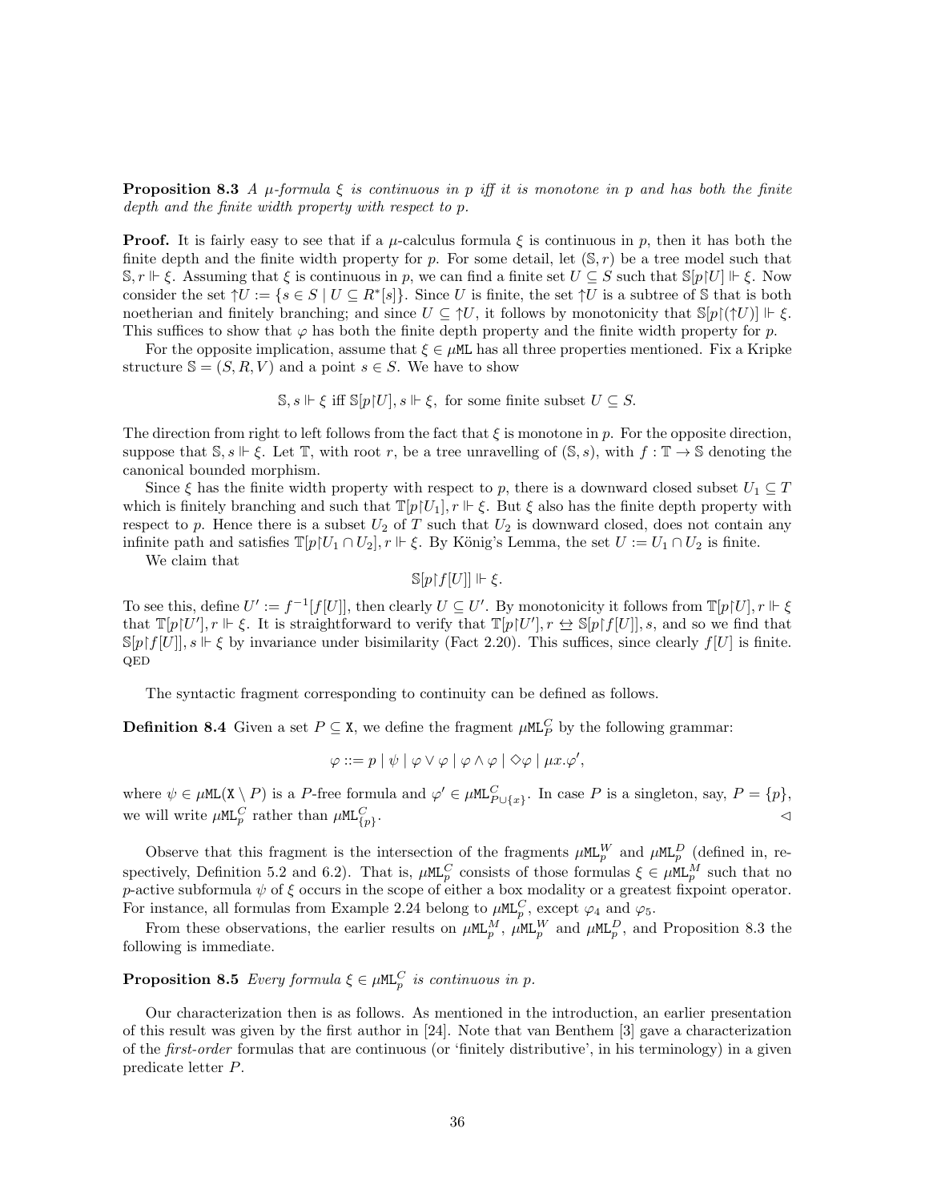**Proposition 8.3** *A $\mu$-formula $\xi$ is continuous in $p$ iff it is monotone in $p$ and has both the finite depth and the finite width property with respect to $p$.*

**Proof.** It is fairly easy to see that if a $\mu$-calculus formula $\xi$ is continuous in $p$, then it has both the finite depth and the finite width property for $p$. For some detail, let $(\mathbb{S}, r)$ be a tree model such that $\mathbb{S}, r \Vdash \xi$. Assuming that $\xi$ is continuous in $p$, we can find a finite set $U \subseteq S$ such that $\mathbb{S}[p{\upharpoonright}U] \Vdash \xi$. Now consider the set $\uparrow U := \{s \in S \mid U \subseteq R^*[s]\}$. Since $U$ is finite, the set $\uparrow U$ is a subtree of $\mathbb{S}$ that is both noetherian and finitely branching; and since $U \subseteq \uparrow U$, it follows by monotonicity that $\mathbb{S}[p{\upharpoonright}(\uparrow U)] \Vdash \xi$. This suffices to show that $\varphi$ has both the finite depth property and the finite width property for $p$.

For the opposite implication, assume that $\xi \in \mu\mathtt{ML}$ has all three properties mentioned. Fix a Kripke structure $\mathbb{S} = (S, R, V)$ and a point $s \in S$. We have to show

$$\mathbb{S}, s \Vdash \xi \text{ iff } \mathbb{S}[p{\upharpoonright}U], s \Vdash \xi, \text{ for some finite subset } U \subseteq S.$$

The direction from right to left follows from the fact that $\xi$ is monotone in $p$. For the opposite direction, suppose that $\mathbb{S}, s \Vdash \xi$. Let $\mathbb{T}$, with root $r$, be a tree unravelling of $(\mathbb{S}, s)$, with $f : \mathbb{T} \to \mathbb{S}$ denoting the canonical bounded morphism.

Since $\xi$ has the finite width property with respect to $p$, there is a downward closed subset $U_1 \subseteq T$ which is finitely branching and such that $\mathbb{T}[p{\upharpoonright}U_1], r \Vdash \xi$. But $\xi$ also has the finite depth property with respect to $p$. Hence there is a subset $U_2$ of $T$ such that $U_2$ is downward closed, does not contain any infinite path and satisfies $\mathbb{T}[p{\upharpoonright}U_1 \cap U_2], r \Vdash \xi$. By König's Lemma, the set $U := U_1 \cap U_2$ is finite.

We claim that

$$\mathbb{S}[p{\upharpoonright}f[U]] \Vdash \xi.$$

To see this, define $U' := f^{-1}[f[U]]$, then clearly $U \subseteq U'$. By monotonicity it follows from $\mathbb{T}[p{\upharpoonright}U], r \Vdash \xi$ that $\mathbb{T}[p{\upharpoonright}U'], r \Vdash \xi$. It is straightforward to verify that $\mathbb{T}[p{\upharpoonright}U'], r \leftrightarroweq \mathbb{S}[p{\upharpoonright}f[U]], s$, and so we find that $\mathbb{S}[p{\upharpoonright}f[U]], s \Vdash \xi$ by invariance under bisimilarity (Fact 2.20). This suffices, since clearly $f[U]$ is finite. QED

The syntactic fragment corresponding to continuity can be defined as follows.

**Definition 8.4** Given a set $P \subseteq \mathtt{X}$, we define the fragment $\mu\mathtt{ML}^C_P$ by the following grammar:

$$\varphi ::= p \mid \psi \mid \varphi \vee \varphi \mid \varphi \wedge \varphi \mid \Diamond\varphi \mid \mu x.\varphi',$$

where $\psi \in \mu\mathtt{ML}(\mathtt{X} \setminus P)$ is a $P$-free formula and $\varphi' \in \mu\mathtt{ML}^C_{P\cup\{x\}}$. In case $P$ is a singleton, say, $P = \{p\}$, we will write $\mu\mathtt{ML}^C_p$ rather than $\mu\mathtt{ML}^C_{\{p\}}$. $\lhd$

Observe that this fragment is the intersection of the fragments $\mu\mathtt{ML}^W_p$ and $\mu\mathtt{ML}^D_p$ (defined in, respectively, Definition 5.2 and 6.2). That is, $\mu\mathtt{ML}^C_p$ consists of those formulas $\xi \in \mu\mathtt{ML}^M_p$ such that no $p$-active subformula $\psi$ of $\xi$ occurs in the scope of either a box modality or a greatest fixpoint operator. For instance, all formulas from Example 2.24 belong to $\mu\mathtt{ML}^C_p$, except $\varphi_4$ and $\varphi_5$.

From these observations, the earlier results on $\mu\mathtt{ML}^M_p$, $\mu\mathtt{ML}^W_p$ and $\mu\mathtt{ML}^D_p$, and Proposition 8.3 the following is immediate.

**Proposition 8.5** *Every formula $\xi \in \mu\mathtt{ML}^C_p$ is continuous in $p$.*

Our characterization then is as follows. As mentioned in the introduction, an earlier presentation of this result was given by the first author in [24]. Note that van Benthem [3] gave a characterization of the *first-order* formulas that are continuous (or 'finitely distributive', in his terminology) in a given predicate letter $P$.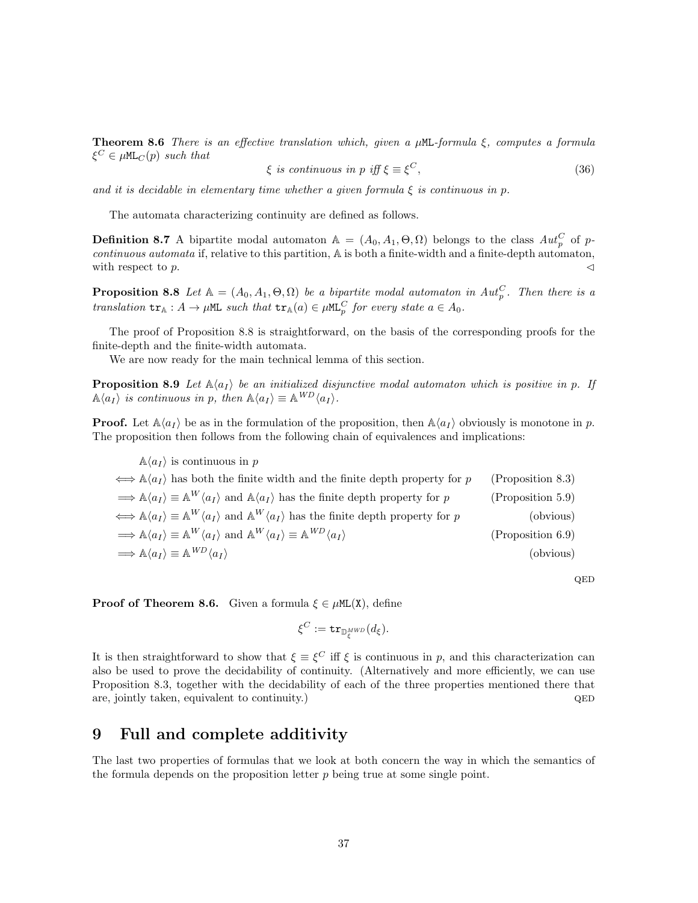**Theorem 8.6** *There is an effective translation which, given a $\mu$ML-formula $\xi$, computes a formula $\xi^C \in \mu\mathtt{ML}_C(p)$ such that*

$$\xi \text{ is continuous in } p \text{ iff } \xi \equiv \xi^C, \tag{36}$$

*and it is decidable in elementary time whether a given formula $\xi$ is continuous in $p$.*

The automata characterizing continuity are defined as follows.

**Definition 8.7** A bipartite modal automaton $\mathbb{A} = (A_0, A_1, \Theta, \Omega)$ belongs to the class $Aut^C_p$ of *p-continuous automata* if, relative to this partition, $\mathbb{A}$ is both a finite-width and a finite-depth automaton, with respect to $p$. $\triangleleft$

**Proposition 8.8** *Let $\mathbb{A} = (A_0, A_1, \Theta, \Omega)$ be a bipartite modal automaton in $Aut^C_p$. Then there is a translation $\mathtt{tr}_{\mathbb{A}} : A \to \mu\mathtt{ML}$ such that $\mathtt{tr}_{\mathbb{A}}(a) \in \mu\mathtt{ML}^C_p$ for every state $a \in A_0$.*

The proof of Proposition 8.8 is straightforward, on the basis of the corresponding proofs for the finite-depth and the finite-width automata.

We are now ready for the main technical lemma of this section.

**Proposition 8.9** *Let $\mathbb{A}\langle a_I \rangle$ be an initialized disjunctive modal automaton which is positive in $p$. If $\mathbb{A}\langle a_I \rangle$ is continuous in $p$, then $\mathbb{A}\langle a_I \rangle \equiv \mathbb{A}^{WD}\langle a_I \rangle$.*

**Proof.** Let $\mathbb{A}\langle a_I \rangle$ be as in the formulation of the proposition, then $\mathbb{A}\langle a_I \rangle$ obviously is monotone in $p$. The proposition then follows from the following chain of equivalences and implications:

$$
\begin{array}{lr}
\mathbb{A}\langle a_I \rangle \text{ is continuous in } p & \\
\iff \mathbb{A}\langle a_I \rangle \text{ has both the finite width and the finite depth property for } p & \text{(Proposition 8.3)} \\
\implies \mathbb{A}\langle a_I \rangle \equiv \mathbb{A}^W\langle a_I \rangle \text{ and } \mathbb{A}\langle a_I \rangle \text{ has the finite depth property for } p & \text{(Proposition 5.9)} \\
\iff \mathbb{A}\langle a_I \rangle \equiv \mathbb{A}^W\langle a_I \rangle \text{ and } \mathbb{A}^W\langle a_I \rangle \text{ has the finite depth property for } p & \text{(obvious)} \\
\implies \mathbb{A}\langle a_I \rangle \equiv \mathbb{A}^W\langle a_I \rangle \text{ and } \mathbb{A}^W\langle a_I \rangle \equiv \mathbb{A}^{WD}\langle a_I \rangle & \text{(Proposition 6.9)} \\
\implies \mathbb{A}\langle a_I \rangle \equiv \mathbb{A}^{WD}\langle a_I \rangle & \text{(obvious)}
\end{array}
$$

QED

**Proof of Theorem 8.6.** Given a formula $\xi \in \mu\mathtt{ML}(\mathtt{X})$, define

$$\xi^C := \mathtt{tr}_{\mathbb{D}^{MWD}_\xi}(d_\xi).$$

It is then straightforward to show that $\xi \equiv \xi^C$ iff $\xi$ is continuous in $p$, and this characterization can also be used to prove the decidability of continuity. (Alternatively and more efficiently, we can use Proposition 8.3, together with the decidability of each of the three properties mentioned there that are, jointly taken, equivalent to continuity.) QED

# 9 Full and complete additivity

The last two properties of formulas that we look at both concern the way in which the semantics of the formula depends on the proposition letter $p$ being true at some single point.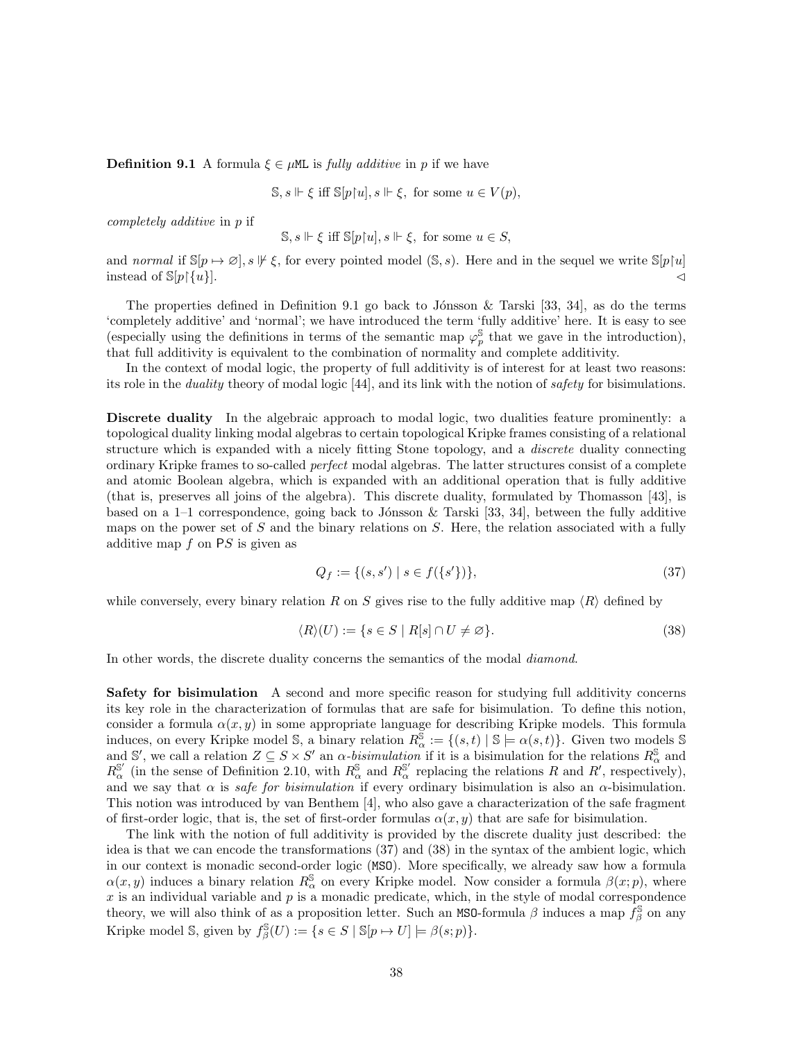**Definition 9.1** A formula $\xi \in \mu\mathtt{ML}$ is *fully additive* in $p$ if we have

$$\mathbb{S}, s \Vdash \xi \text{ iff } \mathbb{S}[p\upharpoonright u], s \Vdash \xi, \text{ for some } u \in V(p),$$

*completely additive* in $p$ if

$$\mathbb{S}, s \Vdash \xi \text{ iff } \mathbb{S}[p\upharpoonright u], s \Vdash \xi, \text{ for some } u \in S,$$

and *normal* if $\mathbb{S}[p \mapsto \varnothing], s \nVdash \xi$, for every pointed model $(\mathbb{S}, s)$. Here and in the sequel we write $\mathbb{S}[p\upharpoonright u]$ instead of $\mathbb{S}[p\upharpoonright \{u\}]$. ◁

The properties defined in Definition 9.1 go back to Jónsson & Tarski [33, 34], as do the terms 'completely additive' and 'normal'; we have introduced the term 'fully additive' here. It is easy to see (especially using the definitions in terms of the semantic map $\varphi_p^{\mathbb{S}}$ that we gave in the introduction), that full additivity is equivalent to the combination of normality and complete additivity.

In the context of modal logic, the property of full additivity is of interest for at least two reasons: its role in the *duality* theory of modal logic [44], and its link with the notion of *safety* for bisimulations.

**Discrete duality** In the algebraic approach to modal logic, two dualities feature prominently: a topological duality linking modal algebras to certain topological Kripke frames consisting of a relational structure which is expanded with a nicely fitting Stone topology, and a *discrete* duality connecting ordinary Kripke frames to so-called *perfect* modal algebras. The latter structures consist of a complete and atomic Boolean algebra, which is expanded with an additional operation that is fully additive (that is, preserves all joins of the algebra). This discrete duality, formulated by Thomasson [43], is based on a 1–1 correspondence, going back to Jónsson & Tarski [33, 34], between the fully additive maps on the power set of $S$ and the binary relations on $S$. Here, the relation associated with a fully additive map $f$ on $\mathsf{P}S$ is given as

$$Q_f := \{(s, s') \mid s \in f(\{s'\})\}, \tag{37}$$

while conversely, every binary relation $R$ on $S$ gives rise to the fully additive map $\langle R \rangle$ defined by

$$\langle R \rangle(U) := \{s \in S \mid R[s] \cap U \neq \varnothing\}. \tag{38}$$

In other words, the discrete duality concerns the semantics of the modal *diamond*.

**Safety for bisimulation** A second and more specific reason for studying full additivity concerns its key role in the characterization of formulas that are safe for bisimulation. To define this notion, consider a formula $\alpha(x, y)$ in some appropriate language for describing Kripke models. This formula induces, on every Kripke model $\mathbb{S}$, a binary relation $R_\alpha^{\mathbb{S}} := \{(s, t) \mid \mathbb{S} \models \alpha(s, t)\}$. Given two models $\mathbb{S}$ and $\mathbb{S}'$, we call a relation $Z \subseteq S \times S'$ an *$\alpha$-bisimulation* if it is a bisimulation for the relations $R_\alpha^{\mathbb{S}}$ and $R_\alpha^{\mathbb{S}'}$ (in the sense of Definition 2.10, with $R_\alpha^{\mathbb{S}}$ and $R_\alpha^{\mathbb{S}'}$ replacing the relations $R$ and $R'$, respectively), and we say that $\alpha$ is *safe for bisimulation* if every ordinary bisimulation is also an $\alpha$-bisimulation. This notion was introduced by van Benthem [4], who also gave a characterization of the safe fragment of first-order logic, that is, the set of first-order formulas $\alpha(x, y)$ that are safe for bisimulation.

The link with the notion of full additivity is provided by the discrete duality just described: the idea is that we can encode the transformations (37) and (38) in the syntax of the ambient logic, which in our context is monadic second-order logic ($\mathtt{MSO}$). More specifically, we already saw how a formula $\alpha(x, y)$ induces a binary relation $R_\alpha^{\mathbb{S}}$ on every Kripke model. Now consider a formula $\beta(x; p)$, where $x$ is an individual variable and $p$ is a monadic predicate, which, in the style of modal correspondence theory, we will also think of as a proposition letter. Such an $\mathtt{MSO}$-formula $\beta$ induces a map $f_\beta^{\mathbb{S}}$ on any Kripke model $\mathbb{S}$, given by $f_\beta^{\mathbb{S}}(U) := \{s \in S \mid \mathbb{S}[p \mapsto U] \models \beta(s; p)\}$.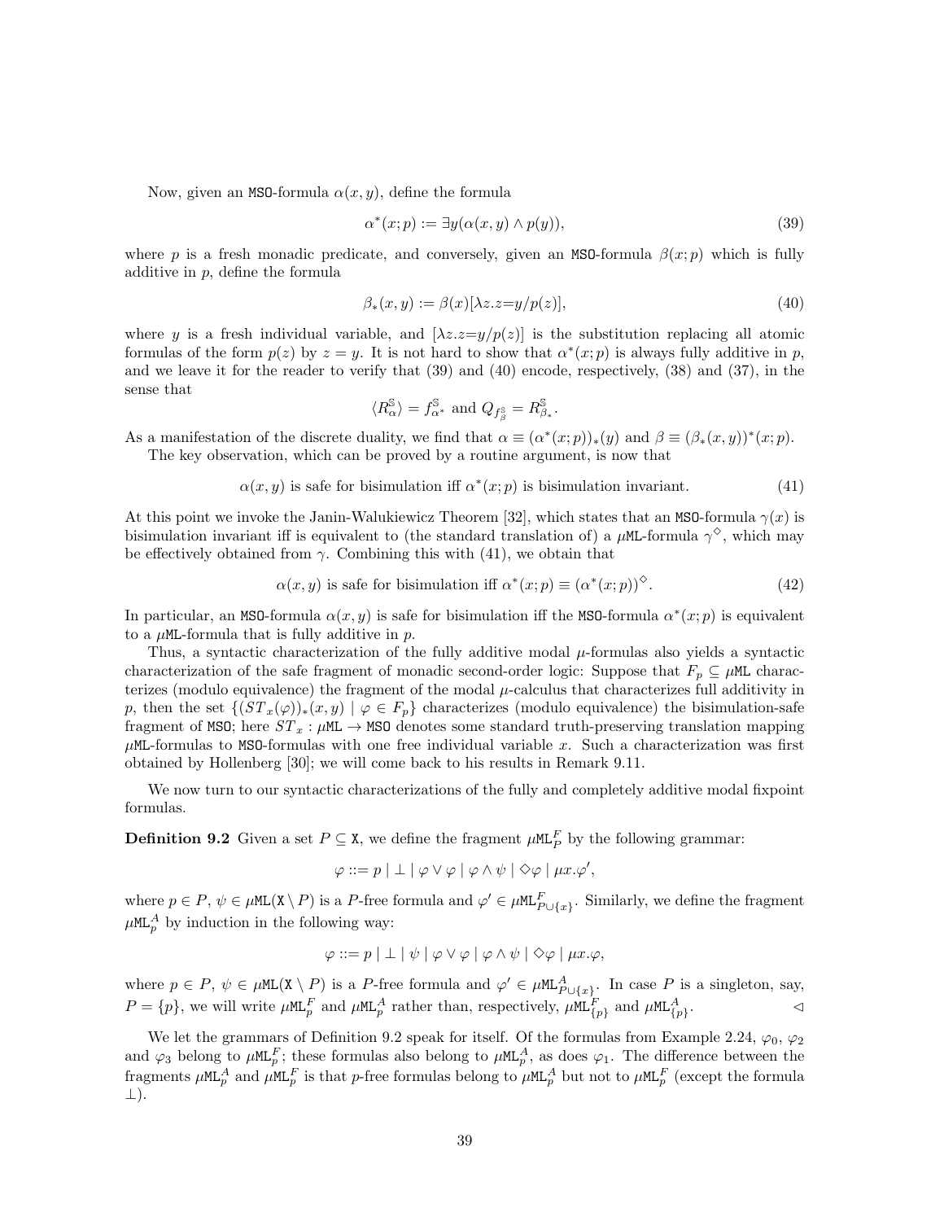Now, given an MSO-formula $\alpha(x, y)$, define the formula

$$\alpha^*(x; p) := \exists y(\alpha(x, y) \wedge p(y)), \tag{39}$$

where $p$ is a fresh monadic predicate, and conversely, given an MSO-formula $\beta(x; p)$ which is fully additive in $p$, define the formula

$$\beta_*(x, y) := \beta(x)[\lambda z.z{=}y/p(z)], \tag{40}$$

where $y$ is a fresh individual variable, and $[\lambda z.z{=}y/p(z)]$ is the substitution replacing all atomic formulas of the form $p(z)$ by $z = y$. It is not hard to show that $\alpha^*(x; p)$ is always fully additive in $p$, and we leave it for the reader to verify that (39) and (40) encode, respectively, (38) and (37), in the sense that

$$\langle R^{\mathbb{S}}_{\alpha} \rangle = f^{\mathbb{S}}_{\alpha^*} \text{ and } Q_{f^{\mathbb{S}}_{\beta}} = R^{\mathbb{S}}_{\beta_*}.$$

As a manifestation of the discrete duality, we find that $\alpha \equiv (\alpha^*(x; p))_*(y)$ and $\beta \equiv (\beta_*(x, y))^*(x; p)$.

The key observation, which can be proved by a routine argument, is now that

$$\alpha(x, y) \text{ is safe for bisimulation iff } \alpha^*(x; p) \text{ is bisimulation invariant.} \tag{41}$$

At this point we invoke the Janin-Walukiewicz Theorem [32], which states that an MSO-formula $\gamma(x)$ is bisimulation invariant iff is equivalent to (the standard translation of) a $\mu$ML-formula $\gamma^{\Diamond}$, which may be effectively obtained from $\gamma$. Combining this with (41), we obtain that

$$\alpha(x, y) \text{ is safe for bisimulation iff } \alpha^*(x; p) \equiv (\alpha^*(x; p))^{\Diamond}. \tag{42}$$

In particular, an MSO-formula $\alpha(x, y)$ is safe for bisimulation iff the MSO-formula $\alpha^*(x; p)$ is equivalent to a $\mu$ML-formula that is fully additive in $p$.

Thus, a syntactic characterization of the fully additive modal $\mu$-formulas also yields a syntactic characterization of the safe fragment of monadic second-order logic: Suppose that $F_p \subseteq \mu$ML characterizes (modulo equivalence) the fragment of the modal $\mu$-calculus that characterizes full additivity in $p$, then the set $\{(ST_x(\varphi))_*(x, y) \mid \varphi \in F_p\}$ characterizes (modulo equivalence) the bisimulation-safe fragment of MSO; here $ST_x : \mu\text{ML} \to \text{MSO}$ denotes some standard truth-preserving translation mapping $\mu$ML-formulas to MSO-formulas with one free individual variable $x$. Such a characterization was first obtained by Hollenberg [30]; we will come back to his results in Remark 9.11.

We now turn to our syntactic characterizations of the fully and completely additive modal fixpoint formulas.

**Definition 9.2** Given a set $P \subseteq \mathtt{X}$, we define the fragment $\mu\mathtt{ML}^F_P$ by the following grammar:

$$\varphi ::= p \mid \bot \mid \varphi \vee \varphi \mid \varphi \wedge \psi \mid \Diamond\varphi \mid \mu x.\varphi',$$

where $p \in P$, $\psi \in \mu\mathtt{ML}(\mathtt{X} \setminus P)$ is a $P$-free formula and $\varphi' \in \mu\mathtt{ML}^F_{P \cup \{x\}}$. Similarly, we define the fragment $\mu\mathtt{ML}^A_p$ by induction in the following way:

$$\varphi ::= p \mid \bot \mid \psi \mid \varphi \vee \varphi \mid \varphi \wedge \psi \mid \Diamond\varphi \mid \mu x.\varphi,$$

where $p \in P$, $\psi \in \mu\mathtt{ML}(\mathtt{X} \setminus P)$ is a $P$-free formula and $\varphi' \in \mu\mathtt{ML}^A_{P \cup \{x\}}$. In case $P$ is a singleton, say, $P = \{p\}$, we will write $\mu\mathtt{ML}^F_p$ and $\mu\mathtt{ML}^A_p$ rather than, respectively, $\mu\mathtt{ML}^F_{\{p\}}$ and $\mu\mathtt{ML}^A_{\{p\}}$. $\lhd$

We let the grammars of Definition 9.2 speak for itself. Of the formulas from Example 2.24, $\varphi_0$, $\varphi_2$ and $\varphi_3$ belong to $\mu\mathtt{ML}^F_p$; these formulas also belong to $\mu\mathtt{ML}^A_p$, as does $\varphi_1$. The difference between the fragments $\mu\mathtt{ML}^A_p$ and $\mu\mathtt{ML}^F_p$ is that $p$-free formulas belong to $\mu\mathtt{ML}^A_p$ but not to $\mu\mathtt{ML}^F_p$ (except the formula $\bot$).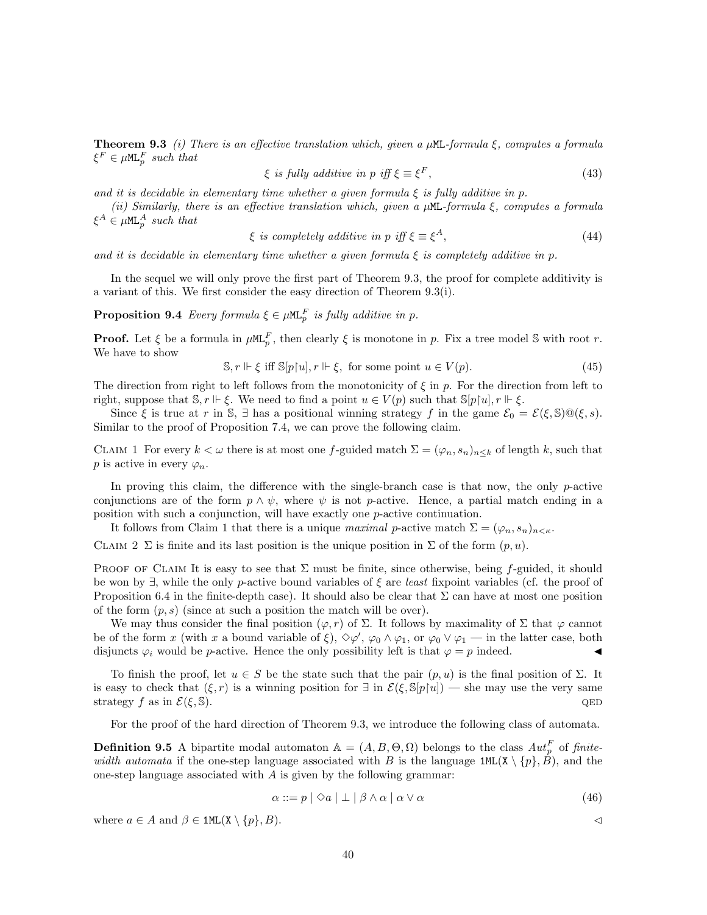**Theorem 9.3** *(i) There is an effective translation which, given a* $\mu$ML*-formula* $\xi$*, computes a formula* $\xi^F \in \mu\mathtt{ML}^F_p$ *such that*

$$\xi \text{ is fully additive in } p \text{ iff } \xi \equiv \xi^F, \tag{43}$$

*and it is decidable in elementary time whether a given formula* $\xi$ *is fully additive in* $p$*.*

*(ii) Similarly, there is an effective translation which, given a* $\mu$ML*-formula* $\xi$*, computes a formula* $\xi^A \in \mu\mathtt{ML}^A_p$ *such that*

$$\xi \text{ is completely additive in } p \text{ iff } \xi \equiv \xi^A, \tag{44}$$

*and it is decidable in elementary time whether a given formula* $\xi$ *is completely additive in* $p$*.*

In the sequel we will only prove the first part of Theorem 9.3, the proof for complete additivity is a variant of this. We first consider the easy direction of Theorem 9.3(i).

**Proposition 9.4** *Every formula* $\xi \in \mu\mathtt{ML}^F_p$ *is fully additive in* $p$*.*

**Proof.** Let $\xi$ be a formula in $\mu\mathtt{ML}^F_p$, then clearly $\xi$ is monotone in $p$. Fix a tree model $\mathbb{S}$ with root $r$. We have to show

$$\mathbb{S}, r \Vdash \xi \text{ iff } \mathbb{S}[p{\restriction}u], r \Vdash \xi, \text{ for some point } u \in V(p). \tag{45}$$

The direction from right to left follows from the monotonicity of $\xi$ in $p$. For the direction from left to right, suppose that $\mathbb{S}, r \Vdash \xi$. We need to find a point $u \in V(p)$ such that $\mathbb{S}[p{\restriction}u], r \Vdash \xi$.

Since $\xi$ is true at $r$ in $\mathbb{S}$, $\exists$ has a positional winning strategy $f$ in the game $\mathcal{E}_0 = \mathcal{E}(\xi, \mathbb{S})@(\xi, s)$. Similar to the proof of Proposition 7.4, we can prove the following claim.

Claim 1 For every $k < \omega$ there is at most one $f$-guided match $\Sigma = (\varphi_n, s_n)_{n \le k}$ of length $k$, such that $p$ is active in every $\varphi_n$.

In proving this claim, the difference with the single-branch case is that now, the only $p$-active conjunctions are of the form $p \wedge \psi$, where $\psi$ is not $p$-active. Hence, a partial match ending in a position with such a conjunction, will have exactly one $p$-active continuation.

It follows from Claim 1 that there is a unique *maximal* $p$-active match $\Sigma = (\varphi_n, s_n)_{n<\kappa}$.

Claim 2 $\Sigma$ is finite and its last position is the unique position in $\Sigma$ of the form $(p, u)$.

Proof of Claim It is easy to see that $\Sigma$ must be finite, since otherwise, being $f$-guided, it should be won by $\exists$, while the only $p$-active bound variables of $\xi$ are *least* fixpoint variables (cf. the proof of Proposition 6.4 in the finite-depth case). It should also be clear that $\Sigma$ can have at most one position of the form $(p, s)$ (since at such a position the match will be over).

We may thus consider the final position $(\varphi, r)$ of $\Sigma$. It follows by maximality of $\Sigma$ that $\varphi$ cannot be of the form $x$ (with $x$ a bound variable of $\xi$), $\Diamond\varphi'$, $\varphi_0 \wedge \varphi_1$, or $\varphi_0 \vee \varphi_1$ — in the latter case, both disjuncts $\varphi_i$ would be $p$-active. Hence the only possibility left is that $\varphi = p$ indeed. ◀

To finish the proof, let $u \in S$ be the state such that the pair $(p, u)$ is the final position of $\Sigma$. It is easy to check that $(\xi, r)$ is a winning position for $\exists$ in $\mathcal{E}(\xi, \mathbb{S}[p{\restriction}u])$ — she may use the very same strategy $f$ as in $\mathcal{E}(\xi, \mathbb{S})$. QED

For the proof of the hard direction of Theorem 9.3, we introduce the following class of automata.

**Definition 9.5** A bipartite modal automaton $\mathbb{A} = (A, B, \Theta, \Omega)$ belongs to the class $Aut^F_p$ of *finite-width automata* if the one-step language associated with $B$ is the language $\mathtt{1ML}(\mathtt{X} \setminus \{p\}, B)$, and the one-step language associated with $A$ is given by the following grammar:

$$\alpha ::= p \mid \Diamond a \mid \bot \mid \beta \wedge \alpha \mid \alpha \vee \alpha \tag{46}$$

where $a \in A$ and $\beta \in \mathtt{1ML}(\mathtt{X} \setminus \{p\}, B)$. ◁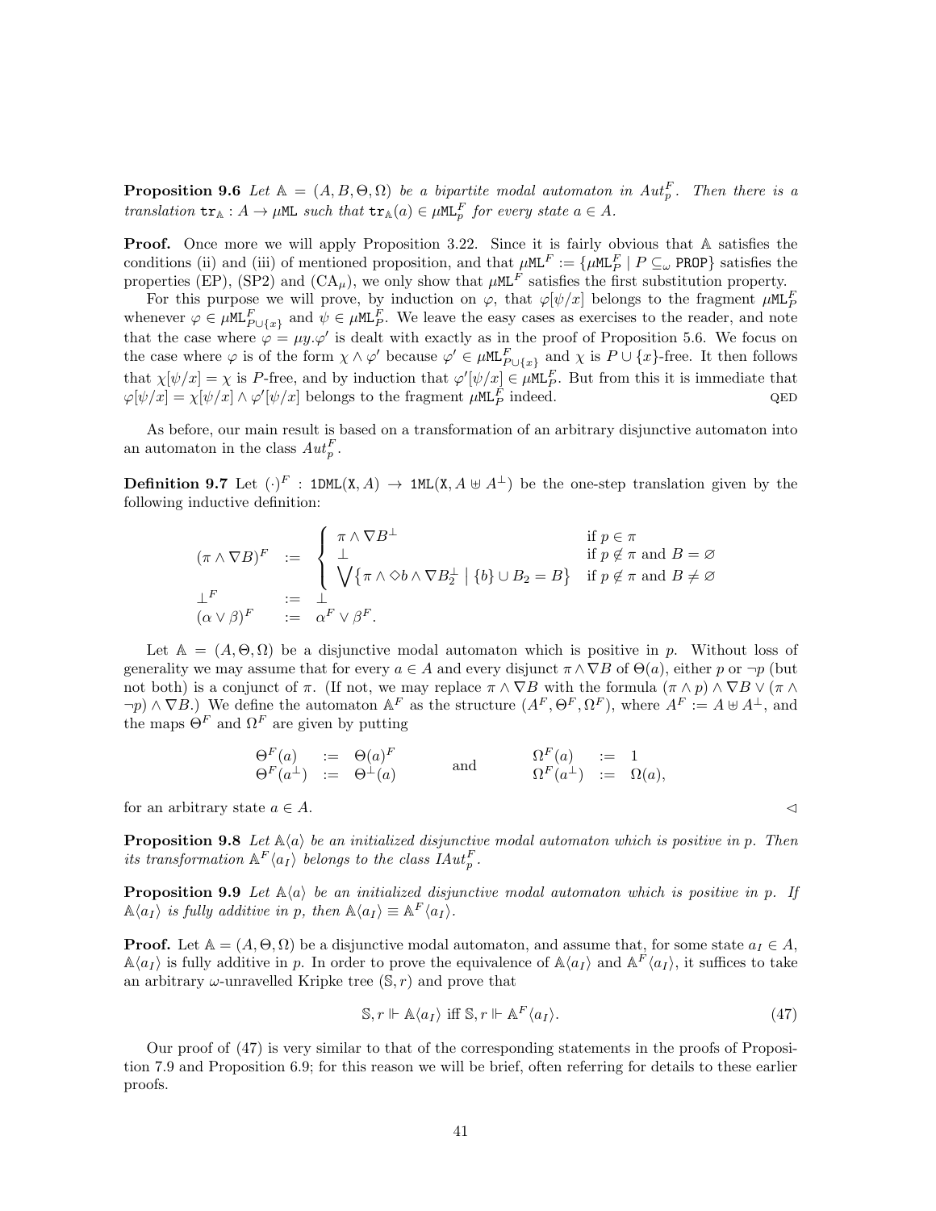**Proposition 9.6** *Let $\mathbb{A} = (A, B, \Theta, \Omega)$ be a bipartite modal automaton in $Aut^F_p$. Then there is a translation $\mathtt{tr}_{\mathbb{A}} : A \to \mu\mathtt{ML}$ such that $\mathtt{tr}_{\mathbb{A}}(a) \in \mu\mathtt{ML}^F_p$ for every state $a \in A$.*

**Proof.** Once more we will apply Proposition 3.22. Since it is fairly obvious that $\mathbb{A}$ satisfies the conditions (ii) and (iii) of mentioned proposition, and that $\mu\mathtt{ML}^F := \{\mu\mathtt{ML}^F_P \mid P \subseteq_\omega \mathtt{PROP}\}$ satisfies the properties (EP), (SP2) and (CA$_\mu$), we only show that $\mu\mathtt{ML}^F$ satisfies the first substitution property.

For this purpose we will prove, by induction on $\varphi$, that $\varphi[\psi/x]$ belongs to the fragment $\mu\mathtt{ML}^F_P$ whenever $\varphi \in \mu\mathtt{ML}^F_{P\cup\{x\}}$ and $\psi \in \mu\mathtt{ML}^F_P$. We leave the easy cases as exercises to the reader, and note that the case where $\varphi = \mu y.\varphi'$ is dealt with exactly as in the proof of Proposition 5.6. We focus on the case where $\varphi$ is of the form $\chi \wedge \varphi'$ because $\varphi' \in \mu\mathtt{ML}^F_{P\cup\{x\}}$ and $\chi$ is $P \cup \{x\}$-free. It then follows that $\chi[\psi/x] = \chi$ is $P$-free, and by induction that $\varphi'[\psi/x] \in \mu\mathtt{ML}^F_P$. But from this it is immediate that $\varphi[\psi/x] = \chi[\psi/x] \wedge \varphi'[\psi/x]$ belongs to the fragment $\mu\mathtt{ML}^F_P$ indeed. QED

As before, our main result is based on a transformation of an arbitrary disjunctive automaton into an automaton in the class $Aut^F_p$.

**Definition 9.7** Let $(\cdot)^F : \mathtt{1DML}(\mathtt{X}, A) \to \mathtt{1ML}(\mathtt{X}, A \uplus A^\perp)$ be the one-step translation given by the following inductive definition:

$$
\begin{array}{lcll}
(\pi \wedge \nabla B)^F & := & \left\{ \begin{array}{ll} \pi \wedge \nabla B^\perp & \text{if } p \in \pi \\ \perp & \text{if } p \notin \pi \text{ and } B = \varnothing \\ \bigvee \{\pi \wedge \Diamond b \wedge \nabla B_2^\perp \mid \{b\} \cup B_2 = B\} & \text{if } p \notin \pi \text{ and } B \neq \varnothing \end{array} \right. \\
\perp^F & := & \perp \\
(\alpha \vee \beta)^F & := & \alpha^F \vee \beta^F.
\end{array}
$$

Let $\mathbb{A} = (A, \Theta, \Omega)$ be a disjunctive modal automaton which is positive in $p$. Without loss of generality we may assume that for every $a \in A$ and every disjunct $\pi \wedge \nabla B$ of $\Theta(a)$, either $p$ or $\neg p$ (but not both) is a conjunct of $\pi$. (If not, we may replace $\pi \wedge \nabla B$ with the formula $(\pi \wedge p) \wedge \nabla B \vee (\pi \wedge \neg p) \wedge \nabla B$.) We define the automaton $\mathbb{A}^F$ as the structure $(A^F, \Theta^F, \Omega^F)$, where $A^F := A \uplus A^\perp$, and the maps $\Theta^F$ and $\Omega^F$ are given by putting

$$
\begin{array}{lcl}
\Theta^F(a) & := & \Theta(a)^F \\
\Theta^F(a^\perp) & := & \Theta^\perp(a)
\end{array}
\qquad \text{and} \qquad
\begin{array}{lcl}
\Omega^F(a) & := & 1 \\
\Omega^F(a^\perp) & := & \Omega(a),
\end{array}
$$

for an arbitrary state $a \in A$. $\lhd$

**Proposition 9.8** *Let $\mathbb{A}\langle a \rangle$ be an initialized disjunctive modal automaton which is positive in $p$. Then its transformation $\mathbb{A}^F\langle a_I \rangle$ belongs to the class $IAut^F_p$.*

**Proposition 9.9** *Let $\mathbb{A}\langle a \rangle$ be an initialized disjunctive modal automaton which is positive in $p$. If $\mathbb{A}\langle a_I \rangle$ is fully additive in $p$, then $\mathbb{A}\langle a_I \rangle \equiv \mathbb{A}^F\langle a_I \rangle$.*

**Proof.** Let $\mathbb{A} = (A, \Theta, \Omega)$ be a disjunctive modal automaton, and assume that, for some state $a_I \in A$, $\mathbb{A}\langle a_I \rangle$ is fully additive in $p$. In order to prove the equivalence of $\mathbb{A}\langle a_I \rangle$ and $\mathbb{A}^F\langle a_I \rangle$, it suffices to take an arbitrary $\omega$-unravelled Kripke tree $(\mathbb{S}, r)$ and prove that

$$
\mathbb{S}, r \Vdash \mathbb{A}\langle a_I \rangle \text{ iff } \mathbb{S}, r \Vdash \mathbb{A}^F\langle a_I \rangle. \tag{47}
$$

Our proof of (47) is very similar to that of the corresponding statements in the proofs of Proposition 7.9 and Proposition 6.9; for this reason we will be brief, often referring for details to these earlier proofs.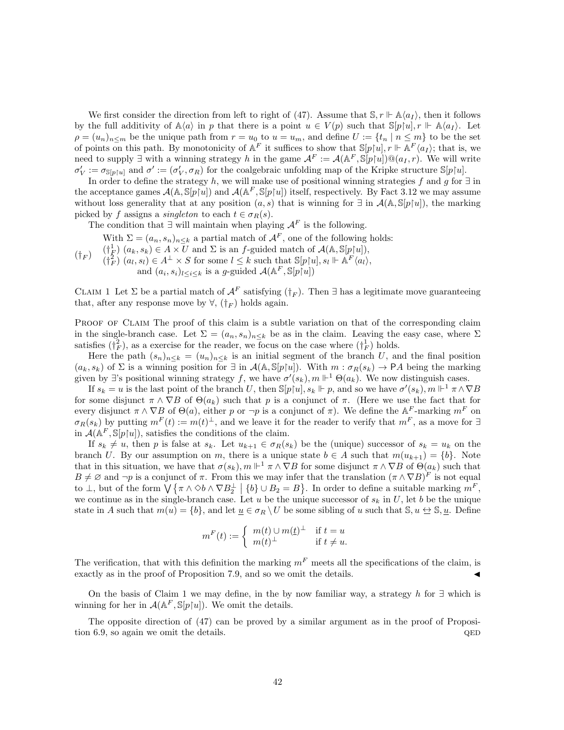We first consider the direction from left to right of (47). Assume that $\mathbb{S}, r \Vdash \mathbb{A}\langle a_I \rangle$, then it follows by the full additivity of $\mathbb{A}\langle a\rangle$ in $p$ that there is a point $u \in V(p)$ such that $\mathbb{S}[p{\restriction}u], r \Vdash \mathbb{A}\langle a_I\rangle$. Let $\rho = (u_n)_{n\leq m}$ be the unique path from $r = u_0$ to $u = u_m$, and define $U := \{t_n \mid n \leq m\}$ to be the set of points on this path. By monotonicity of $\mathbb{A}^F$ it suffices to show that $\mathbb{S}[p{\restriction}u], r \Vdash \mathbb{A}^F\langle a_I\rangle$; that is, we need to supply $\exists$ with a winning strategy $h$ in the game $\mathcal{A}^F := \mathcal{A}(\mathbb{A}^F, \mathbb{S}[p{\restriction}u])@(a_I, r)$. We will write $\sigma'_V := \sigma_{\mathbb{S}[p{\restriction}u]}$ and $\sigma' := (\sigma'_V, \sigma_R)$ for the coalgebraic unfolding map of the Kripke structure $\mathbb{S}[p{\restriction}u]$.

In order to define the strategy $h$, we will make use of positional winning strategies $f$ and $g$ for $\exists$ in the acceptance games $\mathcal{A}(\mathbb{A}, \mathbb{S}[p{\restriction}u])$ and $\mathcal{A}(\mathbb{A}^F, \mathbb{S}[p{\restriction}u])$ itself, respectively. By Fact 3.12 we may assume without loss generality that at any position $(a, s)$ that is winning for $\exists$ in $\mathcal{A}(\mathbb{A}, \mathbb{S}[p{\restriction}u])$, the marking picked by $f$ assigns a *singleton* to each $t \in \sigma_R(s)$.

The condition that $\exists$ will maintain when playing $\mathcal{A}^F$ is the following.

$(\dagger_F)$ With $\Sigma = (a_n, s_n)_{n\leq k}$ a partial match of $\mathcal{A}^F$, one of the following holds:
$(\dagger^1_F)$ $(a_k, s_k) \in A \times U$ and $\Sigma$ is an $f$-guided match of $\mathcal{A}(\mathbb{A}, \mathbb{S}[p{\restriction}u])$,
$(\dagger^2_F)$ $(a_l, s_l) \in A^\perp \times S$ for some $l \leq k$ such that $\mathbb{S}[p{\restriction}u], s_l \Vdash \mathbb{A}^F\langle a_l\rangle$, and $(a_i, s_i)_{l\leq i\leq k}$ is a $g$-guided $\mathcal{A}(\mathbb{A}^F, \mathbb{S}[p{\restriction}u])$

Claim 1 Let $\Sigma$ be a partial match of $\mathcal{A}^F$ satisfying $(\dagger_F)$. Then $\exists$ has a legitimate move guaranteeing that, after any response move by $\forall$, $(\dagger_F)$ holds again.

Proof of Claim The proof of this claim is a subtle variation on that of the corresponding claim in the single-branch case. Let $\Sigma = (a_n, s_n)_{n\leq k}$ be as in the claim. Leaving the easy case, where $\Sigma$ satisfies $(\dagger^2_F)$, as a exercise for the reader, we focus on the case where $(\dagger^1_F)$ holds.

Here the path $(s_n)_{n\leq k} = (u_n)_{n\leq k}$ is an initial segment of the branch $U$, and the final position $(a_k, s_k)$ of $\Sigma$ is a winning position for $\exists$ in $\mathcal{A}(\mathbb{A}, \mathbb{S}[p{\restriction}u])$. With $m : \sigma_R(s_k) \to \mathsf{P}A$ being the marking given by $\exists$'s positional winning strategy $f$, we have $\sigma'(s_k), m \Vdash^1 \Theta(a_k)$. We now distinguish cases.

If $s_k = u$ is the last point of the branch $U$, then $\mathbb{S}[p{\restriction}u], s_k \Vdash p$, and so we have $\sigma'(s_k), m \Vdash^1 \pi \wedge \nabla B$ for some disjunct $\pi \wedge \nabla B$ of $\Theta(a_k)$ such that $p$ is a conjunct of $\pi$. (Here we use the fact that for every disjunct $\pi \wedge \nabla B$ of $\Theta(a)$, either $p$ or $\neg p$ is a conjunct of $\pi$). We define the $\mathbb{A}^F$-marking $m^F$ on $\sigma_R(s_k)$ by putting $m^F(t) := m(t)^\perp$, and we leave it for the reader to verify that $m^F$, as a move for $\exists$ in $\mathcal{A}(\mathbb{A}^F, \mathbb{S}[p{\restriction}u])$, satisfies the conditions of the claim.

If $s_k \neq u$, then $p$ is false at $s_k$. Let $u_{k+1} \in \sigma_R(s_k)$ be the (unique) successor of $s_k = u_k$ on the branch $U$. By our assumption on $m$, there is a unique state $b \in A$ such that $m(u_{k+1}) = \{b\}$. Note that in this situation, we have that $\sigma(s_k), m \Vdash^1 \pi \wedge \nabla B$ for some disjunct $\pi \wedge \nabla B$ of $\Theta(a_k)$ such that $B \neq \varnothing$ and $\neg p$ is a conjunct of $\pi$. From this we may infer that the translation $(\pi \wedge \nabla B)^F$ is not equal to $\perp$, but of the form $\bigvee \{\pi \wedge \Diamond b \wedge \nabla B_2^\perp \mid \{b\} \cup B_2 = B\}$. In order to define a suitable marking $m^F$, we continue as in the single-branch case. Let $u$ be the unique successor of $s_k$ in $U$, let $b$ be the unique state in $A$ such that $m(u) = \{b\}$, and let $\underline{u} \in \sigma_R \setminus U$ be some sibling of $u$ such that $\mathbb{S}, u \leftrightarroweq \mathbb{S}, \underline{u}$. Define

$$
m^F(t) := \begin{cases} m(t) \cup m(\underline{t})^\perp & \text{if } t = u \\ m(t)^\perp & \text{if } t \neq u. \end{cases}
$$

The verification, that with this definition the marking $m^F$ meets all the specifications of the claim, is exactly as in the proof of Proposition 7.9, and so we omit the details. ◀

On the basis of Claim 1 we may define, in the by now familiar way, a strategy $h$ for $\exists$ which is winning for her in $\mathcal{A}(\mathbb{A}^F, \mathbb{S}[p{\restriction}u])$. We omit the details.

The opposite direction of (47) can be proved by a similar argument as in the proof of Proposition 6.9, so again we omit the details. QED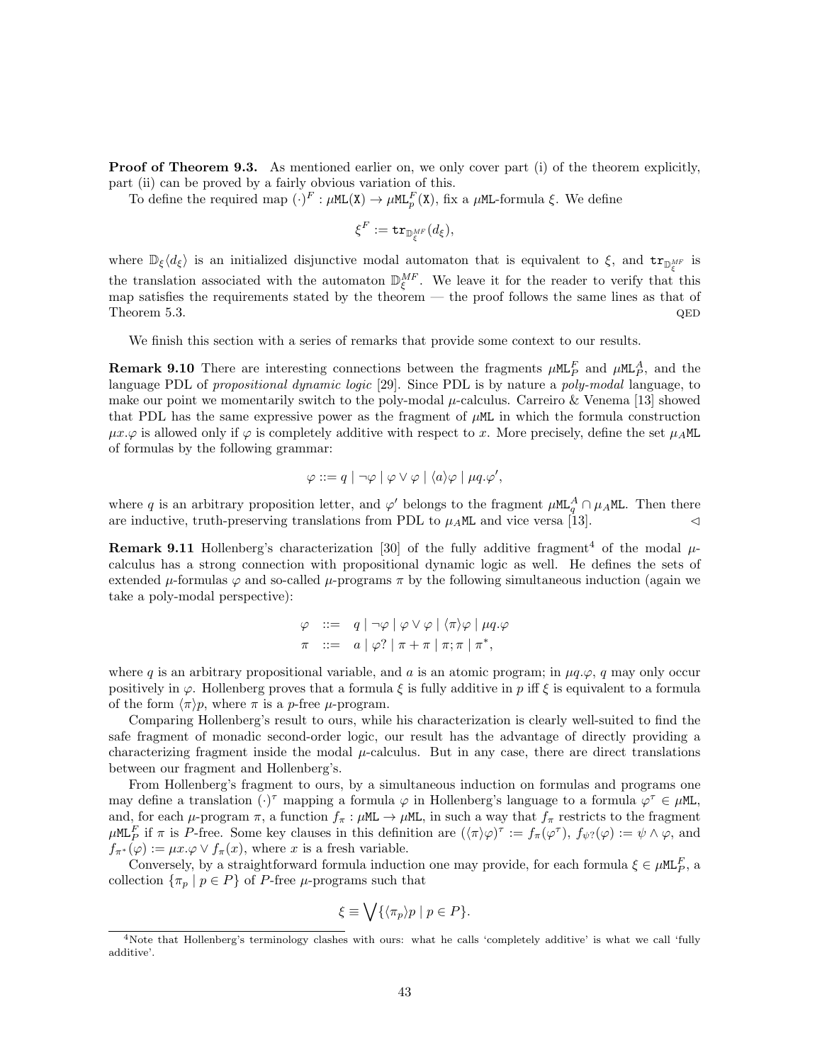**Proof of Theorem 9.3.** As mentioned earlier on, we only cover part (i) of the theorem explicitly, part (ii) can be proved by a fairly obvious variation of this.

To define the required map $(\cdot)^F : \mu\mathtt{ML}(\mathtt{X}) \to \mu\mathtt{ML}^F_p(\mathtt{X})$, fix a $\mu\mathtt{ML}$-formula $\xi$. We define

$$\xi^F := \mathtt{tr}_{\mathbb{D}^{MF}_\xi}(d_\xi),$$

where $\mathbb{D}_\xi\langle d_\xi\rangle$ is an initialized disjunctive modal automaton that is equivalent to $\xi$, and $\mathtt{tr}_{\mathbb{D}^{MF}_\xi}$ is the translation associated with the automaton $\mathbb{D}^{MF}_\xi$. We leave it for the reader to verify that this map satisfies the requirements stated by the theorem — the proof follows the same lines as that of Theorem 5.3. QED

We finish this section with a series of remarks that provide some context to our results.

**Remark 9.10** There are interesting connections between the fragments $\mu\mathtt{ML}^F_P$ and $\mu\mathtt{ML}^A_P$, and the language PDL of *propositional dynamic logic* [29]. Since PDL is by nature a *poly-modal* language, to make our point we momentarily switch to the poly-modal $\mu$-calculus. Carreiro & Venema [13] showed that PDL has the same expressive power as the fragment of $\mu\mathtt{ML}$ in which the formula construction $\mu x.\varphi$ is allowed only if $\varphi$ is completely additive with respect to $x$. More precisely, define the set $\mu_A\mathtt{ML}$ of formulas by the following grammar:

$$\varphi ::= q \mid \neg\varphi \mid \varphi \vee \varphi \mid \langle a\rangle\varphi \mid \mu q.\varphi',$$

where $q$ is an arbitrary proposition letter, and $\varphi'$ belongs to the fragment $\mu\mathtt{ML}^A_q \cap \mu_A\mathtt{ML}$. Then there are inductive, truth-preserving translations from PDL to $\mu_A\mathtt{ML}$ and vice versa [13]. $\lhd$

**Remark 9.11** Hollenberg's characterization [30] of the fully additive fragment[4] of the modal $\mu$-calculus has a strong connection with propositional dynamic logic as well. He defines the sets of extended $\mu$-formulas $\varphi$ and so-called $\mu$-programs $\pi$ by the following simultaneous induction (again we take a poly-modal perspective):

$$\begin{array}{rcl}\varphi & ::= & q \mid \neg\varphi \mid \varphi \vee \varphi \mid \langle\pi\rangle\varphi \mid \mu q.\varphi \\ \pi & ::= & a \mid \varphi? \mid \pi + \pi \mid \pi;\pi \mid \pi^*,\end{array}$$

where $q$ is an arbitrary propositional variable, and $a$ is an atomic program; in $\mu q.\varphi$, $q$ may only occur positively in $\varphi$. Hollenberg proves that a formula $\xi$ is fully additive in $p$ iff $\xi$ is equivalent to a formula of the form $\langle\pi\rangle p$, where $\pi$ is a $p$-free $\mu$-program.

Comparing Hollenberg's result to ours, while his characterization is clearly well-suited to find the safe fragment of monadic second-order logic, our result has the advantage of directly providing a characterizing fragment inside the modal $\mu$-calculus. But in any case, there are direct translations between our fragment and Hollenberg's.

From Hollenberg's fragment to ours, by a simultaneous induction on formulas and programs one may define a translation $(\cdot)^\tau$ mapping a formula $\varphi$ in Hollenberg's language to a formula $\varphi^\tau \in \mu\mathtt{ML}$, and, for each $\mu$-program $\pi$, a function $f_\pi : \mu\mathtt{ML} \to \mu\mathtt{ML}$, in such a way that $f_\pi$ restricts to the fragment $\mu\mathtt{ML}^F_P$ if $\pi$ is $P$-free. Some key clauses in this definition are $(\langle\pi\rangle\varphi)^\tau := f_\pi(\varphi^\tau)$, $f_{\psi?}(\varphi) := \psi \wedge \varphi$, and $f_{\pi^*}(\varphi) := \mu x.\varphi \vee f_\pi(x)$, where $x$ is a fresh variable.

Conversely, by a straightforward formula induction one may provide, for each formula $\xi \in \mu\mathtt{ML}^F_P$, a collection $\{\pi_p \mid p \in P\}$ of $P$-free $\mu$-programs such that

$$\xi \equiv \bigvee\{\langle\pi_p\rangle p \mid p \in P\}.$$

[4] Note that Hollenberg's terminology clashes with ours: what he calls 'completely additive' is what we call 'fully additive'.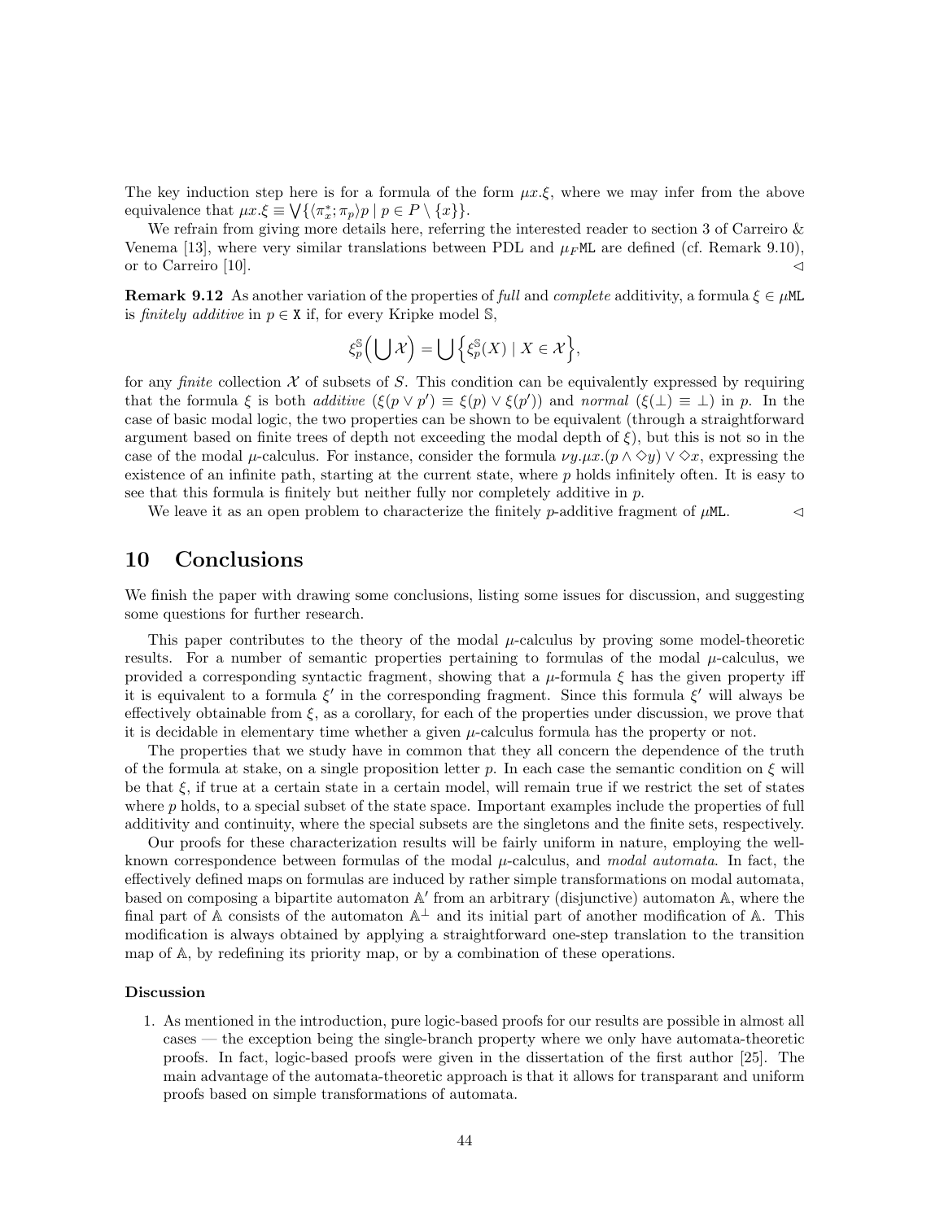The key induction step here is for a formula of the form $\mu x.\xi$, where we may infer from the above equivalence that $\mu x.\xi \equiv \bigvee\{\langle \pi_x^*; \pi_p\rangle p \mid p \in P \setminus \{x\}\}$.

We refrain from giving more details here, referring the interested reader to section 3 of Carreiro & Venema [13], where very similar translations between PDL and $\mu_F$ML are defined (cf. Remark 9.10), or to Carreiro [10]. $\lhd$

**Remark 9.12** As another variation of the properties of *full* and *complete* additivity, a formula $\xi \in \mu$ML is *finitely additive* in $p \in \mathtt{X}$ if, for every Kripke model $\mathbb{S}$,

$$\xi_p^{\mathbb{S}}\Big(\bigcup \mathcal{X}\Big) = \bigcup \Big\{\xi_p^{\mathbb{S}}(X) \mid X \in \mathcal{X}\Big\},$$

for any *finite* collection $\mathcal{X}$ of subsets of $S$. This condition can be equivalently expressed by requiring that the formula $\xi$ is both *additive* ($\xi(p \vee p') \equiv \xi(p) \vee \xi(p')$) and *normal* ($\xi(\bot) \equiv \bot$) in $p$. In the case of basic modal logic, the two properties can be shown to be equivalent (through a straightforward argument based on finite trees of depth not exceeding the modal depth of $\xi$), but this is not so in the case of the modal $\mu$-calculus. For instance, consider the formula $\nu y.\mu x.(p \wedge \Diamond y) \vee \Diamond x$, expressing the existence of an infinite path, starting at the current state, where $p$ holds infinitely often. It is easy to see that this formula is finitely but neither fully nor completely additive in $p$.

We leave it as an open problem to characterize the finitely $p$-additive fragment of $\mu$ML. $\lhd$

# 10 Conclusions

We finish the paper with drawing some conclusions, listing some issues for discussion, and suggesting some questions for further research.

This paper contributes to the theory of the modal $\mu$-calculus by proving some model-theoretic results. For a number of semantic properties pertaining to formulas of the modal $\mu$-calculus, we provided a corresponding syntactic fragment, showing that a $\mu$-formula $\xi$ has the given property iff it is equivalent to a formula $\xi'$ in the corresponding fragment. Since this formula $\xi'$ will always be effectively obtainable from $\xi$, as a corollary, for each of the properties under discussion, we prove that it is decidable in elementary time whether a given $\mu$-calculus formula has the property or not.

The properties that we study have in common that they all concern the dependence of the truth of the formula at stake, on a single proposition letter $p$. In each case the semantic condition on $\xi$ will be that $\xi$, if true at a certain state in a certain model, will remain true if we restrict the set of states where $p$ holds, to a special subset of the state space. Important examples include the properties of full additivity and continuity, where the special subsets are the singletons and the finite sets, respectively.

Our proofs for these characterization results will be fairly uniform in nature, employing the well-known correspondence between formulas of the modal $\mu$-calculus, and *modal automata*. In fact, the effectively defined maps on formulas are induced by rather simple transformations on modal automata, based on composing a bipartite automaton $\mathbb{A}'$ from an arbitrary (disjunctive) automaton $\mathbb{A}$, where the final part of $\mathbb{A}$ consists of the automaton $\mathbb{A}^{\perp}$ and its initial part of another modification of $\mathbb{A}$. This modification is always obtained by applying a straightforward one-step translation to the transition map of $\mathbb{A}$, by redefining its priority map, or by a combination of these operations.

### Discussion

1. As mentioned in the introduction, pure logic-based proofs for our results are possible in almost all cases — the exception being the single-branch property where we only have automata-theoretic proofs. In fact, logic-based proofs were given in the dissertation of the first author [25]. The main advantage of the automata-theoretic approach is that it allows for transparant and uniform proofs based on simple transformations of automata.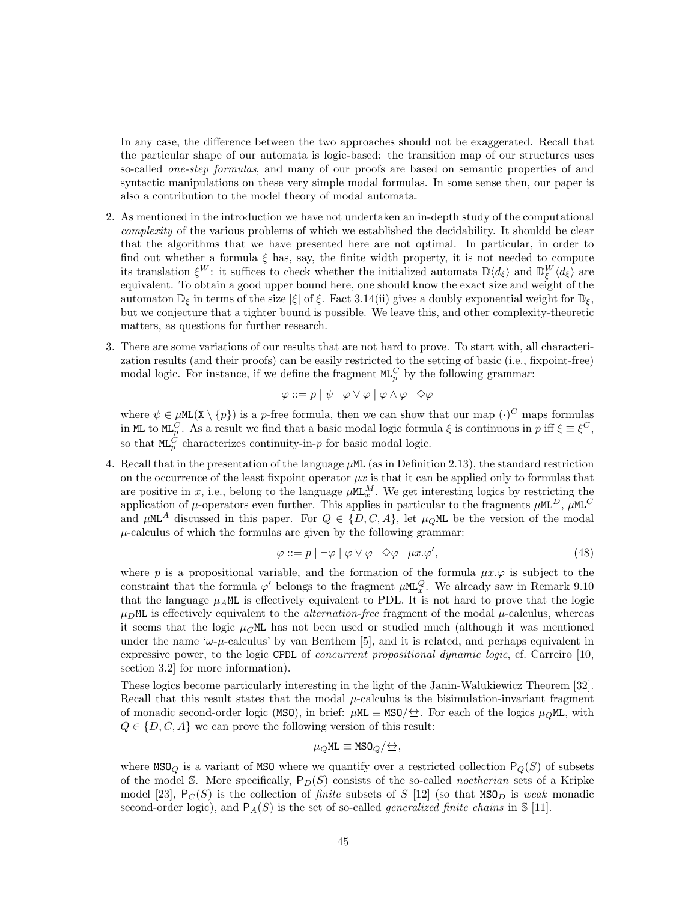In any case, the difference between the two approaches should not be exaggerated. Recall that the particular shape of our automata is logic-based: the transition map of our structures uses so-called *one-step formulas*, and many of our proofs are based on semantic properties of and syntactic manipulations on these very simple modal formulas. In some sense then, our paper is also a contribution to the model theory of modal automata.

2. As mentioned in the introduction we have not undertaken an in-depth study of the computational *complexity* of the various problems of which we established the decidability. It shouldd be clear that the algorithms that we have presented here are not optimal. In particular, in order to find out whether a formula $\xi$ has, say, the finite width property, it is not needed to compute its translation $\xi^W$: it suffices to check whether the initialized automata $\mathbb{D}\langle d_\xi \rangle$ and $\mathbb{D}^W_\xi\langle d_\xi \rangle$ are equivalent. To obtain a good upper bound here, one should know the exact size and weight of the automaton $\mathbb{D}_\xi$ in terms of the size $|\xi|$ of $\xi$. Fact 3.14(ii) gives a doubly exponential weight for $\mathbb{D}_\xi$, but we conjecture that a tighter bound is possible. We leave this, and other complexity-theoretic matters, as questions for further research.

3. There are some variations of our results that are not hard to prove. To start with, all characterization results (and their proofs) can be easily restricted to the setting of basic (i.e., fixpoint-free) modal logic. For instance, if we define the fragment $\mathtt{ML}^C_p$ by the following grammar:

$$\varphi ::= p \mid \psi \mid \varphi \vee \varphi \mid \varphi \wedge \varphi \mid \Diamond \varphi$$

where $\psi \in \mu\mathtt{ML}(\mathtt{X} \setminus \{p\})$ is a $p$-free formula, then we can show that our map $(\cdot)^C$ maps formulas in $\mathtt{ML}$ to $\mathtt{ML}^C_p$. As a result we find that a basic modal logic formula $\xi$ is continuous in $p$ iff $\xi \equiv \xi^C$, so that $\mathtt{ML}^C_p$ characterizes continuity-in-$p$ for basic modal logic.

4. Recall that in the presentation of the language $\mu\mathtt{ML}$ (as in Definition 2.13), the standard restriction on the occurrence of the least fixpoint operator $\mu x$ is that it can be applied only to formulas that are positive in $x$, i.e., belong to the language $\mu\mathtt{ML}^M_x$. We get interesting logics by restricting the application of $\mu$-operators even further. This applies in particular to the fragments $\mu\mathtt{ML}^D$, $\mu\mathtt{ML}^C$ and $\mu\mathtt{ML}^A$ discussed in this paper. For $Q \in \{D, C, A\}$, let $\mu_Q\mathtt{ML}$ be the version of the modal $\mu$-calculus of which the formulas are given by the following grammar:

$$\varphi ::= p \mid \neg\varphi \mid \varphi \vee \varphi \mid \Diamond\varphi \mid \mu x.\varphi', \tag{48}$$

where $p$ is a propositional variable, and the formation of the formula $\mu x.\varphi$ is subject to the constraint that the formula $\varphi'$ belongs to the fragment $\mu\mathtt{ML}^Q_x$. We already saw in Remark 9.10 that the language $\mu_A\mathtt{ML}$ is effectively equivalent to PDL. It is not hard to prove that the logic $\mu_D\mathtt{ML}$ is effectively equivalent to the *alternation-free* fragment of the modal $\mu$-calculus, whereas it seems that the logic $\mu_C\mathtt{ML}$ has not been used or studied much (although it was mentioned under the name '$\omega$-$\mu$-calculus' by van Benthem [5], and it is related, and perhaps equivalent in expressive power, to the logic CPDL of *concurrent propositional dynamic logic*, cf. Carreiro [10, section 3.2] for more information).

These logics become particularly interesting in the light of the Janin-Walukiewicz Theorem [32]. Recall that this result states that the modal $\mu$-calculus is the bisimulation-invariant fragment of monadic second-order logic (MSO), in brief: $\mu\mathtt{ML} \equiv \mathtt{MSO}/{\leftrightarrows}$. For each of the logics $\mu_Q\mathtt{ML}$, with $Q \in \{D, C, A\}$ we can prove the following version of this result:

$$\mu_Q\mathtt{ML} \equiv \mathtt{MSO}_Q/{\leftrightarrows},$$

where $\mathtt{MSO}_Q$ is a variant of MSO where we quantify over a restricted collection $\mathsf{P}_Q(S)$ of subsets of the model $\mathbb{S}$. More specifically, $\mathsf{P}_D(S)$ consists of the so-called *noetherian* sets of a Kripke model [23], $\mathsf{P}_C(S)$ is the collection of *finite* subsets of $S$ [12] (so that $\mathtt{MSO}_D$ is *weak* monadic second-order logic), and $\mathsf{P}_A(S)$ is the set of so-called *generalized finite chains* in $\mathbb{S}$ [11].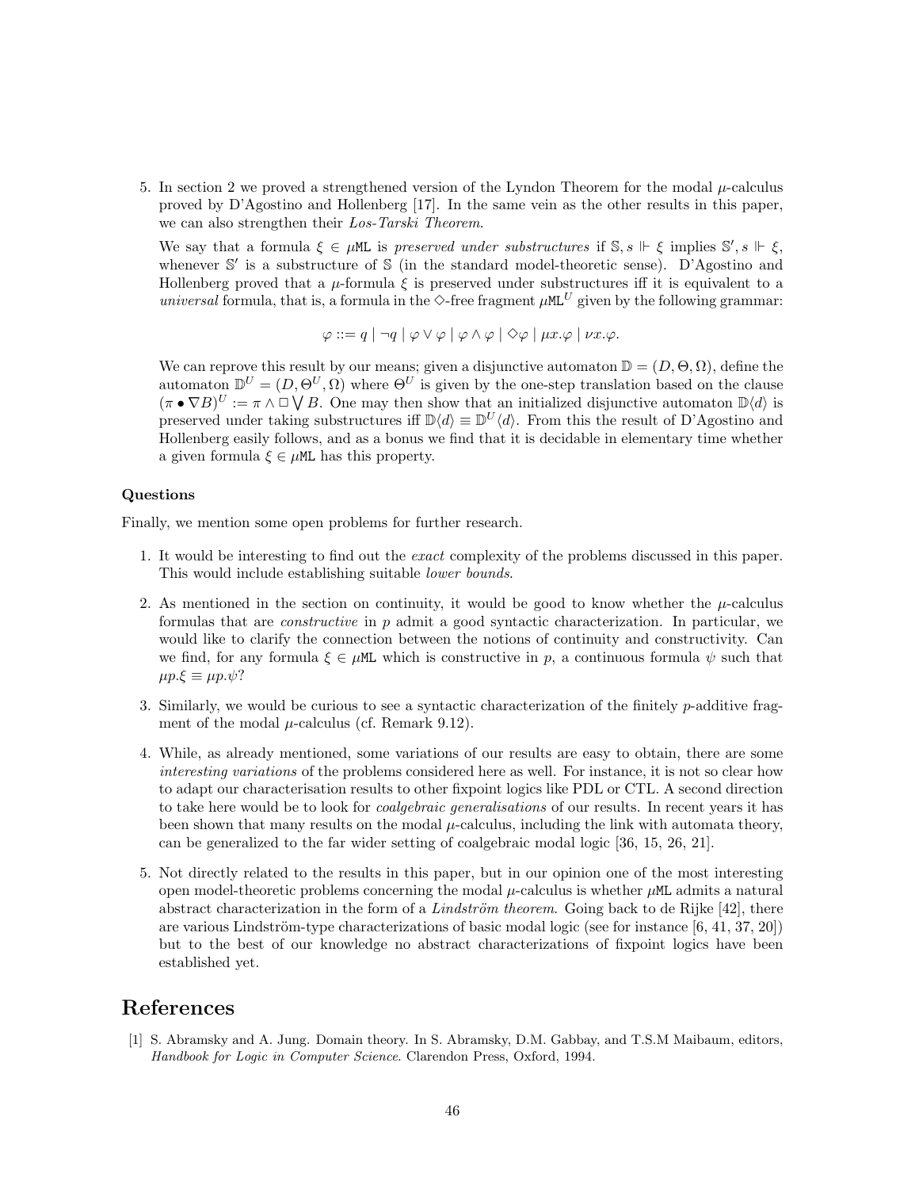5. In section 2 we proved a strengthened version of the Lyndon Theorem for the modal $\mu$-calculus proved by D'Agostino and Hollenberg [17]. In the same vein as the other results in this paper, we can also strengthen their *Łos-Tarski Theorem*.

   We say that a formula $\xi \in \mu\mathtt{ML}$ is *preserved under substructures* if $\mathbb{S}, s \Vdash \xi$ implies $\mathbb{S}', s \Vdash \xi$, whenever $\mathbb{S}'$ is a substructure of $\mathbb{S}$ (in the standard model-theoretic sense). D'Agostino and Hollenberg proved that a $\mu$-formula $\xi$ is preserved under substructures iff it is equivalent to a *universal* formula, that is, a formula in the $\Diamond$-free fragment $\mu\mathtt{ML}^U$ given by the following grammar:

   $$\varphi ::= q \mid \neg q \mid \varphi \vee \varphi \mid \varphi \wedge \varphi \mid \Diamond\varphi \mid \mu x.\varphi \mid \nu x.\varphi.$$

   We can reprove this result by our means; given a disjunctive automaton $\mathbb{D} = (D, \Theta, \Omega)$, define the automaton $\mathbb{D}^U = (D, \Theta^U, \Omega)$ where $\Theta^U$ is given by the one-step translation based on the clause $(\pi \bullet \nabla B)^U := \pi \wedge \Box \bigvee B$. One may then show that an initialized disjunctive automaton $\mathbb{D}\langle d \rangle$ is preserved under taking substructures iff $\mathbb{D}\langle d \rangle \equiv \mathbb{D}^U\langle d \rangle$. From this the result of D'Agostino and Hollenberg easily follows, and as a bonus we find that it is decidable in elementary time whether a given formula $\xi \in \mu\mathtt{ML}$ has this property.

### Questions

Finally, we mention some open problems for further research.

1. It would be interesting to find out the *exact* complexity of the problems discussed in this paper. This would include establishing suitable *lower bounds*.

2. As mentioned in the section on continuity, it would be good to know whether the $\mu$-calculus formulas that are *constructive* in $p$ admit a good syntactic characterization. In particular, we would like to clarify the connection between the notions of continuity and constructivity. Can we find, for any formula $\xi \in \mu\mathtt{ML}$ which is constructive in $p$, a continuous formula $\psi$ such that $\mu p.\xi \equiv \mu p.\psi$?

3. Similarly, we would be curious to see a syntactic characterization of the finitely $p$-additive fragment of the modal $\mu$-calculus (cf. Remark 9.12).

4. While, as already mentioned, some variations of our results are easy to obtain, there are some *interesting variations* of the problems considered here as well. For instance, it is not so clear how to adapt our characterisation results to other fixpoint logics like PDL or CTL. A second direction to take here would be to look for *coalgebraic generalisations* of our results. In recent years it has been shown that many results on the modal $\mu$-calculus, including the link with automata theory, can be generalized to the far wider setting of coalgebraic modal logic [36, 15, 26, 21].

5. Not directly related to the results in this paper, but in our opinion one of the most interesting open model-theoretic problems concerning the modal $\mu$-calculus is whether $\mu\mathtt{ML}$ admits a natural abstract characterization in the form of a *Lindström theorem*. Going back to de Rijke [42], there are various Lindström-type characterizations of basic modal logic (see for instance [6, 41, 37, 20]) but to the best of our knowledge no abstract characterizations of fixpoint logics have been established yet.

## References

[1] S. Abramsky and A. Jung. Domain theory. In S. Abramsky, D.M. Gabbay, and T.S.M Maibaum, editors, *Handbook for Logic in Computer Science*. Clarendon Press, Oxford, 1994.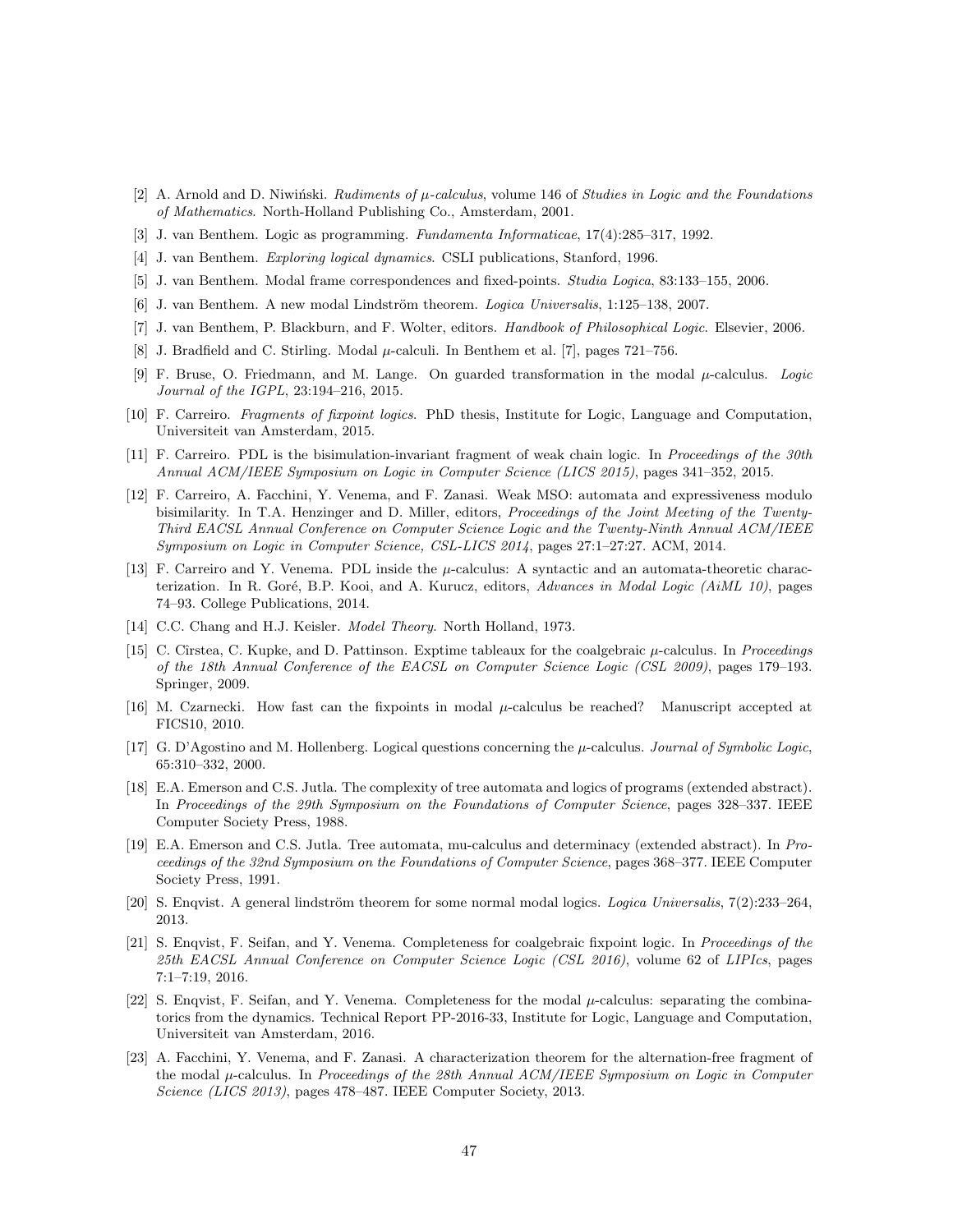[2] A. Arnold and D. Niwiński. *Rudiments of $\mu$-calculus*, volume 146 of *Studies in Logic and the Foundations of Mathematics*. North-Holland Publishing Co., Amsterdam, 2001.

[3] J. van Benthem. Logic as programming. *Fundamenta Informaticae*, 17(4):285–317, 1992.

[4] J. van Benthem. *Exploring logical dynamics*. CSLI publications, Stanford, 1996.

[5] J. van Benthem. Modal frame correspondences and fixed-points. *Studia Logica*, 83:133–155, 2006.

[6] J. van Benthem. A new modal Lindström theorem. *Logica Universalis*, 1:125–138, 2007.

[7] J. van Benthem, P. Blackburn, and F. Wolter, editors. *Handbook of Philosophical Logic*. Elsevier, 2006.

[8] J. Bradfield and C. Stirling. Modal $\mu$-calculi. In Benthem et al. [7], pages 721–756.

[9] F. Bruse, O. Friedmann, and M. Lange. On guarded transformation in the modal $\mu$-calculus. *Logic Journal of the IGPL*, 23:194–216, 2015.

[10] F. Carreiro. *Fragments of fixpoint logics*. PhD thesis, Institute for Logic, Language and Computation, Universiteit van Amsterdam, 2015.

[11] F. Carreiro. PDL is the bisimulation-invariant fragment of weak chain logic. In *Proceedings of the 30th Annual ACM/IEEE Symposium on Logic in Computer Science (LICS 2015)*, pages 341–352, 2015.

[12] F. Carreiro, A. Facchini, Y. Venema, and F. Zanasi. Weak MSO: automata and expressiveness modulo bisimilarity. In T.A. Henzinger and D. Miller, editors, *Proceedings of the Joint Meeting of the Twenty-Third EACSL Annual Conference on Computer Science Logic and the Twenty-Ninth Annual ACM/IEEE Symposium on Logic in Computer Science, CSL-LICS 2014*, pages 27:1–27:27. ACM, 2014.

[13] F. Carreiro and Y. Venema. PDL inside the $\mu$-calculus: A syntactic and an automata-theoretic characterization. In R. Goré, B.P. Kooi, and A. Kurucz, editors, *Advances in Modal Logic (AiML 10)*, pages 74–93. College Publications, 2014.

[14] C.C. Chang and H.J. Keisler. *Model Theory*. North Holland, 1973.

[15] C. Cîrstea, C. Kupke, and D. Pattinson. Exptime tableaux for the coalgebraic $\mu$-calculus. In *Proceedings of the 18th Annual Conference of the EACSL on Computer Science Logic (CSL 2009)*, pages 179–193. Springer, 2009.

[16] M. Czarnecki. How fast can the fixpoints in modal $\mu$-calculus be reached? Manuscript accepted at FICS10, 2010.

[17] G. D'Agostino and M. Hollenberg. Logical questions concerning the $\mu$-calculus. *Journal of Symbolic Logic*, 65:310–332, 2000.

[18] E.A. Emerson and C.S. Jutla. The complexity of tree automata and logics of programs (extended abstract). In *Proceedings of the 29th Symposium on the Foundations of Computer Science*, pages 328–337. IEEE Computer Society Press, 1988.

[19] E.A. Emerson and C.S. Jutla. Tree automata, mu-calculus and determinacy (extended abstract). In *Proceedings of the 32nd Symposium on the Foundations of Computer Science*, pages 368–377. IEEE Computer Society Press, 1991.

[20] S. Enqvist. A general lindström theorem for some normal modal logics. *Logica Universalis*, 7(2):233–264, 2013.

[21] S. Enqvist, F. Seifan, and Y. Venema. Completeness for coalgebraic fixpoint logic. In *Proceedings of the 25th EACSL Annual Conference on Computer Science Logic (CSL 2016)*, volume 62 of *LIPIcs*, pages 7:1–7:19, 2016.

[22] S. Enqvist, F. Seifan, and Y. Venema. Completeness for the modal $\mu$-calculus: separating the combinatorics from the dynamics. Technical Report PP-2016-33, Institute for Logic, Language and Computation, Universiteit van Amsterdam, 2016.

[23] A. Facchini, Y. Venema, and F. Zanasi. A characterization theorem for the alternation-free fragment of the modal $\mu$-calculus. In *Proceedings of the 28th Annual ACM/IEEE Symposium on Logic in Computer Science (LICS 2013)*, pages 478–487. IEEE Computer Society, 2013.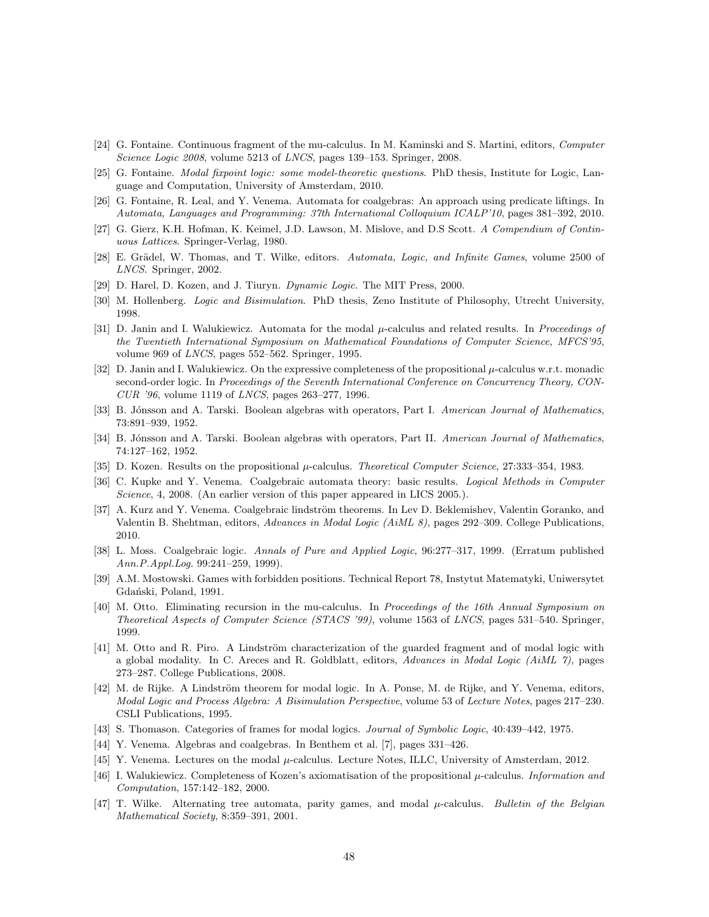[24] G. Fontaine. Continuous fragment of the mu-calculus. In M. Kaminski and S. Martini, editors, *Computer Science Logic 2008*, volume 5213 of *LNCS*, pages 139–153. Springer, 2008.

[25] G. Fontaine. *Modal fixpoint logic: some model-theoretic questions*. PhD thesis, Institute for Logic, Language and Computation, University of Amsterdam, 2010.

[26] G. Fontaine, R. Leal, and Y. Venema. Automata for coalgebras: An approach using predicate liftings. In *Automata, Languages and Programming: 37th International Colloquium ICALP'10*, pages 381–392, 2010.

[27] G. Gierz, K.H. Hofman, K. Keimel, J.D. Lawson, M. Mislove, and D.S Scott. *A Compendium of Continuous Lattices*. Springer-Verlag, 1980.

[28] E. Grädel, W. Thomas, and T. Wilke, editors. *Automata, Logic, and Infinite Games*, volume 2500 of *LNCS*. Springer, 2002.

[29] D. Harel, D. Kozen, and J. Tiuryn. *Dynamic Logic*. The MIT Press, 2000.

[30] M. Hollenberg. *Logic and Bisimulation*. PhD thesis, Zeno Institute of Philosophy, Utrecht University, 1998.

[31] D. Janin and I. Walukiewicz. Automata for the modal $\mu$-calculus and related results. In *Proceedings of the Twentieth International Symposium on Mathematical Foundations of Computer Science, MFCS'95*, volume 969 of *LNCS*, pages 552–562. Springer, 1995.

[32] D. Janin and I. Walukiewicz. On the expressive completeness of the propositional $\mu$-calculus w.r.t. monadic second-order logic. In *Proceedings of the Seventh International Conference on Concurrency Theory, CONCUR '96*, volume 1119 of *LNCS*, pages 263–277, 1996.

[33] B. Jónsson and A. Tarski. Boolean algebras with operators, Part I. *American Journal of Mathematics*, 73:891–939, 1952.

[34] B. Jónsson and A. Tarski. Boolean algebras with operators, Part II. *American Journal of Mathematics*, 74:127–162, 1952.

[35] D. Kozen. Results on the propositional $\mu$-calculus. *Theoretical Computer Science*, 27:333–354, 1983.

[36] C. Kupke and Y. Venema. Coalgebraic automata theory: basic results. *Logical Methods in Computer Science*, 4, 2008. (An earlier version of this paper appeared in LICS 2005.).

[37] A. Kurz and Y. Venema. Coalgebraic lindström theorems. In Lev D. Beklemishev, Valentin Goranko, and Valentin B. Shehtman, editors, *Advances in Modal Logic (AiML 8)*, pages 292–309. College Publications, 2010.

[38] L. Moss. Coalgebraic logic. *Annals of Pure and Applied Logic*, 96:277–317, 1999. (Erratum published *Ann.P.Appl.Log.* 99:241–259, 1999).

[39] A.M. Mostowski. Games with forbidden positions. Technical Report 78, Instytut Matematyki, Uniwersytet Gdański, Poland, 1991.

[40] M. Otto. Eliminating recursion in the mu-calculus. In *Proceedings of the 16th Annual Symposium on Theoretical Aspects of Computer Science (STACS '99)*, volume 1563 of *LNCS*, pages 531–540. Springer, 1999.

[41] M. Otto and R. Piro. A Lindström characterization of the guarded fragment and of modal logic with a global modality. In C. Areces and R. Goldblatt, editors, *Advances in Modal Logic (AiML 7)*, pages 273–287. College Publications, 2008.

[42] M. de Rijke. A Lindström theorem for modal logic. In A. Ponse, M. de Rijke, and Y. Venema, editors, *Modal Logic and Process Algebra: A Bisimulation Perspective*, volume 53 of *Lecture Notes*, pages 217–230. CSLI Publications, 1995.

[43] S. Thomason. Categories of frames for modal logics. *Journal of Symbolic Logic*, 40:439–442, 1975.

[44] Y. Venema. Algebras and coalgebras. In Benthem et al. [7], pages 331–426.

[45] Y. Venema. Lectures on the modal $\mu$-calculus. Lecture Notes, ILLC, University of Amsterdam, 2012.

[46] I. Walukiewicz. Completeness of Kozen's axiomatisation of the propositional $\mu$-calculus. *Information and Computation*, 157:142–182, 2000.

[47] T. Wilke. Alternating tree automata, parity games, and modal $\mu$-calculus. *Bulletin of the Belgian Mathematical Society*, 8:359–391, 2001.